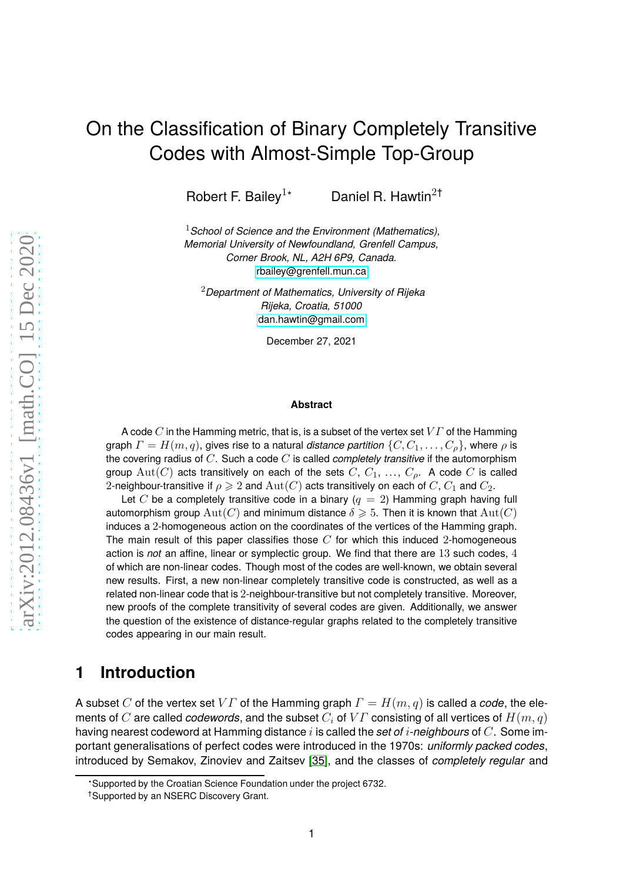# On the Classification of Binary Completely Transitive Codes with Almost-Simple Top-Group

Robert F. Bailey[1⋆] Daniel R. Hawtin[2†]

[1]*School of Science and the Environment (Mathematics), Memorial University of Newfoundland, Grenfell Campus, Corner Brook, NL, A2H 6P9, Canada.*
rbailey@grenfell.mun.ca

[2]*Department of Mathematics, University of Rijeka Rijeka, Croatia, 51000*
dan.hawtin@gmail.com

December 27, 2021

**Abstract**

A code $C$ in the Hamming metric, that is, is a subset of the vertex set $V\varGamma$ of the Hamming graph $\varGamma = H(m, q)$, gives rise to a natural *distance partition* $\{C, C_1, \ldots, C_\rho\}$, where $\rho$ is the covering radius of $C$. Such a code $C$ is called *completely transitive* if the automorphism group $\mathrm{Aut}(C)$ acts transitively on each of the sets $C$, $C_1$, …, $C_\rho$. A code $C$ is called $2$-neighbour-transitive if $\rho \geqslant 2$ and $\mathrm{Aut}(C)$ acts transitively on each of $C$, $C_1$ and $C_2$.

Let $C$ be a completely transitive code in a binary ($q = 2$) Hamming graph having full automorphism group $\mathrm{Aut}(C)$ and minimum distance $\delta \geqslant 5$. Then it is known that $\mathrm{Aut}(C)$ induces a $2$-homogeneous action on the coordinates of the vertices of the Hamming graph. The main result of this paper classifies those $C$ for which this induced $2$-homogeneous action is *not* an affine, linear or symplectic group. We find that there are $13$ such codes, $4$ of which are non-linear codes. Though most of the codes are well-known, we obtain several new results. First, a new non-linear completely transitive code is constructed, as well as a related non-linear code that is $2$-neighbour-transitive but not completely transitive. Moreover, new proofs of the complete transitivity of several codes are given. Additionally, we answer the question of the existence of distance-regular graphs related to the completely transitive codes appearing in our main result.

## 1 Introduction

A subset $C$ of the vertex set $V\varGamma$ of the Hamming graph $\varGamma = H(m, q)$ is called a *code*, the elements of $C$ are called *codewords*, and the subset $C_i$ of $V\varGamma$ consisting of all vertices of $H(m, q)$ having nearest codeword at Hamming distance $i$ is called the *set of $i$-neighbours* of $C$. Some important generalisations of perfect codes were introduced in the 1970s: *uniformly packed codes*, introduced by Semakov, Zinoviev and Zaitsev [35], and the classes of *completely regular* and

⋆Supported by the Croatian Science Foundation under the project 6732.
†Supported by an NSERC Discovery Grant.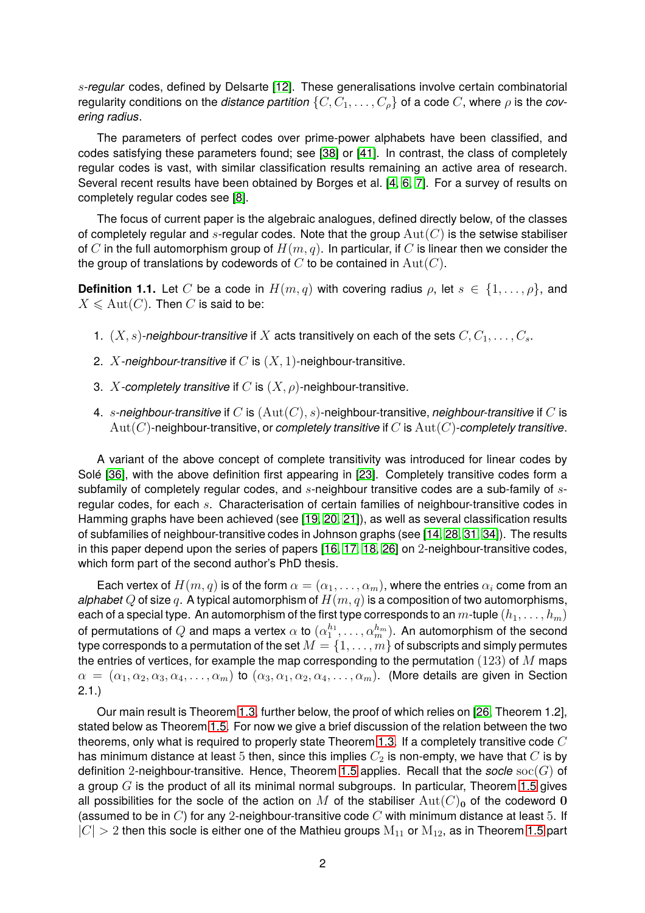$s$-*regular* codes, defined by Delsarte [12]. These generalisations involve certain combinatorial regularity conditions on the *distance partition* $\{C, C_1, \ldots, C_\rho\}$ of a code $C$, where $\rho$ is the *covering radius*.

The parameters of perfect codes over prime-power alphabets have been classified, and codes satisfying these parameters found; see [38] or [41]. In contrast, the class of completely regular codes is vast, with similar classification results remaining an active area of research. Several recent results have been obtained by Borges et al. [4, 6, 7]. For a survey of results on completely regular codes see [8].

The focus of current paper is the algebraic analogues, defined directly below, of the classes of completely regular and $s$-regular codes. Note that the group $\mathrm{Aut}(C)$ is the setwise stabiliser of $C$ in the full automorphism group of $H(m, q)$. In particular, if $C$ is linear then we consider the the group of translations by codewords of $C$ to be contained in $\mathrm{Aut}(C)$.

**Definition 1.1.** Let $C$ be a code in $H(m, q)$ with covering radius $\rho$, let $s \in \{1, \ldots, \rho\}$, and $X \leqslant \mathrm{Aut}(C)$. Then $C$ is said to be:

1. $(X, s)$-*neighbour-transitive* if $X$ acts transitively on each of the sets $C, C_1, \ldots, C_s$.
2. $X$-*neighbour-transitive* if $C$ is $(X, 1)$-neighbour-transitive.
3. $X$-*completely transitive* if $C$ is $(X, \rho)$-neighbour-transitive.
4. $s$-*neighbour-transitive* if $C$ is $(\mathrm{Aut}(C), s)$-neighbour-transitive, *neighbour-transitive* if $C$ is $\mathrm{Aut}(C)$-neighbour-transitive, or *completely transitive* if $C$ is $\mathrm{Aut}(C)$-*completely transitive*.

A variant of the above concept of complete transitivity was introduced for linear codes by Solé [36], with the above definition first appearing in [23]. Completely transitive codes form a subfamily of completely regular codes, and $s$-neighbour transitive codes are a sub-family of $s$-regular codes, for each $s$. Characterisation of certain families of neighbour-transitive codes in Hamming graphs have been achieved (see [19, 20, 21]), as well as several classification results of subfamilies of neighbour-transitive codes in Johnson graphs (see [14, 28, 31, 34]). The results in this paper depend upon the series of papers [16, 17, 18, 26] on 2-neighbour-transitive codes, which form part of the second author's PhD thesis.

Each vertex of $H(m, q)$ is of the form $\alpha = (\alpha_1, \ldots, \alpha_m)$, where the entries $\alpha_i$ come from an *alphabet* $Q$ of size $q$. A typical automorphism of $H(m, q)$ is a composition of two automorphisms, each of a special type. An automorphism of the first type corresponds to an $m$-tuple $(h_1, \ldots, h_m)$ of permutations of $Q$ and maps a vertex $\alpha$ to $(\alpha_1^{h_1}, \ldots, \alpha_m^{h_m})$. An automorphism of the second type corresponds to a permutation of the set $M = \{1, \ldots, m\}$ of subscripts and simply permutes the entries of vertices, for example the map corresponding to the permutation $(123)$ of $M$ maps $\alpha = (\alpha_1, \alpha_2, \alpha_3, \alpha_4, \ldots, \alpha_m)$ to $(\alpha_3, \alpha_1, \alpha_2, \alpha_4, \ldots, \alpha_m)$. (More details are given in Section 2.1.)

Our main result is Theorem 1.3, further below, the proof of which relies on [26, Theorem 1.2], stated below as Theorem 1.5. For now we give a brief discussion of the relation between the two theorems, only what is required to properly state Theorem 1.3. If a completely transitive code $C$ has minimum distance at least 5 then, since this implies $C_2$ is non-empty, we have that $C$ is by definition 2-neighbour-transitive. Hence, Theorem 1.5 applies. Recall that the *socle* $\mathrm{soc}(G)$ of a group $G$ is the product of all its minimal normal subgroups. In particular, Theorem 1.5 gives all possibilities for the socle of the action on $M$ of the stabiliser $\mathrm{Aut}(C)_{\mathbf{0}}$ of the codeword $\mathbf{0}$ (assumed to be in $C$) for any 2-neighbour-transitive code $C$ with minimum distance at least 5. If $|C| > 2$ then this socle is either one of the Mathieu groups $\mathrm{M}_{11}$ or $\mathrm{M}_{12}$, as in Theorem 1.5 part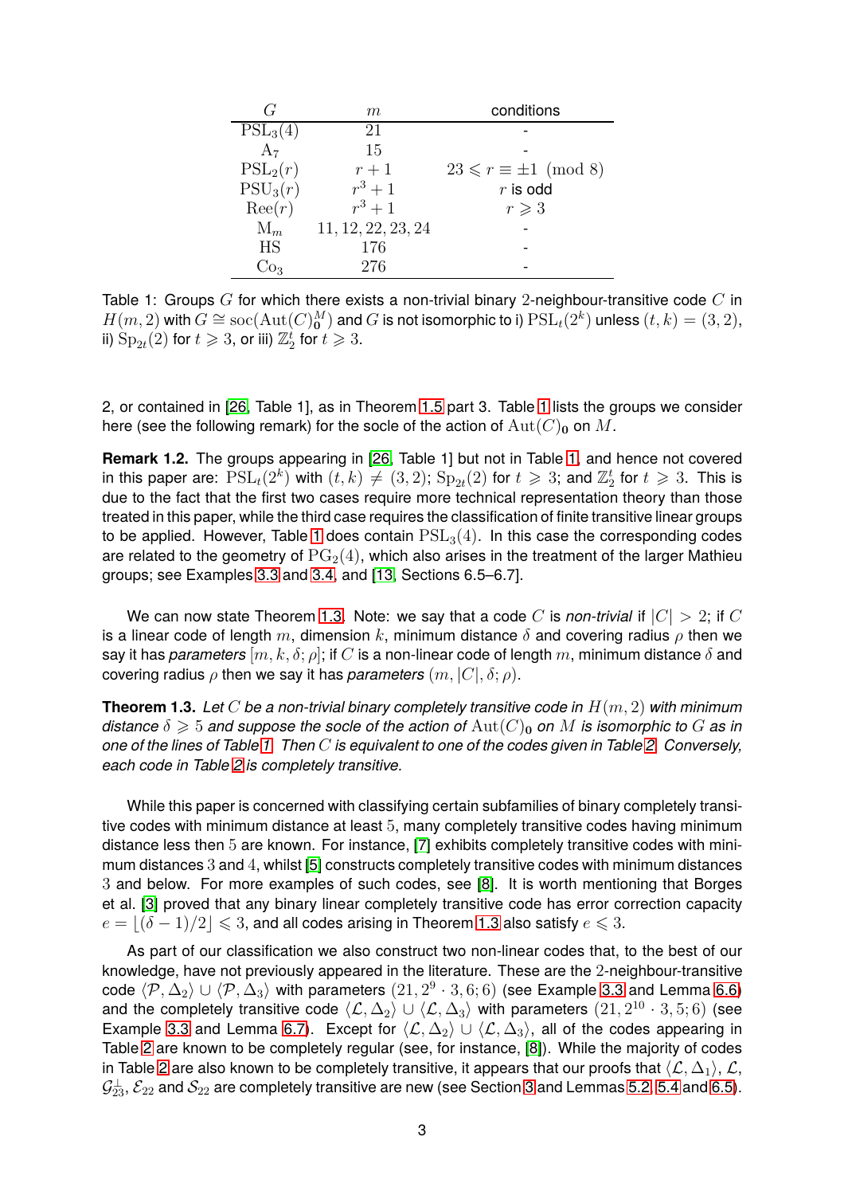| $G$ | $m$ | conditions |
|---|---|---|
| $\mathrm{PSL}_3(4)$ | $21$ | - |
| $\mathrm{A}_7$ | $15$ | - |
| $\mathrm{PSL}_2(r)$ | $r+1$ | $23 \leqslant r \equiv \pm 1 \pmod 8$ |
| $\mathrm{PSU}_3(r)$ | $r^3+1$ | $r$ is odd |
| $\mathrm{Ree}(r)$ | $r^3+1$ | $r \geqslant 3$ |
| $\mathrm{M}_m$ | $11, 12, 22, 23, 24$ | - |
| $\mathrm{HS}$ | $176$ | - |
| $\mathrm{Co}_3$ | $276$ | - |

Table 1: Groups $G$ for which there exists a non-trivial binary 2-neighbour-transitive code $C$ in $H(m,2)$ with $G \cong \mathrm{soc}(\mathrm{Aut}(C)_{\mathbf{0}}^M)$ and $G$ is not isomorphic to i) $\mathrm{PSL}_t(2^k)$ unless $(t,k)=(3,2)$, ii) $\mathrm{Sp}_{2t}(2)$ for $t \geqslant 3$, or iii) $\mathbb{Z}_2^t$ for $t \geqslant 3$.

2, or contained in [26, Table 1], as in Theorem 1.5 part 3. Table 1 lists the groups we consider here (see the following remark) for the socle of the action of $\mathrm{Aut}(C)_{\mathbf{0}}$ on $M$.

**Remark 1.2.** The groups appearing in [26, Table 1] but not in Table 1, and hence not covered in this paper are: $\mathrm{PSL}_t(2^k)$ with $(t,k) \neq (3,2)$; $\mathrm{Sp}_{2t}(2)$ for $t \geqslant 3$; and $\mathbb{Z}_2^t$ for $t \geqslant 3$. This is due to the fact that the first two cases require more technical representation theory than those treated in this paper, while the third case requires the classification of finite transitive linear groups to be applied. However, Table 1 does contain $\mathrm{PSL}_3(4)$. In this case the corresponding codes are related to the geometry of $\mathrm{PG}_2(4)$, which also arises in the treatment of the larger Mathieu groups; see Examples 3.3 and 3.4, and [13, Sections 6.5–6.7].

We can now state Theorem 1.3. Note: we say that a code $C$ is *non-trivial* if $|C| > 2$; if $C$ is a linear code of length $m$, dimension $k$, minimum distance $\delta$ and covering radius $\rho$ then we say it has *parameters* $[m,k,\delta;\rho]$; if $C$ is a non-linear code of length $m$, minimum distance $\delta$ and covering radius $\rho$ then we say it has *parameters* $(m,|C|,\delta;\rho)$.

**Theorem 1.3.** *Let $C$ be a non-trivial binary completely transitive code in $H(m,2)$ with minimum distance $\delta \geqslant 5$ and suppose the socle of the action of $\mathrm{Aut}(C)_{\mathbf{0}}$ on $M$ is isomorphic to $G$ as in one of the lines of Table 1. Then $C$ is equivalent to one of the codes given in Table 2. Conversely, each code in Table 2 is completely transitive.*

While this paper is concerned with classifying certain subfamilies of binary completely transitive codes with minimum distance at least 5, many completely transitive codes having minimum distance less then 5 are known. For instance, [7] exhibits completely transitive codes with minimum distances 3 and 4, whilst [5] constructs completely transitive codes with minimum distances 3 and below. For more examples of such codes, see [8]. It is worth mentioning that Borges et al. [3] proved that any binary linear completely transitive code has error correction capacity $e = \lfloor (\delta-1)/2 \rfloor \leqslant 3$, and all codes arising in Theorem 1.3 also satisfy $e \leqslant 3$.

As part of our classification we also construct two non-linear codes that, to the best of our knowledge, have not previously appeared in the literature. These are the 2-neighbour-transitive code $\langle \mathcal{P}, \Delta_2 \rangle \cup \langle \mathcal{P}, \Delta_3 \rangle$ with parameters $(21, 2^9 \cdot 3, 6; 6)$ (see Example 3.3 and Lemma 6.6) and the completely transitive code $\langle \mathcal{L}, \Delta_2 \rangle \cup \langle \mathcal{L}, \Delta_3 \rangle$ with parameters $(21, 2^{10} \cdot 3, 5; 6)$ (see Example 3.3 and Lemma 6.7). Except for $\langle \mathcal{L}, \Delta_2 \rangle \cup \langle \mathcal{L}, \Delta_3 \rangle$, all of the codes appearing in Table 2 are known to be completely regular (see, for instance, [8]). While the majority of codes in Table 2 are also known to be completely transitive, it appears that our proofs that $\langle \mathcal{L}, \Delta_1 \rangle$, $\mathcal{L}$, $\mathcal{G}_{23}^\perp$, $\mathcal{E}_{22}$ and $\mathcal{S}_{22}$ are completely transitive are new (see Section 3 and Lemmas 5.2, 5.4 and 6.5).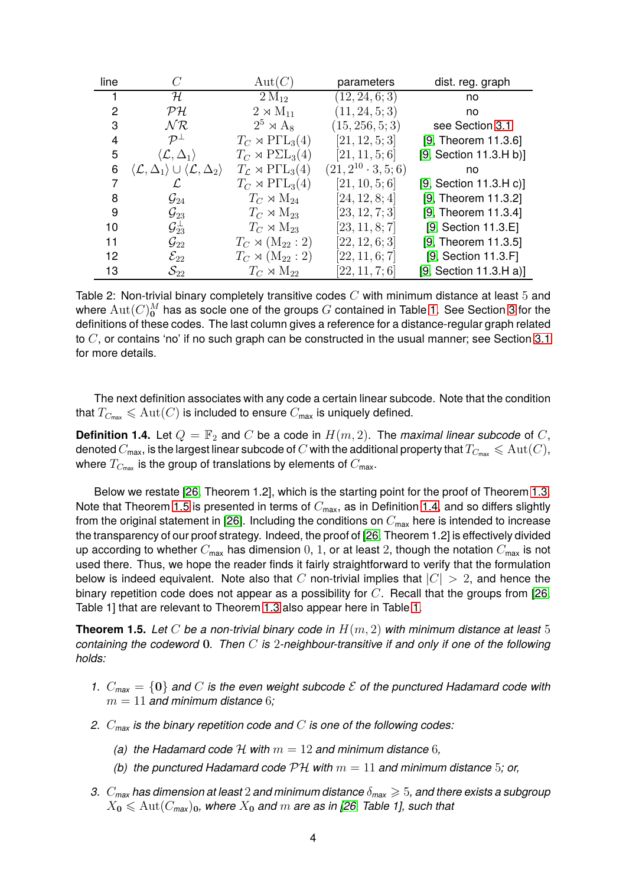| line | $C$ | $\mathrm{Aut}(C)$ | parameters | dist. reg. graph |
|---|---|---|---|---|
| 1 | $\mathcal{H}$ | $2\,\mathrm{M}_{12}$ | $(12, 24, 6; 3)$ | no |
| 2 | $\mathcal{PH}$ | $2 \rtimes \mathrm{M}_{11}$ | $(11, 24, 5; 3)$ | no |
| 3 | $\mathcal{NR}$ | $2^5 \rtimes \mathrm{A}_8$ | $(15, 256, 5; 3)$ | see Section 3.1 |
| 4 | $\mathcal{P}^\perp$ | $T_C \rtimes \mathrm{P\Gamma L}_3(4)$ | $[21, 12, 5; 3]$ | [9, Theorem 11.3.6] |
| 5 | $\langle \mathcal{L}, \Delta_1 \rangle$ | $T_C \rtimes \mathrm{P\Sigma L}_3(4)$ | $[21, 11, 5; 6]$ | [9, Section 11.3.H b)] |
| 6 | $\langle \mathcal{L}, \Delta_1 \rangle \cup \langle \mathcal{L}, \Delta_2 \rangle$ | $T_\mathcal{L} \rtimes \mathrm{P\Gamma L}_3(4)$ | $(21, 2^{10} \cdot 3, 5; 6)$ | no |
| 7 | $\mathcal{L}$ | $T_C \rtimes \mathrm{P\Gamma L}_3(4)$ | $[21, 10, 5; 6]$ | [9, Section 11.3.H c)] |
| 8 | $\mathcal{G}_{24}$ | $T_C \rtimes \mathrm{M}_{24}$ | $[24, 12, 8; 4]$ | [9, Theorem 11.3.2] |
| 9 | $\mathcal{G}_{23}$ | $T_C \rtimes \mathrm{M}_{23}$ | $[23, 12, 7; 3]$ | [9, Theorem 11.3.4] |
| 10 | $\mathcal{G}_{23}^\perp$ | $T_C \rtimes \mathrm{M}_{23}$ | $[23, 11, 8; 7]$ | [9, Section 11.3.E] |
| 11 | $\mathcal{G}_{22}$ | $T_C \rtimes (\mathrm{M}_{22} : 2)$ | $[22, 12, 6; 3]$ | [9, Theorem 11.3.5] |
| 12 | $\mathcal{E}_{22}$ | $T_C \rtimes (\mathrm{M}_{22} : 2)$ | $[22, 11, 6; 7]$ | [9, Section 11.3.F] |
| 13 | $\mathcal{S}_{22}$ | $T_C \rtimes \mathrm{M}_{22}$ | $[22, 11, 7; 6]$ | [9, Section 11.3.H a)] |

Table 2: Non-trivial binary completely transitive codes $C$ with minimum distance at least $5$ and where $\mathrm{Aut}(C)_\mathbf{0}^M$ has as socle one of the groups $G$ contained in Table 1. See Section 3 for the definitions of these codes. The last column gives a reference for a distance-regular graph related to $C$, or contains 'no' if no such graph can be constructed in the usual manner; see Section 3.1 for more details.

The next definition associates with any code a certain linear subcode. Note that the condition that $T_{C_{\mathrm{max}}} \leqslant \mathrm{Aut}(C)$ is included to ensure $C_{\mathrm{max}}$ is uniquely defined.

**Definition 1.4.** Let $Q = \mathbb{F}_2$ and $C$ be a code in $H(m, 2)$. The *maximal linear subcode* of $C$, denoted $C_{\mathrm{max}}$, is the largest linear subcode of $C$ with the additional property that $T_{C_{\mathrm{max}}} \leqslant \mathrm{Aut}(C)$, where $T_{C_{\mathrm{max}}}$ is the group of translations by elements of $C_{\mathrm{max}}$.

Below we restate [26, Theorem 1.2], which is the starting point for the proof of Theorem 1.3. Note that Theorem 1.5 is presented in terms of $C_{\mathrm{max}}$, as in Definition 1.4, and so differs slightly from the original statement in [26]. Including the conditions on $C_{\mathrm{max}}$ here is intended to increase the transparency of our proof strategy. Indeed, the proof of [26, Theorem 1.2] is effectively divided up according to whether $C_{\mathrm{max}}$ has dimension $0$, $1$, or at least $2$, though the notation $C_{\mathrm{max}}$ is not used there. Thus, we hope the reader finds it fairly straightforward to verify that the formulation below is indeed equivalent. Note also that $C$ non-trivial implies that $|C| > 2$, and hence the binary repetition code does not appear as a possibility for $C$. Recall that the groups from [26, Table 1] that are relevant to Theorem 1.3 also appear here in Table 1.

**Theorem 1.5.** *Let $C$ be a non-trivial binary code in $H(m, 2)$ with minimum distance at least $5$ containing the codeword $\mathbf{0}$. Then $C$ is $2$-neighbour-transitive if and only if one of the following holds:*

1. *$C_{max} = \{\mathbf{0}\}$ and $C$ is the even weight subcode $\mathcal{E}$ of the punctured Hadamard code with $m = 11$ and minimum distance $6$;*
2. *$C_{max}$ is the binary repetition code and $C$ is one of the following codes:*
   - (a) *the Hadamard code $\mathcal{H}$ with $m = 12$ and minimum distance $6$,*
   - (b) *the punctured Hadamard code $\mathcal{PH}$ with $m = 11$ and minimum distance $5$; or,*
3. *$C_{max}$ has dimension at least $2$ and minimum distance $\delta_{max} \geqslant 5$, and there exists a subgroup $X_\mathbf{0} \leqslant \mathrm{Aut}(C_{max})_\mathbf{0}$, where $X_\mathbf{0}$ and $m$ are as in [26, Table 1], such that*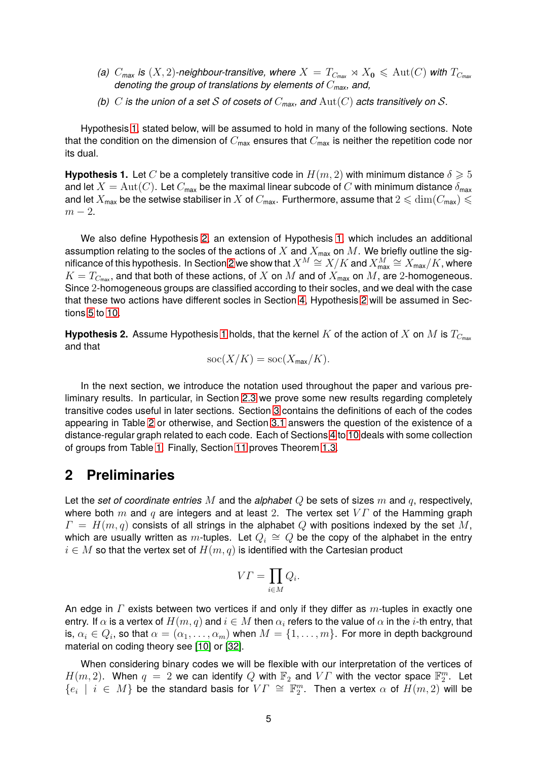*(a)* $C_{max}$ *is* $(X, 2)$*-neighbour-transitive, where* $X = T_{C_{max}} \rtimes X_{\mathbf{0}} \leqslant \mathrm{Aut}(C)$ *with* $T_{C_{max}}$ *denoting the group of translations by elements of* $C_{max}$*, and,*

*(b)* $C$ *is the union of a set* $\mathcal{S}$ *of cosets of* $C_{max}$*, and* $\mathrm{Aut}(C)$ *acts transitively on* $\mathcal{S}$*.*

Hypothesis 1, stated below, will be assumed to hold in many of the following sections. Note that the condition on the dimension of $C_{\max}$ ensures that $C_{\max}$ is neither the repetition code nor its dual.

**Hypothesis 1.** Let $C$ be a completely transitive code in $H(m, 2)$ with minimum distance $\delta \geqslant 5$ and let $X = \mathrm{Aut}(C)$. Let $C_{\max}$ be the maximal linear subcode of $C$ with minimum distance $\delta_{\max}$ and let $X_{\max}$ be the setwise stabiliser in $X$ of $C_{\max}$. Furthermore, assume that $2 \leqslant \dim(C_{\max}) \leqslant m - 2$.

We also define Hypothesis 2, an extension of Hypothesis 1, which includes an additional assumption relating to the socles of the actions of $X$ and $X_{\max}$ on $M$. We briefly outline the significance of this hypothesis. In Section 2 we show that $X^M \cong X/K$ and $X_{\max}^M \cong X_{\max}/K$, where $K = T_{C_{\max}}$, and that both of these actions, of $X$ on $M$ and of $X_{\max}$ on $M$, are 2-homogeneous. Since 2-homogeneous groups are classified according to their socles, and we deal with the case that these two actions have different socles in Section 4, Hypothesis 2 will be assumed in Sections 5 to 10.

**Hypothesis 2.** Assume Hypothesis 1 holds, that the kernel $K$ of the action of $X$ on $M$ is $T_{C_{\max}}$ and that

$$\mathrm{soc}(X/K) = \mathrm{soc}(X_{\max}/K).$$

In the next section, we introduce the notation used throughout the paper and various preliminary results. In particular, in Section 2.3 we prove some new results regarding completely transitive codes useful in later sections. Section 3 contains the definitions of each of the codes appearing in Table 2 or otherwise, and Section 3.1 answers the question of the existence of a distance-regular graph related to each code. Each of Sections 4 to 10 deals with some collection of groups from Table 1. Finally, Section 11 proves Theorem 1.3.

## 2 Preliminaries

Let the *set of coordinate entries* $M$ and the *alphabet* $Q$ be sets of sizes $m$ and $q$, respectively, where both $m$ and $q$ are integers and at least 2. The vertex set $V\varGamma$ of the Hamming graph $\varGamma = H(m, q)$ consists of all strings in the alphabet $Q$ with positions indexed by the set $M$, which are usually written as $m$-tuples. Let $Q_i \cong Q$ be the copy of the alphabet in the entry $i \in M$ so that the vertex set of $H(m, q)$ is identified with the Cartesian product

$$V\varGamma = \prod_{i \in M} Q_i.$$

An edge in $\varGamma$ exists between two vertices if and only if they differ as $m$-tuples in exactly one entry. If $\alpha$ is a vertex of $H(m, q)$ and $i \in M$ then $\alpha_i$ refers to the value of $\alpha$ in the $i$-th entry, that is, $\alpha_i \in Q_i$, so that $\alpha = (\alpha_1, \ldots, \alpha_m)$ when $M = \{1, \ldots, m\}$. For more in depth background material on coding theory see [10] or [32].

When considering binary codes we will be flexible with our interpretation of the vertices of $H(m, 2)$. When $q = 2$ we can identify $Q$ with $\mathbb{F}_2$ and $V\varGamma$ with the vector space $\mathbb{F}_2^m$. Let $\{e_i \mid i \in M\}$ be the standard basis for $V\varGamma \cong \mathbb{F}_2^m$. Then a vertex $\alpha$ of $H(m, 2)$ will be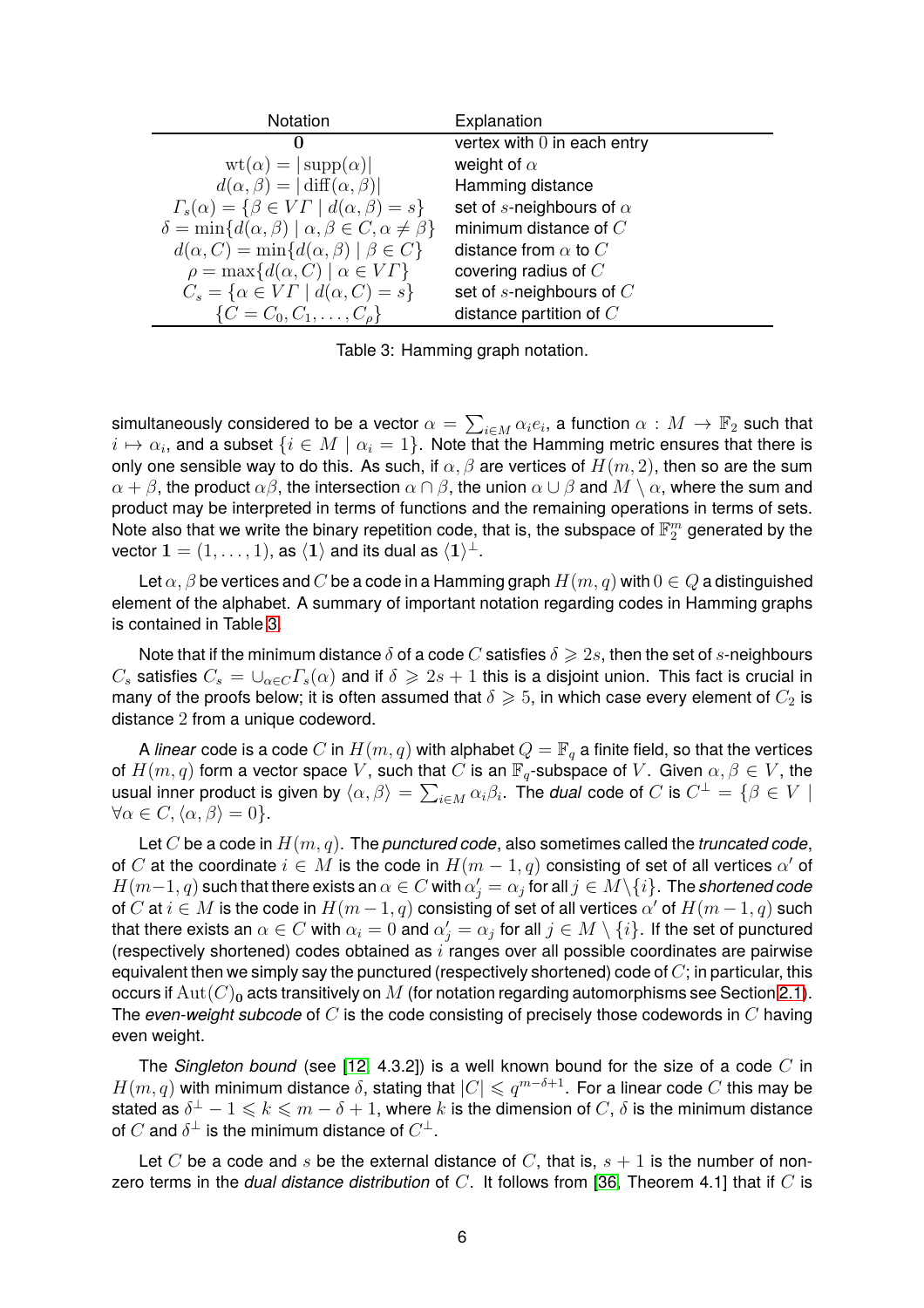| Notation | Explanation |
| --- | --- |
| $\mathbf{0}$ | vertex with $0$ in each entry |
| $\mathrm{wt}(\alpha) = \lvert \mathrm{supp}(\alpha) \rvert$ | weight of $\alpha$ |
| $d(\alpha, \beta) = \lvert \mathrm{diff}(\alpha, \beta) \rvert$ | Hamming distance |
| $\Gamma_s(\alpha) = \{\beta \in V\Gamma \mid d(\alpha, \beta) = s\}$ | set of $s$-neighbours of $\alpha$ |
| $\delta = \min\{d(\alpha, \beta) \mid \alpha, \beta \in C, \alpha \neq \beta\}$ | minimum distance of $C$ |
| $d(\alpha, C) = \min\{d(\alpha, \beta) \mid \beta \in C\}$ | distance from $\alpha$ to $C$ |
| $\rho = \max\{d(\alpha, C) \mid \alpha \in V\Gamma\}$ | covering radius of $C$ |
| $C_s = \{\alpha \in V\Gamma \mid d(\alpha, C) = s\}$ | set of $s$-neighbours of $C$ |
| $\{C = C_0, C_1, \ldots, C_\rho\}$ | distance partition of $C$ |

Table 3: Hamming graph notation.

simultaneously considered to be a vector $\alpha = \sum_{i \in M} \alpha_i e_i$, a function $\alpha : M \to \mathbb{F}_2$ such that $i \mapsto \alpha_i$, and a subset $\{i \in M \mid \alpha_i = 1\}$. Note that the Hamming metric ensures that there is only one sensible way to do this. As such, if $\alpha, \beta$ are vertices of $H(m, 2)$, then so are the sum $\alpha + \beta$, the product $\alpha\beta$, the intersection $\alpha \cap \beta$, the union $\alpha \cup \beta$ and $M \setminus \alpha$, where the sum and product may be interpreted in terms of functions and the remaining operations in terms of sets. Note also that we write the binary repetition code, that is, the subspace of $\mathbb{F}_2^m$ generated by the vector $\mathbf{1} = (1, \ldots, 1)$, as $\langle \mathbf{1} \rangle$ and its dual as $\langle \mathbf{1} \rangle^\perp$.

Let $\alpha, \beta$ be vertices and $C$ be a code in a Hamming graph $H(m, q)$ with $0 \in Q$ a distinguished element of the alphabet. A summary of important notation regarding codes in Hamming graphs is contained in Table 3.

Note that if the minimum distance $\delta$ of a code $C$ satisfies $\delta \geqslant 2s$, then the set of $s$-neighbours $C_s$ satisfies $C_s = \cup_{\alpha \in C} \Gamma_s(\alpha)$ and if $\delta \geqslant 2s + 1$ this is a disjoint union. This fact is crucial in many of the proofs below; it is often assumed that $\delta \geqslant 5$, in which case every element of $C_2$ is distance $2$ from a unique codeword.

A *linear* code is a code $C$ in $H(m, q)$ with alphabet $Q = \mathbb{F}_q$ a finite field, so that the vertices of $H(m, q)$ form a vector space $V$, such that $C$ is an $\mathbb{F}_q$-subspace of $V$. Given $\alpha, \beta \in V$, the usual inner product is given by $\langle \alpha, \beta \rangle = \sum_{i \in M} \alpha_i \beta_i$. The *dual* code of $C$ is $C^\perp = \{\beta \in V \mid \forall \alpha \in C, \langle \alpha, \beta \rangle = 0\}$.

Let $C$ be a code in $H(m, q)$. The *punctured code*, also sometimes called the *truncated code*, of $C$ at the coordinate $i \in M$ is the code in $H(m-1, q)$ consisting of set of all vertices $\alpha'$ of $H(m-1, q)$ such that there exists an $\alpha \in C$ with $\alpha'_j = \alpha_j$ for all $j \in M \setminus \{i\}$. The *shortened code* of $C$ at $i \in M$ is the code in $H(m-1, q)$ consisting of set of all vertices $\alpha'$ of $H(m-1, q)$ such that there exists an $\alpha \in C$ with $\alpha_i = 0$ and $\alpha'_j = \alpha_j$ for all $j \in M \setminus \{i\}$. If the set of punctured (respectively shortened) codes obtained as $i$ ranges over all possible coordinates are pairwise equivalent then we simply say the punctured (respectively shortened) code of $C$; in particular, this occurs if $\mathrm{Aut}(C)_\mathbf{0}$ acts transitively on $M$ (for notation regarding automorphisms see Section 2.1). The *even-weight subcode* of $C$ is the code consisting of precisely those codewords in $C$ having even weight.

The *Singleton bound* (see [12, 4.3.2]) is a well known bound for the size of a code $C$ in $H(m, q)$ with minimum distance $\delta$, stating that $|C| \leqslant q^{m-\delta+1}$. For a linear code $C$ this may be stated as $\delta^\perp - 1 \leqslant k \leqslant m - \delta + 1$, where $k$ is the dimension of $C$, $\delta$ is the minimum distance of $C$ and $\delta^\perp$ is the minimum distance of $C^\perp$.

Let $C$ be a code and $s$ be the external distance of $C$, that is, $s + 1$ is the number of non-zero terms in the *dual distance distribution* of $C$. It follows from [36, Theorem 4.1] that if $C$ is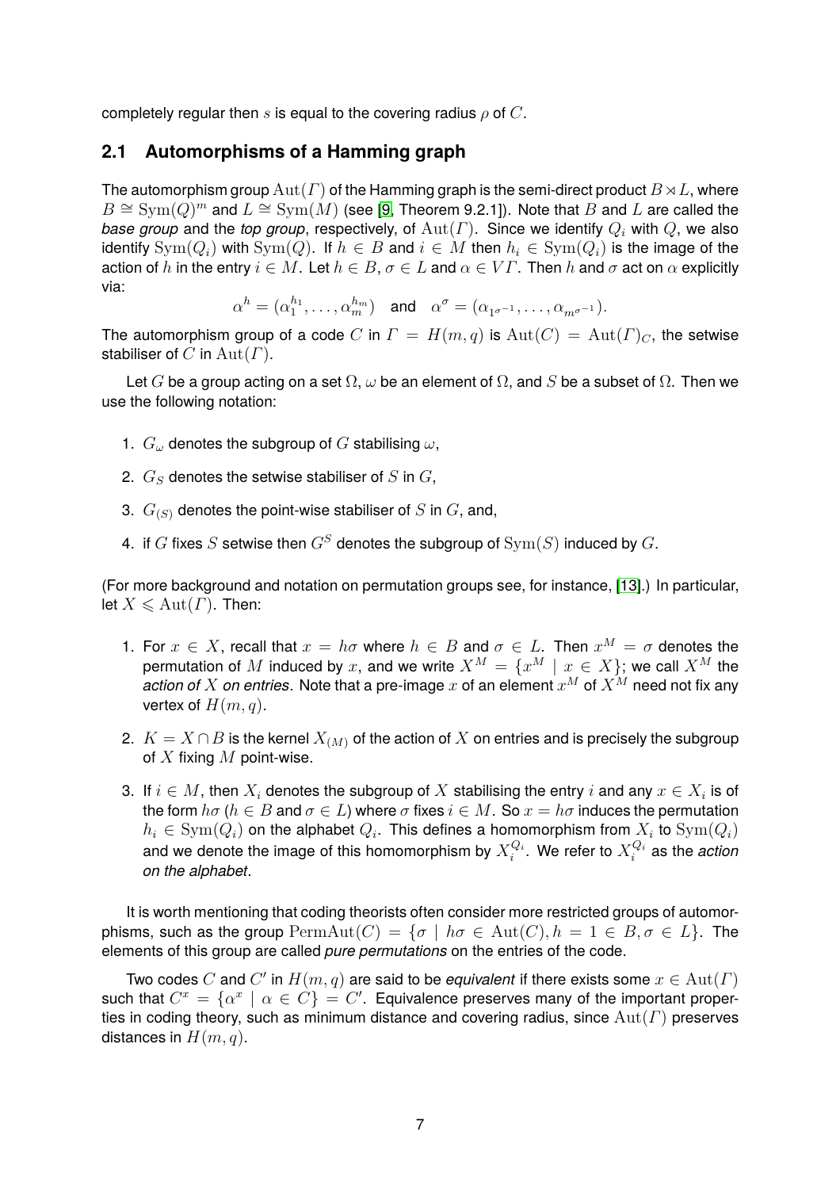completely regular then $s$ is equal to the covering radius $\rho$ of $C$.

## 2.1 Automorphisms of a Hamming graph

The automorphism group $\mathrm{Aut}(\Gamma)$ of the Hamming graph is the semi-direct product $B \rtimes L$, where $B \cong \mathrm{Sym}(Q)^m$ and $L \cong \mathrm{Sym}(M)$ (see [9, Theorem 9.2.1]). Note that $B$ and $L$ are called the *base group* and the *top group*, respectively, of $\mathrm{Aut}(\Gamma)$. Since we identify $Q_i$ with $Q$, we also identify $\mathrm{Sym}(Q_i)$ with $\mathrm{Sym}(Q)$. If $h \in B$ and $i \in M$ then $h_i \in \mathrm{Sym}(Q_i)$ is the image of the action of $h$ in the entry $i \in M$. Let $h \in B$, $\sigma \in L$ and $\alpha \in V\Gamma$. Then $h$ and $\sigma$ act on $\alpha$ explicitly via:

$$\alpha^h = (\alpha_1^{h_1}, \ldots, \alpha_m^{h_m}) \quad \text{and} \quad \alpha^\sigma = (\alpha_{1^{\sigma^{-1}}}, \ldots, \alpha_{m^{\sigma^{-1}}}).$$

The automorphism group of a code $C$ in $\Gamma = H(m,q)$ is $\mathrm{Aut}(C) = \mathrm{Aut}(\Gamma)_C$, the setwise stabiliser of $C$ in $\mathrm{Aut}(\Gamma)$.

Let $G$ be a group acting on a set $\Omega$, $\omega$ be an element of $\Omega$, and $S$ be a subset of $\Omega$. Then we use the following notation:

1. $G_\omega$ denotes the subgroup of $G$ stabilising $\omega$,
2. $G_S$ denotes the setwise stabiliser of $S$ in $G$,
3. $G_{(S)}$ denotes the point-wise stabiliser of $S$ in $G$, and,
4. if $G$ fixes $S$ setwise then $G^S$ denotes the subgroup of $\mathrm{Sym}(S)$ induced by $G$.

(For more background and notation on permutation groups see, for instance, [13].) In particular, let $X \leqslant \mathrm{Aut}(\Gamma)$. Then:

1. For $x \in X$, recall that $x = h\sigma$ where $h \in B$ and $\sigma \in L$. Then $x^M = \sigma$ denotes the permutation of $M$ induced by $x$, and we write $X^M = \{x^M \mid x \in X\}$; we call $X^M$ the *action of $X$ on entries*. Note that a pre-image $x$ of an element $x^M$ of $X^M$ need not fix any vertex of $H(m,q)$.
2. $K = X \cap B$ is the kernel $X_{(M)}$ of the action of $X$ on entries and is precisely the subgroup of $X$ fixing $M$ point-wise.
3. If $i \in M$, then $X_i$ denotes the subgroup of $X$ stabilising the entry $i$ and any $x \in X_i$ is of the form $h\sigma$ ($h \in B$ and $\sigma \in L$) where $\sigma$ fixes $i \in M$. So $x = h\sigma$ induces the permutation $h_i \in \mathrm{Sym}(Q_i)$ on the alphabet $Q_i$. This defines a homomorphism from $X_i$ to $\mathrm{Sym}(Q_i)$ and we denote the image of this homomorphism by $X_i^{Q_i}$. We refer to $X_i^{Q_i}$ as the *action on the alphabet*.

It is worth mentioning that coding theorists often consider more restricted groups of automorphisms, such as the group $\mathrm{PermAut}(C) = \{\sigma \mid h\sigma \in \mathrm{Aut}(C), h = 1 \in B, \sigma \in L\}$. The elements of this group are called *pure permutations* on the entries of the code.

Two codes $C$ and $C'$ in $H(m,q)$ are said to be *equivalent* if there exists some $x \in \mathrm{Aut}(\Gamma)$ such that $C^x = \{\alpha^x \mid \alpha \in C\} = C'$. Equivalence preserves many of the important properties in coding theory, such as minimum distance and covering radius, since $\mathrm{Aut}(\Gamma)$ preserves distances in $H(m,q)$.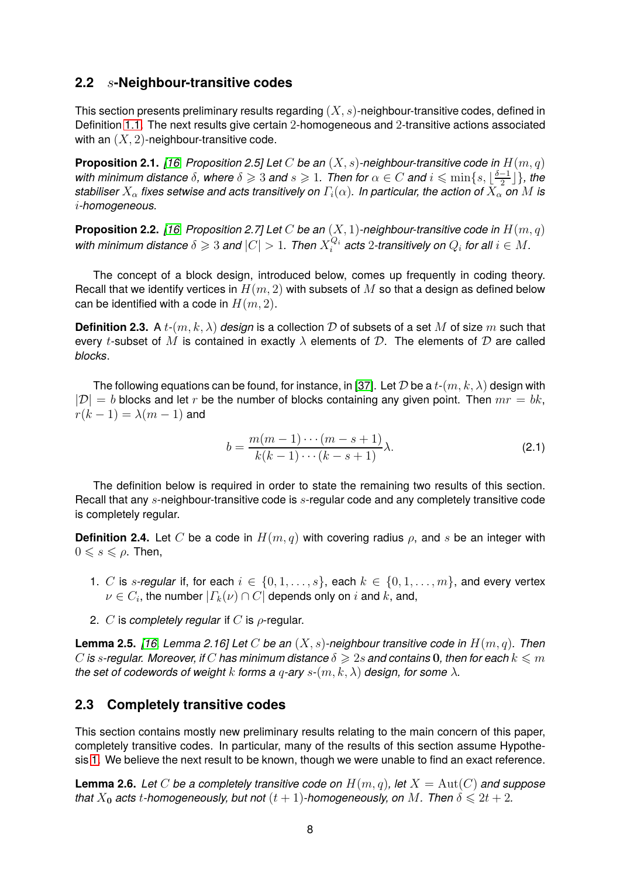## 2.2 $s$-Neighbour-transitive codes

This section presents preliminary results regarding $(X, s)$-neighbour-transitive codes, defined in Definition 1.1. The next results give certain 2-homogeneous and 2-transitive actions associated with an $(X, 2)$-neighbour-transitive code.

**Proposition 2.1.** *[16, Proposition 2.5] Let $C$ be an $(X, s)$-neighbour-transitive code in $H(m, q)$ with minimum distance $\delta$, where $\delta \geqslant 3$ and $s \geqslant 1$. Then for $\alpha \in C$ and $i \leqslant \min\{s, \lfloor \frac{\delta - 1}{2} \rfloor\}$, the stabiliser $X_\alpha$ fixes setwise and acts transitively on $\Gamma_i(\alpha)$. In particular, the action of $X_\alpha$ on $M$ is $i$-homogeneous.*

**Proposition 2.2.** *[16, Proposition 2.7] Let $C$ be an $(X, 1)$-neighbour-transitive code in $H(m, q)$ with minimum distance $\delta \geqslant 3$ and $|C| > 1$. Then $X_i^{Q_i}$ acts 2-transitively on $Q_i$ for all $i \in M$.*

The concept of a block design, introduced below, comes up frequently in coding theory. Recall that we identify vertices in $H(m, 2)$ with subsets of $M$ so that a design as defined below can be identified with a code in $H(m, 2)$.

**Definition 2.3.** A $t$-$(m, k, \lambda)$ *design* is a collection $\mathcal{D}$ of subsets of a set $M$ of size $m$ such that every $t$-subset of $M$ is contained in exactly $\lambda$ elements of $\mathcal{D}$. The elements of $\mathcal{D}$ are called *blocks*.

The following equations can be found, for instance, in [37]. Let $\mathcal{D}$ be a $t$-$(m, k, \lambda)$ design with $|\mathcal{D}| = b$ blocks and let $r$ be the number of blocks containing any given point. Then $mr = bk$, $r(k-1) = \lambda(m-1)$ and

$$b = \frac{m(m-1)\cdots(m-s+1)}{k(k-1)\cdots(k-s+1)}\lambda. \tag{2.1}$$

The definition below is required in order to state the remaining two results of this section. Recall that any $s$-neighbour-transitive code is $s$-regular code and any completely transitive code is completely regular.

**Definition 2.4.** Let $C$ be a code in $H(m, q)$ with covering radius $\rho$, and $s$ be an integer with $0 \leqslant s \leqslant \rho$. Then,

1. $C$ is *$s$-regular* if, for each $i \in \{0, 1, \ldots, s\}$, each $k \in \{0, 1, \ldots, m\}$, and every vertex $\nu \in C_i$, the number $|\Gamma_k(\nu) \cap C|$ depends only on $i$ and $k$, and,
2. $C$ is *completely regular* if $C$ is $\rho$-regular.

**Lemma 2.5.** *[16, Lemma 2.16] Let $C$ be an $(X, s)$-neighbour transitive code in $H(m, q)$. Then $C$ is $s$-regular. Moreover, if $C$ has minimum distance $\delta \geqslant 2s$ and contains $\mathbf{0}$, then for each $k \leqslant m$ the set of codewords of weight $k$ forms a $q$-ary $s$-$(m, k, \lambda)$ design, for some $\lambda$.*

## 2.3 Completely transitive codes

This section contains mostly new preliminary results relating to the main concern of this paper, completely transitive codes. In particular, many of the results of this section assume Hypothesis 1. We believe the next result to be known, though we were unable to find an exact reference.

**Lemma 2.6.** *Let $C$ be a completely transitive code on $H(m, q)$, let $X = \mathrm{Aut}(C)$ and suppose that $X_{\mathbf{0}}$ acts $t$-homogeneously, but not $(t+1)$-homogeneously, on $M$. Then $\delta \leqslant 2t + 2$.*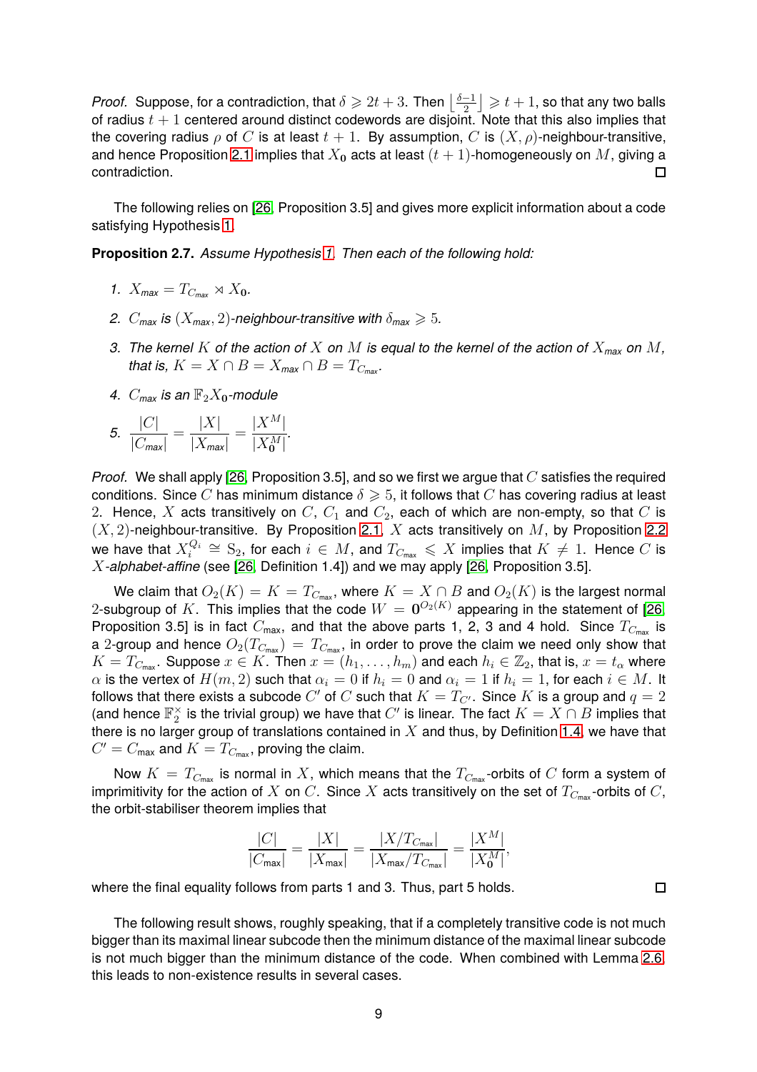*Proof.* Suppose, for a contradiction, that $\delta \geqslant 2t+3$. Then $\left\lfloor \frac{\delta-1}{2} \right\rfloor \geqslant t+1$, so that any two balls of radius $t+1$ centered around distinct codewords are disjoint. Note that this also implies that the covering radius $\rho$ of $C$ is at least $t+1$. By assumption, $C$ is $(X,\rho)$-neighbour-transitive, and hence Proposition 2.1 implies that $X_{\mathbf{0}}$ acts at least $(t+1)$-homogeneously on $M$, giving a contradiction. □

The following relies on [26, Proposition 3.5] and gives more explicit information about a code satisfying Hypothesis 1.

**Proposition 2.7.** *Assume Hypothesis 1. Then each of the following hold:*

1. $X_{\mathit{max}} = T_{C_{\mathit{max}}} \rtimes X_{\mathbf{0}}$.
2. $C_{\mathit{max}}$ *is* $(X_{\mathit{max}},2)$*-neighbour-transitive with* $\delta_{\mathit{max}} \geqslant 5$.
3. *The kernel* $K$ *of the action of* $X$ *on* $M$ *is equal to the kernel of the action of* $X_{\mathit{max}}$ *on* $M$*, that is,* $K = X \cap B = X_{\mathit{max}} \cap B = T_{C_{\mathit{max}}}$.
4. $C_{\mathit{max}}$ *is an* $\mathbb{F}_2 X_{\mathbf{0}}$*-module*
5. $\dfrac{|C|}{|C_{\mathit{max}}|} = \dfrac{|X|}{|X_{\mathit{max}}|} = \dfrac{|X^M|}{|X_{\mathbf{0}}^M|}$.

*Proof.* We shall apply [26, Proposition 3.5], and so we first we argue that $C$ satisfies the required conditions. Since $C$ has minimum distance $\delta \geqslant 5$, it follows that $C$ has covering radius at least 2. Hence, $X$ acts transitively on $C$, $C_1$ and $C_2$, each of which are non-empty, so that $C$ is $(X,2)$-neighbour-transitive. By Proposition 2.1, $X$ acts transitively on $M$, by Proposition 2.2 we have that $X_i^{Q_i} \cong \mathrm{S}_2$, for each $i \in M$, and $T_{C_{\mathrm{max}}} \leqslant X$ implies that $K \neq 1$. Hence $C$ is $X$*-alphabet-affine* (see [26, Definition 1.4]) and we may apply [26, Proposition 3.5].

We claim that $O_2(K) = K = T_{C_{\mathrm{max}}}$, where $K = X \cap B$ and $O_2(K)$ is the largest normal 2-subgroup of $K$. This implies that the code $W = \mathbf{0}^{O_2(K)}$ appearing in the statement of [26, Proposition 3.5] is in fact $C_{\mathrm{max}}$, and that the above parts 1, 2, 3 and 4 hold. Since $T_{C_{\mathrm{max}}}$ is a 2-group and hence $O_2(T_{C_{\mathrm{max}}}) = T_{C_{\mathrm{max}}}$, in order to prove the claim we need only show that $K = T_{C_{\mathrm{max}}}$. Suppose $x \in K$. Then $x = (h_1,\ldots,h_m)$ and each $h_i \in \mathbb{Z}_2$, that is, $x = t_\alpha$ where $\alpha$ is the vertex of $H(m,2)$ such that $\alpha_i = 0$ if $h_i = 0$ and $\alpha_i = 1$ if $h_i = 1$, for each $i \in M$. It follows that there exists a subcode $C'$ of $C$ such that $K = T_{C'}$. Since $K$ is a group and $q = 2$ (and hence $\mathbb{F}_2^\times$ is the trivial group) we have that $C'$ is linear. The fact $K = X \cap B$ implies that there is no larger group of translations contained in $X$ and thus, by Definition 1.4, we have that $C' = C_{\mathrm{max}}$ and $K = T_{C_{\mathrm{max}}}$, proving the claim.

Now $K = T_{C_{\mathrm{max}}}$ is normal in $X$, which means that the $T_{C_{\mathrm{max}}}$-orbits of $C$ form a system of imprimitivity for the action of $X$ on $C$. Since $X$ acts transitively on the set of $T_{C_{\mathrm{max}}}$-orbits of $C$, the orbit-stabiliser theorem implies that

$$\frac{|C|}{|C_{\mathrm{max}}|} = \frac{|X|}{|X_{\mathrm{max}}|} = \frac{|X/T_{C_{\mathrm{max}}}|}{|X_{\mathrm{max}}/T_{C_{\mathrm{max}}}|} = \frac{|X^M|}{|X_{\mathbf{0}}^M|},$$

where the final equality follows from parts 1 and 3. Thus, part 5 holds. □

The following result shows, roughly speaking, that if a completely transitive code is not much bigger than its maximal linear subcode then the minimum distance of the maximal linear subcode is not much bigger than the minimum distance of the code. When combined with Lemma 2.6, this leads to non-existence results in several cases.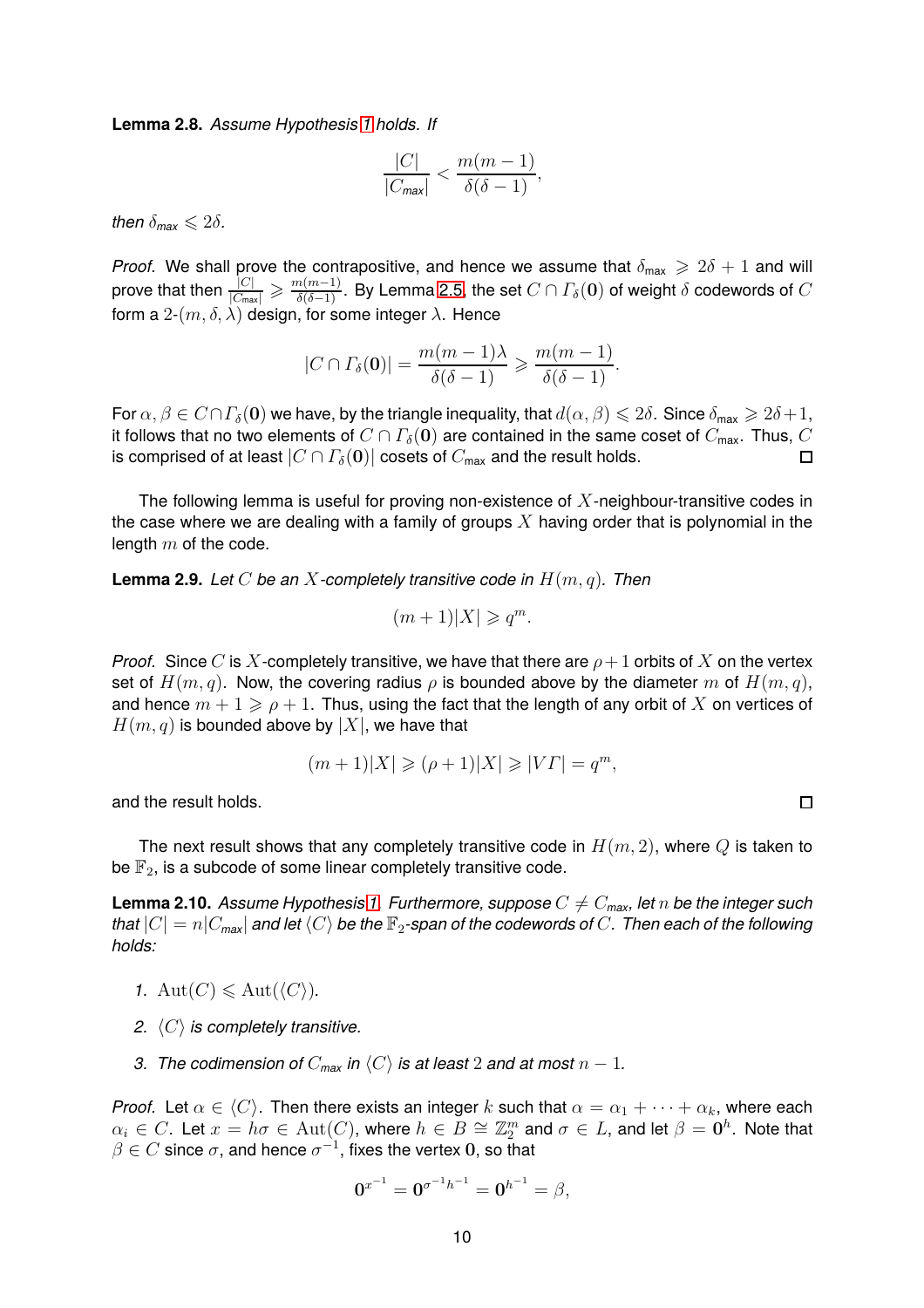**Lemma 2.8.** *Assume Hypothesis 1 holds. If*

$$\frac{|C|}{|C_{\text{max}}|} < \frac{m(m-1)}{\delta(\delta-1)},$$

*then $\delta_{\text{max}} \leqslant 2\delta$.*

*Proof.* We shall prove the contrapositive, and hence we assume that $\delta_{\text{max}} \geqslant 2\delta + 1$ and will prove that then $\frac{|C|}{|C_{\text{max}}|} \geqslant \frac{m(m-1)}{\delta(\delta-1)}$. By Lemma 2.5, the set $C \cap \Gamma_\delta(\mathbf{0})$ of weight $\delta$ codewords of $C$ form a $2$-$(m, \delta, \lambda)$ design, for some integer $\lambda$. Hence

$$|C \cap \Gamma_\delta(\mathbf{0})| = \frac{m(m-1)\lambda}{\delta(\delta-1)} \geqslant \frac{m(m-1)}{\delta(\delta-1)}.$$

For $\alpha, \beta \in C \cap \Gamma_\delta(\mathbf{0})$ we have, by the triangle inequality, that $d(\alpha, \beta) \leqslant 2\delta$. Since $\delta_{\text{max}} \geqslant 2\delta+1$, it follows that no two elements of $C \cap \Gamma_\delta(\mathbf{0})$ are contained in the same coset of $C_{\text{max}}$. Thus, $C$ is comprised of at least $|C \cap \Gamma_\delta(\mathbf{0})|$ cosets of $C_{\text{max}}$ and the result holds. □

The following lemma is useful for proving non-existence of $X$-neighbour-transitive codes in the case where we are dealing with a family of groups $X$ having order that is polynomial in the length $m$ of the code.

**Lemma 2.9.** *Let $C$ be an $X$-completely transitive code in $H(m, q)$. Then*

$$(m+1)|X| \geqslant q^m.$$

*Proof.* Since $C$ is $X$-completely transitive, we have that there are $\rho+1$ orbits of $X$ on the vertex set of $H(m, q)$. Now, the covering radius $\rho$ is bounded above by the diameter $m$ of $H(m, q)$, and hence $m+1 \geqslant \rho+1$. Thus, using the fact that the length of any orbit of $X$ on vertices of $H(m, q)$ is bounded above by $|X|$, we have that

$$(m+1)|X| \geqslant (\rho+1)|X| \geqslant |V\Gamma| = q^m,$$

and the result holds. □

The next result shows that any completely transitive code in $H(m, 2)$, where $Q$ is taken to be $\mathbb{F}_2$, is a subcode of some linear completely transitive code.

**Lemma 2.10.** *Assume Hypothesis 1. Furthermore, suppose $C \neq C_{\text{max}}$, let $n$ be the integer such that $|C| = n|C_{\text{max}}|$ and let $\langle C \rangle$ be the $\mathbb{F}_2$-span of the codewords of $C$. Then each of the following holds:*

1. $\mathrm{Aut}(C) \leqslant \mathrm{Aut}(\langle C \rangle)$.
2. *$\langle C \rangle$ is completely transitive.*
3. *The codimension of $C_{\text{max}}$ in $\langle C \rangle$ is at least $2$ and at most $n-1$.*

*Proof.* Let $\alpha \in \langle C \rangle$. Then there exists an integer $k$ such that $\alpha = \alpha_1 + \cdots + \alpha_k$, where each $\alpha_i \in C$. Let $x = h\sigma \in \mathrm{Aut}(C)$, where $h \in B \cong \mathbb{Z}_2^m$ and $\sigma \in L$, and let $\beta = \mathbf{0}^h$. Note that $\beta \in C$ since $\sigma$, and hence $\sigma^{-1}$, fixes the vertex $\mathbf{0}$, so that

$$\mathbf{0}^{x^{-1}} = \mathbf{0}^{\sigma^{-1}h^{-1}} = \mathbf{0}^{h^{-1}} = \beta,$$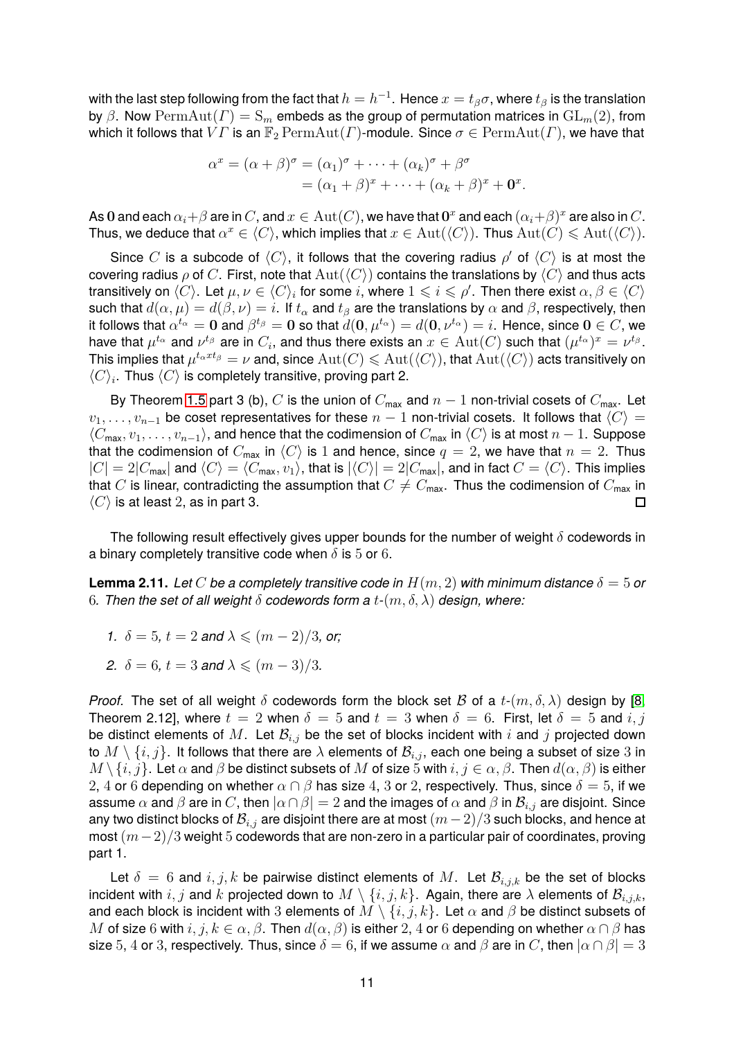with the last step following from the fact that $h = h^{-1}$. Hence $x = t_\beta \sigma$, where $t_\beta$ is the translation by $\beta$. Now $\mathrm{PermAut}(\Gamma) = \mathrm{S}_m$ embeds as the group of permutation matrices in $\mathrm{GL}_m(2)$, from which it follows that $V\Gamma$ is an $\mathbb{F}_2 \mathrm{PermAut}(\Gamma)$-module. Since $\sigma \in \mathrm{PermAut}(\Gamma)$, we have that

$$
\begin{aligned}
\alpha^x = (\alpha + \beta)^\sigma &= (\alpha_1)^\sigma + \cdots + (\alpha_k)^\sigma + \beta^\sigma \\
&= (\alpha_1 + \beta)^x + \cdots + (\alpha_k + \beta)^x + \mathbf{0}^x.
\end{aligned}
$$

As $\mathbf{0}$ and each $\alpha_i + \beta$ are in $C$, and $x \in \mathrm{Aut}(C)$, we have that $\mathbf{0}^x$ and each $(\alpha_i+\beta)^x$ are also in $C$. Thus, we deduce that $\alpha^x \in \langle C \rangle$, which implies that $x \in \mathrm{Aut}(\langle C \rangle)$. Thus $\mathrm{Aut}(C) \leqslant \mathrm{Aut}(\langle C \rangle)$.

Since $C$ is a subcode of $\langle C \rangle$, it follows that the covering radius $\rho'$ of $\langle C \rangle$ is at most the covering radius $\rho$ of $C$. First, note that $\mathrm{Aut}(\langle C \rangle)$ contains the translations by $\langle C \rangle$ and thus acts transitively on $\langle C \rangle$. Let $\mu, \nu \in \langle C \rangle_i$ for some $i$, where $1 \leqslant i \leqslant \rho'$. Then there exist $\alpha, \beta \in \langle C \rangle$ such that $d(\alpha, \mu) = d(\beta, \nu) = i$. If $t_\alpha$ and $t_\beta$ are the translations by $\alpha$ and $\beta$, respectively, then it follows that $\alpha^{t_\alpha} = \mathbf{0}$ and $\beta^{t_\beta} = \mathbf{0}$ so that $d(\mathbf{0}, \mu^{t_\alpha}) = d(\mathbf{0}, \nu^{t_\alpha}) = i$. Hence, since $\mathbf{0} \in C$, we have that $\mu^{t_\alpha}$ and $\nu^{t_\beta}$ are in $C_i$, and thus there exists an $x \in \mathrm{Aut}(C)$ such that $(\mu^{t_\alpha})^x = \nu^{t_\beta}$. This implies that $\mu^{t_\alpha x t_\beta} = \nu$ and, since $\mathrm{Aut}(C) \leqslant \mathrm{Aut}(\langle C \rangle)$, that $\mathrm{Aut}(\langle C \rangle)$ acts transitively on $\langle C \rangle_i$. Thus $\langle C \rangle$ is completely transitive, proving part 2.

By Theorem 1.5 part 3 (b), $C$ is the union of $C_{\mathsf{max}}$ and $n-1$ non-trivial cosets of $C_{\mathsf{max}}$. Let $v_1, \ldots, v_{n-1}$ be coset representatives for these $n-1$ non-trivial cosets. It follows that $\langle C \rangle = \langle C_{\mathsf{max}}, v_1, \ldots, v_{n-1} \rangle$, and hence that the codimension of $C_{\mathsf{max}}$ in $\langle C \rangle$ is at most $n-1$. Suppose that the codimension of $C_{\mathsf{max}}$ in $\langle C \rangle$ is $1$ and hence, since $q = 2$, we have that $n = 2$. Thus $|C| = 2|C_{\mathsf{max}}|$ and $\langle C \rangle = \langle C_{\mathsf{max}}, v_1 \rangle$, that is $|\langle C \rangle| = 2|C_{\mathsf{max}}|$, and in fact $C = \langle C \rangle$. This implies that $C$ is linear, contradicting the assumption that $C \neq C_{\mathsf{max}}$. Thus the codimension of $C_{\mathsf{max}}$ in $\langle C \rangle$ is at least $2$, as in part 3. □

The following result effectively gives upper bounds for the number of weight $\delta$ codewords in a binary completely transitive code when $\delta$ is $5$ or $6$.

**Lemma 2.11.** *Let $C$ be a completely transitive code in $H(m, 2)$ with minimum distance $\delta = 5$ or $6$. Then the set of all weight $\delta$ codewords form a $t$-$(m, \delta, \lambda)$ design, where:*

1. *$\delta = 5$, $t = 2$ and $\lambda \leqslant (m-2)/3$, or;*
2. *$\delta = 6$, $t = 3$ and $\lambda \leqslant (m-3)/3$.*

*Proof.* The set of all weight $\delta$ codewords form the block set $\mathcal{B}$ of a $t$-$(m, \delta, \lambda)$ design by [8, Theorem 2.12], where $t = 2$ when $\delta = 5$ and $t = 3$ when $\delta = 6$. First, let $\delta = 5$ and $i, j$ be distinct elements of $M$. Let $\mathcal{B}_{i,j}$ be the set of blocks incident with $i$ and $j$ projected down to $M \setminus \{i, j\}$. It follows that there are $\lambda$ elements of $\mathcal{B}_{i,j}$, each one being a subset of size $3$ in $M \setminus \{i, j\}$. Let $\alpha$ and $\beta$ be distinct subsets of $M$ of size $5$ with $i, j \in \alpha, \beta$. Then $d(\alpha, \beta)$ is either $2$, $4$ or $6$ depending on whether $\alpha \cap \beta$ has size $4$, $3$ or $2$, respectively. Thus, since $\delta = 5$, if we assume $\alpha$ and $\beta$ are in $C$, then $|\alpha \cap \beta| = 2$ and the images of $\alpha$ and $\beta$ in $\mathcal{B}_{i,j}$ are disjoint. Since any two distinct blocks of $\mathcal{B}_{i,j}$ are disjoint there are at most $(m-2)/3$ such blocks, and hence at most $(m-2)/3$ weight $5$ codewords that are non-zero in a particular pair of coordinates, proving part 1.

Let $\delta = 6$ and $i, j, k$ be pairwise distinct elements of $M$. Let $\mathcal{B}_{i,j,k}$ be the set of blocks incident with $i, j$ and $k$ projected down to $M \setminus \{i, j, k\}$. Again, there are $\lambda$ elements of $\mathcal{B}_{i,j,k}$, and each block is incident with $3$ elements of $M \setminus \{i, j, k\}$. Let $\alpha$ and $\beta$ be distinct subsets of $M$ of size $6$ with $i, j, k \in \alpha, \beta$. Then $d(\alpha, \beta)$ is either $2$, $4$ or $6$ depending on whether $\alpha \cap \beta$ has size $5$, $4$ or $3$, respectively. Thus, since $\delta = 6$, if we assume $\alpha$ and $\beta$ are in $C$, then $|\alpha \cap \beta| = 3$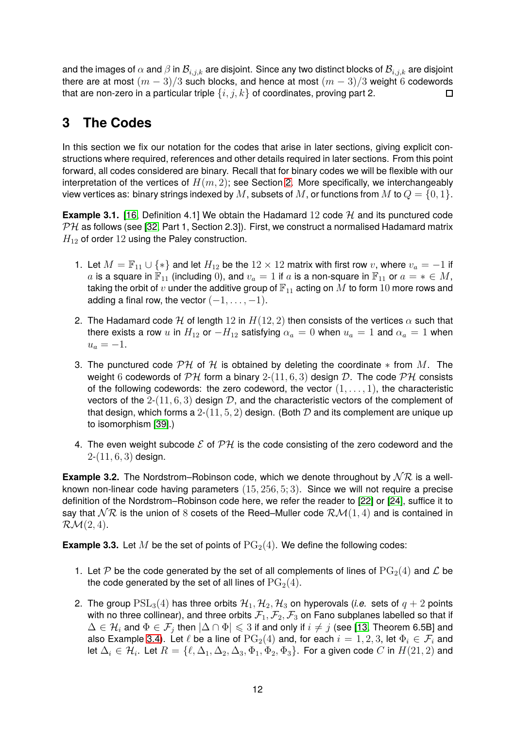and the images of $\alpha$ and $\beta$ in $\mathcal{B}_{i,j,k}$ are disjoint. Since any two distinct blocks of $\mathcal{B}_{i,j,k}$ are disjoint there are at most $(m-3)/3$ such blocks, and hence at most $(m-3)/3$ weight $6$ codewords that are non-zero in a particular triple $\{i,j,k\}$ of coordinates, proving part 2. □

# 3 The Codes

In this section we fix our notation for the codes that arise in later sections, giving explicit constructions where required, references and other details required in later sections. From this point forward, all codes considered are binary. Recall that for binary codes we will be flexible with our interpretation of the vertices of $H(m,2)$; see Section 2. More specifically, we interchangeably view vertices as: binary strings indexed by $M$, subsets of $M$, or functions from $M$ to $Q=\{0,1\}$.

**Example 3.1.** [16, Definition 4.1] We obtain the Hadamard $12$ code $\mathcal{H}$ and its punctured code $\mathcal{PH}$ as follows (see [32, Part 1, Section 2.3]). First, we construct a normalised Hadamard matrix $H_{12}$ of order $12$ using the Paley construction.

1. Let $M=\mathbb{F}_{11}\cup\{*\}$ and let $H_{12}$ be the $12\times 12$ matrix with first row $v$, where $v_a=-1$ if $a$ is a square in $\mathbb{F}_{11}$ (including $0$), and $v_a=1$ if $a$ is a non-square in $\mathbb{F}_{11}$ or $a=*\in M$, taking the orbit of $v$ under the additive group of $\mathbb{F}_{11}$ acting on $M$ to form $10$ more rows and adding a final row, the vector $(-1,\ldots,-1)$.
2. The Hadamard code $\mathcal{H}$ of length $12$ in $H(12,2)$ then consists of the vertices $\alpha$ such that there exists a row $u$ in $H_{12}$ or $-H_{12}$ satisfying $\alpha_a=0$ when $u_a=1$ and $\alpha_a=1$ when $u_a=-1$.
3. The punctured code $\mathcal{PH}$ of $\mathcal{H}$ is obtained by deleting the coordinate $*$ from $M$. The weight $6$ codewords of $\mathcal{PH}$ form a binary $2$-$(11,6,3)$ design $\mathcal{D}$. The code $\mathcal{PH}$ consists of the following codewords: the zero codeword, the vector $(1,\ldots,1)$, the characteristic vectors of the $2$-$(11,6,3)$ design $\mathcal{D}$, and the characteristic vectors of the complement of that design, which forms a $2$-$(11,5,2)$ design. (Both $\mathcal{D}$ and its complement are unique up to isomorphism [39].)
4. The even weight subcode $\mathcal{E}$ of $\mathcal{PH}$ is the code consisting of the zero codeword and the $2$-$(11,6,3)$ design.

**Example 3.2.** The Nordstrom–Robinson code, which we denote throughout by $\mathcal{NR}$ is a well-known non-linear code having parameters $(15,256,5;3)$. Since we will not require a precise definition of the Nordstrom–Robinson code here, we refer the reader to [22] or [24], suffice it to say that $\mathcal{NR}$ is the union of $8$ cosets of the Reed–Muller code $\mathcal{RM}(1,4)$ and is contained in $\mathcal{RM}(2,4)$.

**Example 3.3.** Let $M$ be the set of points of $\mathrm{PG}_2(4)$. We define the following codes:

1. Let $\mathcal{P}$ be the code generated by the set of all complements of lines of $\mathrm{PG}_2(4)$ and $\mathcal{L}$ be the code generated by the set of all lines of $\mathrm{PG}_2(4)$.
2. The group $\mathrm{PSL}_3(4)$ has three orbits $\mathcal{H}_1,\mathcal{H}_2,\mathcal{H}_3$ on hyperovals (*i.e.* sets of $q+2$ points with no three collinear), and three orbits $\mathcal{F}_1,\mathcal{F}_2,\mathcal{F}_3$ on Fano subplanes labelled so that if $\Delta\in\mathcal{H}_i$ and $\Phi\in\mathcal{F}_j$ then $|\Delta\cap\Phi|\leqslant 3$ if and only if $i\neq j$ (see [13, Theorem 6.5B] and also Example 3.4). Let $\ell$ be a line of $\mathrm{PG}_2(4)$ and, for each $i=1,2,3$, let $\Phi_i\in\mathcal{F}_i$ and let $\Delta_i\in\mathcal{H}_i$. Let $R=\{\ell,\Delta_1,\Delta_2,\Delta_3,\Phi_1,\Phi_2,\Phi_3\}$. For a given code $C$ in $H(21,2)$ and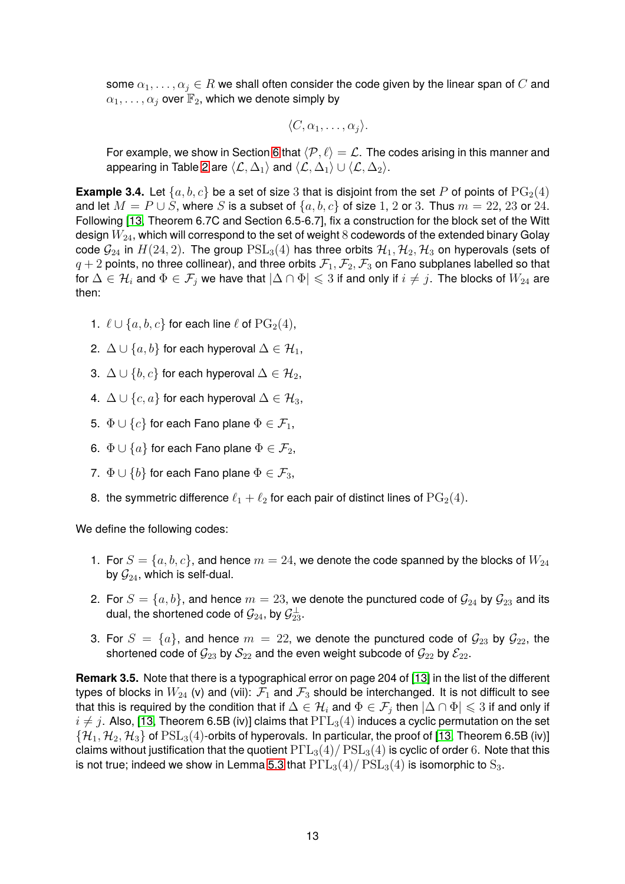some $\alpha_1, \ldots, \alpha_j \in R$ we shall often consider the code given by the linear span of $C$ and $\alpha_1, \ldots, \alpha_j$ over $\mathbb{F}_2$, which we denote simply by

$$\langle C, \alpha_1, \ldots, \alpha_j \rangle.$$

For example, we show in Section 6 that $\langle \mathcal{P}, \ell \rangle = \mathcal{L}$. The codes arising in this manner and appearing in Table 2 are $\langle \mathcal{L}, \Delta_1 \rangle$ and $\langle \mathcal{L}, \Delta_1 \rangle \cup \langle \mathcal{L}, \Delta_2 \rangle$.

**Example 3.4.** Let $\{a, b, c\}$ be a set of size 3 that is disjoint from the set $P$ of points of $\mathrm{PG}_2(4)$ and let $M = P \cup S$, where $S$ is a subset of $\{a, b, c\}$ of size 1, 2 or 3. Thus $m = 22$, 23 or 24. Following [13, Theorem 6.7C and Section 6.5-6.7], fix a construction for the block set of the Witt design $W_{24}$, which will correspond to the set of weight 8 codewords of the extended binary Golay code $\mathcal{G}_{24}$ in $H(24, 2)$. The group $\mathrm{PSL}_3(4)$ has three orbits $\mathcal{H}_1, \mathcal{H}_2, \mathcal{H}_3$ on hyperovals (sets of $q + 2$ points, no three collinear), and three orbits $\mathcal{F}_1, \mathcal{F}_2, \mathcal{F}_3$ on Fano subplanes labelled so that for $\Delta \in \mathcal{H}_i$ and $\Phi \in \mathcal{F}_j$ we have that $|\Delta \cap \Phi| \leqslant 3$ if and only if $i \neq j$. The blocks of $W_{24}$ are then:

1. $\ell \cup \{a, b, c\}$ for each line $\ell$ of $\mathrm{PG}_2(4)$,
2. $\Delta \cup \{a, b\}$ for each hyperoval $\Delta \in \mathcal{H}_1$,
3. $\Delta \cup \{b, c\}$ for each hyperoval $\Delta \in \mathcal{H}_2$,
4. $\Delta \cup \{c, a\}$ for each hyperoval $\Delta \in \mathcal{H}_3$,
5. $\Phi \cup \{c\}$ for each Fano plane $\Phi \in \mathcal{F}_1$,
6. $\Phi \cup \{a\}$ for each Fano plane $\Phi \in \mathcal{F}_2$,
7. $\Phi \cup \{b\}$ for each Fano plane $\Phi \in \mathcal{F}_3$,
8. the symmetric difference $\ell_1 + \ell_2$ for each pair of distinct lines of $\mathrm{PG}_2(4)$.

We define the following codes:

1. For $S = \{a, b, c\}$, and hence $m = 24$, we denote the code spanned by the blocks of $W_{24}$ by $\mathcal{G}_{24}$, which is self-dual.
2. For $S = \{a, b\}$, and hence $m = 23$, we denote the punctured code of $\mathcal{G}_{24}$ by $\mathcal{G}_{23}$ and its dual, the shortened code of $\mathcal{G}_{24}$, by $\mathcal{G}_{23}^{\perp}$.
3. For $S = \{a\}$, and hence $m = 22$, we denote the punctured code of $\mathcal{G}_{23}$ by $\mathcal{G}_{22}$, the shortened code of $\mathcal{G}_{23}$ by $\mathcal{S}_{22}$ and the even weight subcode of $\mathcal{G}_{22}$ by $\mathcal{E}_{22}$.

**Remark 3.5.** Note that there is a typographical error on page 204 of [13] in the list of the different types of blocks in $W_{24}$ (v) and (vii): $\mathcal{F}_1$ and $\mathcal{F}_3$ should be interchanged. It is not difficult to see that this is required by the condition that if $\Delta \in \mathcal{H}_i$ and $\Phi \in \mathcal{F}_j$ then $|\Delta \cap \Phi| \leqslant 3$ if and only if $i \neq j$. Also, [13, Theorem 6.5B (iv)] claims that $\mathrm{P\Gamma L}_3(4)$ induces a cyclic permutation on the set $\{\mathcal{H}_1, \mathcal{H}_2, \mathcal{H}_3\}$ of $\mathrm{PSL}_3(4)$-orbits of hyperovals. In particular, the proof of [13, Theorem 6.5B (iv)] claims without justification that the quotient $\mathrm{P\Gamma L}_3(4)/\mathrm{PSL}_3(4)$ is cyclic of order 6. Note that this is not true; indeed we show in Lemma 5.3 that $\mathrm{P\Gamma L}_3(4)/\mathrm{PSL}_3(4)$ is isomorphic to $\mathrm{S}_3$.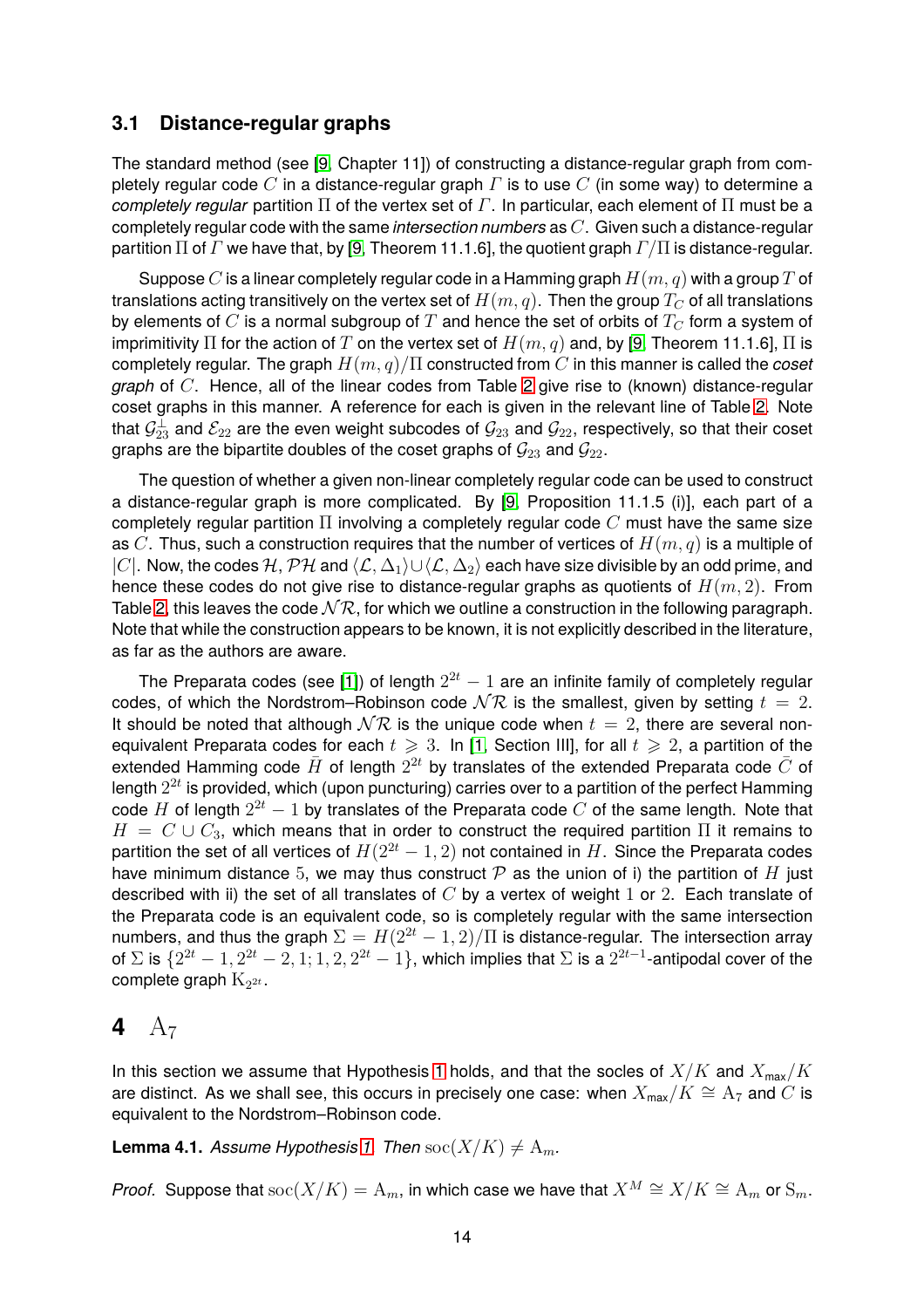### 3.1 Distance-regular graphs

The standard method (see [9, Chapter 11]) of constructing a distance-regular graph from completely regular code $C$ in a distance-regular graph $\Gamma$ is to use $C$ (in some way) to determine a *completely regular* partition $\Pi$ of the vertex set of $\Gamma$. In particular, each element of $\Pi$ must be a completely regular code with the same *intersection numbers* as $C$. Given such a distance-regular partition $\Pi$ of $\Gamma$ we have that, by [9, Theorem 11.1.6], the quotient graph $\Gamma/\Pi$ is distance-regular.

Suppose $C$ is a linear completely regular code in a Hamming graph $H(m, q)$ with a group $T$ of translations acting transitively on the vertex set of $H(m, q)$. Then the group $T_C$ of all translations by elements of $C$ is a normal subgroup of $T$ and hence the set of orbits of $T_C$ form a system of imprimitivity $\Pi$ for the action of $T$ on the vertex set of $H(m, q)$ and, by [9, Theorem 11.1.6], $\Pi$ is completely regular. The graph $H(m, q)/\Pi$ constructed from $C$ in this manner is called the *coset graph* of $C$. Hence, all of the linear codes from Table 2 give rise to (known) distance-regular coset graphs in this manner. A reference for each is given in the relevant line of Table 2. Note that $\mathcal{G}_{23}^{\perp}$ and $\mathcal{E}_{22}$ are the even weight subcodes of $\mathcal{G}_{23}$ and $\mathcal{G}_{22}$, respectively, so that their coset graphs are the bipartite doubles of the coset graphs of $\mathcal{G}_{23}$ and $\mathcal{G}_{22}$.

The question of whether a given non-linear completely regular code can be used to construct a distance-regular graph is more complicated. By [9, Proposition 11.1.5 (i)], each part of a completely regular partition $\Pi$ involving a completely regular code $C$ must have the same size as $C$. Thus, such a construction requires that the number of vertices of $H(m, q)$ is a multiple of $|C|$. Now, the codes $\mathcal{H}$, $\mathcal{PH}$ and $\langle \mathcal{L}, \Delta_1\rangle \cup \langle \mathcal{L}, \Delta_2\rangle$ each have size divisible by an odd prime, and hence these codes do not give rise to distance-regular graphs as quotients of $H(m, 2)$. From Table 2, this leaves the code $\mathcal{NR}$, for which we outline a construction in the following paragraph. Note that while the construction appears to be known, it is not explicitly described in the literature, as far as the authors are aware.

The Preparata codes (see [1]) of length $2^{2t} - 1$ are an infinite family of completely regular codes, of which the Nordstrom–Robinson code $\mathcal{NR}$ is the smallest, given by setting $t = 2$. It should be noted that although $\mathcal{NR}$ is the unique code when $t = 2$, there are several non-equivalent Preparata codes for each $t \geqslant 3$. In [1, Section III], for all $t \geqslant 2$, a partition of the extended Hamming code $\bar{H}$ of length $2^{2t}$ by translates of the extended Preparata code $\bar{C}$ of length $2^{2t}$ is provided, which (upon puncturing) carries over to a partition of the perfect Hamming code $H$ of length $2^{2t} - 1$ by translates of the Preparata code $C$ of the same length. Note that $H = C \cup C_3$, which means that in order to construct the required partition $\Pi$ it remains to partition the set of all vertices of $H(2^{2t} - 1, 2)$ not contained in $H$. Since the Preparata codes have minimum distance $5$, we may thus construct $\mathcal{P}$ as the union of i) the partition of $H$ just described with ii) the set of all translates of $C$ by a vertex of weight $1$ or $2$. Each translate of the Preparata code is an equivalent code, so is completely regular with the same intersection numbers, and thus the graph $\Sigma = H(2^{2t} - 1, 2)/\Pi$ is distance-regular. The intersection array of $\Sigma$ is $\{2^{2t} - 1, 2^{2t} - 2, 1; 1, 2, 2^{2t} - 1\}$, which implies that $\Sigma$ is a $2^{2t-1}$-antipodal cover of the complete graph $\mathrm{K}_{2^{2t}}$.

## 4 $\mathrm{A}_7$

In this section we assume that Hypothesis 1 holds, and that the socles of $X/K$ and $X_{\mathsf{max}}/K$ are distinct. As we shall see, this occurs in precisely one case: when $X_{\mathsf{max}}/K \cong \mathrm{A}_7$ and $C$ is equivalent to the Nordstrom–Robinson code.

**Lemma 4.1.** *Assume Hypothesis 1. Then* $\mathrm{soc}(X/K) \neq \mathrm{A}_m$*.*

*Proof.* Suppose that $\mathrm{soc}(X/K) = \mathrm{A}_m$, in which case we have that $X^M \cong X/K \cong \mathrm{A}_m$ or $\mathrm{S}_m$.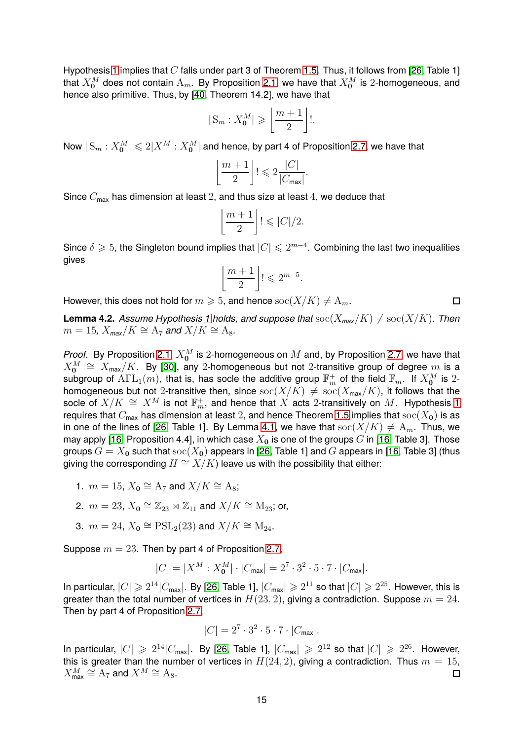Hypothesis 1 implies that $C$ falls under part 3 of Theorem 1.5. Thus, it follows from [26, Table 1] that $X_{\mathbf{0}}^M$ does not contain $\mathrm{A}_m$. By Proposition 2.1, we have that $X_{\mathbf{0}}^M$ is 2-homogeneous, and hence also primitive. Thus, by [40, Theorem 14.2], we have that

$$|\,\mathrm{S}_m : X_{\mathbf{0}}^M| \geqslant \left\lfloor \frac{m+1}{2} \right\rfloor !.$$

Now $|\,\mathrm{S}_m : X_{\mathbf{0}}^M| \leqslant 2|X^M : X_{\mathbf{0}}^M|$ and hence, by part 4 of Proposition 2.7, we have that

$$\left\lfloor \frac{m+1}{2} \right\rfloor ! \leqslant 2\frac{|C|}{|C_{\text{max}}|}.$$

Since $C_{\text{max}}$ has dimension at least 2, and thus size at least 4, we deduce that

$$\left\lfloor \frac{m+1}{2} \right\rfloor ! \leqslant |C|/2.$$

Since $\delta \geqslant 5$, the Singleton bound implies that $|C| \leqslant 2^{m-4}$. Combining the last two inequalities gives

$$\left\lfloor \frac{m+1}{2} \right\rfloor ! \leqslant 2^{m-5}.$$

However, this does not hold for $m \geqslant 5$, and hence $\mathrm{soc}(X/K) \neq \mathrm{A}_m$. ∎

**Lemma 4.2.** *Assume Hypothesis 1 holds, and suppose that $\mathrm{soc}(X_{\text{max}}/K) \neq \mathrm{soc}(X/K)$. Then $m = 15$, $X_{\text{max}}/K \cong \mathrm{A}_7$ and $X/K \cong \mathrm{A}_8$.*

*Proof.* By Proposition 2.1, $X_{\mathbf{0}}^M$ is 2-homogeneous on $M$ and, by Proposition 2.7, we have that $X_{\mathbf{0}}^M \cong X_{\text{max}}/K$. By [30], any 2-homogeneous but not 2-transitive group of degree $m$ is a subgroup of $\mathrm{A\Gamma L}_1(m)$, that is, has socle the additive group $\mathbb{F}_m^+$ of the field $\mathbb{F}_m$. If $X_{\mathbf{0}}^M$ is 2-homogeneous but not 2-transitive then, since $\mathrm{soc}(X/K) \neq \mathrm{soc}(X_{\text{max}}/K)$, it follows that the socle of $X/K \cong X^M$ is not $\mathbb{F}_m^+$, and hence that $X$ acts 2-transitively on $M$. Hypothesis 1 requires $C_{\text{max}}$ has dimension at least 2, and hence Theorem 1.5 implies that $\mathrm{soc}(X_{\mathbf{0}})$ is as in one of the lines of [26, Table 1]. By Lemma 4.1, we have that $\mathrm{soc}(X/K) \neq \mathrm{A}_m$. Thus, we may apply [16, Proposition 4.4], in which case $X_{\mathbf{0}}$ is one of the groups $G$ in [16, Table 3]. Those groups $G = X_{\mathbf{0}}$ such that $\mathrm{soc}(X_{\mathbf{0}})$ appears in [26, Table 1] and $G$ appears in [16, Table 3] (thus giving the corresponding $H \cong X/K$) leave us with the possibility that either:

1. $m = 15$, $X_{\mathbf{0}} \cong \mathrm{A}_7$ and $X/K \cong \mathrm{A}_8$;
2. $m = 23$, $X_{\mathbf{0}} \cong \mathbb{Z}_{23} \rtimes \mathbb{Z}_{11}$ and $X/K \cong \mathrm{M}_{23}$; or,
3. $m = 24$, $X_{\mathbf{0}} \cong \mathrm{PSL}_2(23)$ and $X/K \cong \mathrm{M}_{24}$.

Suppose $m = 23$. Then by part 4 of Proposition 2.7,

$$|C| = |X^M : X_{\mathbf{0}}^M| \cdot |C_{\text{max}}| = 2^7 \cdot 3^2 \cdot 5 \cdot 7 \cdot |C_{\text{max}}|.$$

In particular, $|C| \geqslant 2^{14}|C_{\text{max}}|$. By [26, Table 1], $|C_{\text{max}}| \geqslant 2^{11}$ so that $|C| \geqslant 2^{25}$. However, this is greater than the total number of vertices in $H(23, 2)$, giving a contradiction. Suppose $m = 24$. Then by part 4 of Proposition 2.7,

$$|C| = 2^7 \cdot 3^2 \cdot 5 \cdot 7 \cdot |C_{\text{max}}|.$$

In particular, $|C| \geqslant 2^{14}|C_{\text{max}}|$. By [26, Table 1], $|C_{\text{max}}| \geqslant 2^{12}$ so that $|C| \geqslant 2^{26}$. However, this is greater than the number of vertices in $H(24, 2)$, giving a contradiction. Thus $m = 15$, $X_{\text{max}}^M \cong \mathrm{A}_7$ and $X^M \cong \mathrm{A}_8$. ∎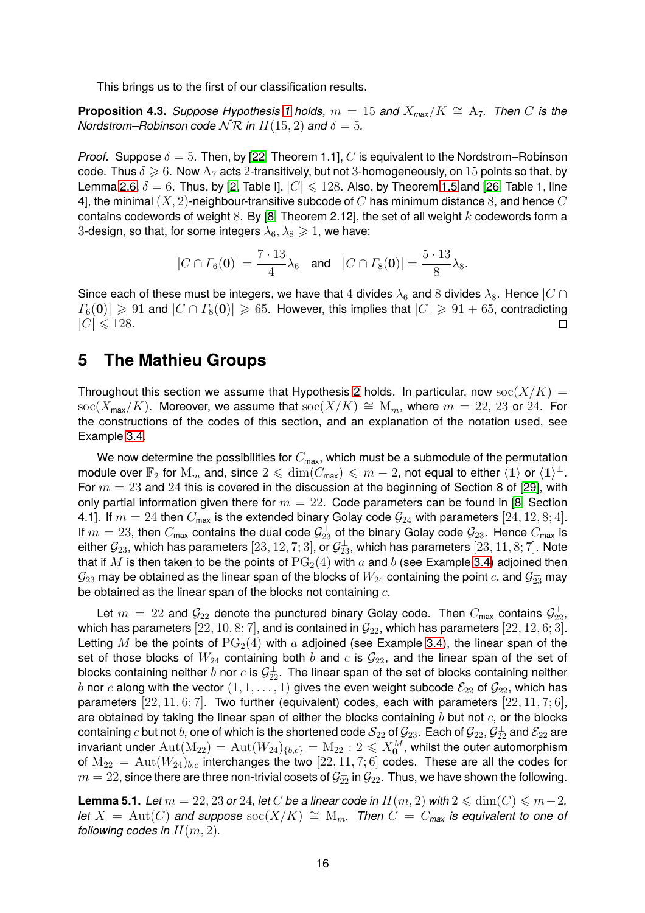This brings us to the first of our classification results.

**Proposition 4.3.** *Suppose Hypothesis 1 holds, $m = 15$ and $X_{\mathsf{max}}/K \cong \mathrm{A}_7$. Then $C$ is the Nordstrom–Robinson code $\mathcal{NR}$ in $H(15, 2)$ and $\delta = 5$.*

*Proof.* Suppose $\delta = 5$. Then, by [22, Theorem 1.1], $C$ is equivalent to the Nordstrom–Robinson code. Thus $\delta \geqslant 6$. Now $\mathrm{A}_7$ acts 2-transitively, but not 3-homogeneously, on 15 points so that, by Lemma 2.6, $\delta = 6$. Thus, by [2, Table I], $|C| \leqslant 128$. Also, by Theorem 1.5 and [26, Table 1, line 4], the minimal $(X, 2)$-neighbour-transitive subcode of $C$ has minimum distance 8, and hence $C$ contains codewords of weight 8. By [8, Theorem 2.12], the set of all weight $k$ codewords form a 3-design, so that, for some integers $\lambda_6, \lambda_8 \geqslant 1$, we have:

$$|C \cap \Gamma_6(\mathbf{0})| = \frac{7 \cdot 13}{4}\lambda_6 \quad \text{and} \quad |C \cap \Gamma_8(\mathbf{0})| = \frac{5 \cdot 13}{8}\lambda_8.$$

Since each of these must be integers, we have that 4 divides $\lambda_6$ and 8 divides $\lambda_8$. Hence $|C \cap \Gamma_6(\mathbf{0})| \geqslant 91$ and $|C \cap \Gamma_8(\mathbf{0})| \geqslant 65$. However, this implies that $|C| \geqslant 91 + 65$, contradicting $|C| \leqslant 128$. □

## 5 The Mathieu Groups

Throughout this section we assume that Hypothesis 2 holds. In particular, now $\mathrm{soc}(X/K) = \mathrm{soc}(X_{\mathsf{max}}/K)$. Moreover, we assume that $\mathrm{soc}(X/K) \cong \mathrm{M}_m$, where $m = 22$, 23 or 24. For the constructions of the codes of this section, and an explanation of the notation used, see Example 3.4.

We now determine the possibilities for $C_{\mathsf{max}}$, which must be a submodule of the permutation module over $\mathbb{F}_2$ for $\mathrm{M}_m$ and, since $2 \leqslant \dim(C_{\mathsf{max}}) \leqslant m - 2$, not equal to either $\langle \mathbf{1} \rangle$ or $\langle \mathbf{1} \rangle^\perp$. For $m = 23$ and 24 this is covered in the discussion at the beginning of Section 8 of [29], with only partial information given there for $m = 22$. Code parameters can be found in [8, Section 4.1]. If $m = 24$ then $C_{\mathsf{max}}$ is the extended binary Golay code $\mathcal{G}_{24}$ with parameters $[24, 12, 8; 4]$. If $m = 23$, then $C_{\mathsf{max}}$ contains the dual code $\mathcal{G}_{23}^\perp$ of the binary Golay code $\mathcal{G}_{23}$. Hence $C_{\mathsf{max}}$ is either $\mathcal{G}_{23}$, which has parameters $[23, 12, 7; 3]$, or $\mathcal{G}_{23}^\perp$, which has parameters $[23, 11, 8; 7]$. Note that if $M$ is then taken to be the points of $\mathrm{PG}_2(4)$ with $a$ and $b$ (see Example 3.4) adjoined then $\mathcal{G}_{23}$ may be obtained as the linear span of the blocks of $W_{24}$ containing the point $c$, and $\mathcal{G}_{23}^\perp$ may be obtained as the linear span of the blocks not containing $c$.

Let $m = 22$ and $\mathcal{G}_{22}$ denote the punctured binary Golay code. Then $C_{\mathsf{max}}$ contains $\mathcal{G}_{22}^\perp$, which has parameters $[22, 10, 8; 7]$, and is contained in $\mathcal{G}_{22}$, which has parameters $[22, 12, 6; 3]$. Letting $M$ be the points of $\mathrm{PG}_2(4)$ with $a$ adjoined (see Example 3.4), the linear span of the set of those blocks of $W_{24}$ containing both $b$ and $c$ is $\mathcal{G}_{22}$, and the linear span of the set of blocks containing neither $b$ nor $c$ is $\mathcal{G}_{22}^\perp$. The linear span of the set of blocks containing neither $b$ nor $c$ along with the vector $(1, 1, \ldots, 1)$ gives the even weight subcode $\mathcal{E}_{22}$ of $\mathcal{G}_{22}$, which has parameters $[22, 11, 6; 7]$. Two further (equivalent) codes, each with parameters $[22, 11, 7; 6]$, are obtained by taking the linear span of either the blocks containing $b$ but not $c$, or the blocks containing $c$ but not $b$, one of which is the shortened code $\mathcal{S}_{22}$ of $\mathcal{G}_{23}$. Each of $\mathcal{G}_{22}$, $\mathcal{G}_{22}^\perp$ and $\mathcal{E}_{22}$ are invariant under $\mathrm{Aut}(\mathrm{M}_{22}) = \mathrm{Aut}(W_{24})_{\{b,c\}} = \mathrm{M}_{22} : 2 \leqslant X_{\mathbf{0}}^M$, whilst the outer automorphism of $\mathrm{M}_{22} = \mathrm{Aut}(W_{24})_{b,c}$ interchanges the two $[22, 11, 7; 6]$ codes. These are all the codes for $m = 22$, since there are three non-trivial cosets of $\mathcal{G}_{22}^\perp$ in $\mathcal{G}_{22}$. Thus, we have shown the following.

**Lemma 5.1.** *Let $m = 22, 23$ or 24, let $C$ be a linear code in $H(m, 2)$ with $2 \leqslant \dim(C) \leqslant m-2$, let $X = \mathrm{Aut}(C)$ and suppose $\mathrm{soc}(X/K) \cong \mathrm{M}_m$. Then $C = C_{\mathsf{max}}$ is equivalent to one of following codes in $H(m, 2)$.*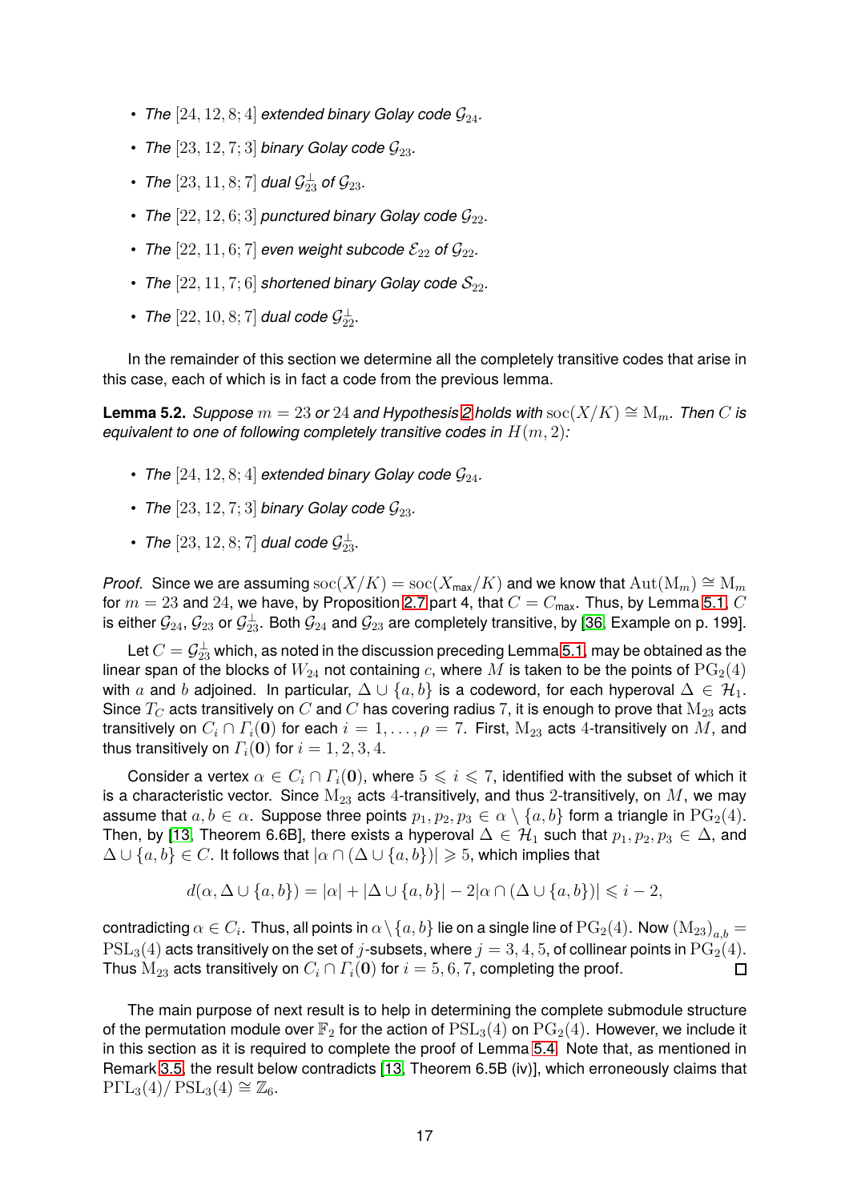- *The* $[24, 12, 8; 4]$ *extended binary Golay code* $\mathcal{G}_{24}$*.*
- *The* $[23, 12, 7; 3]$ *binary Golay code* $\mathcal{G}_{23}$*.*
- *The* $[23, 11, 8; 7]$ *dual* $\mathcal{G}_{23}^{\perp}$ *of* $\mathcal{G}_{23}$*.*
- *The* $[22, 12, 6; 3]$ *punctured binary Golay code* $\mathcal{G}_{22}$*.*
- *The* $[22, 11, 6; 7]$ *even weight subcode* $\mathcal{E}_{22}$ *of* $\mathcal{G}_{22}$*.*
- *The* $[22, 11, 7; 6]$ *shortened binary Golay code* $\mathcal{S}_{22}$*.*
- *The* $[22, 10, 8; 7]$ *dual code* $\mathcal{G}_{22}^{\perp}$*.*

In the remainder of this section we determine all the completely transitive codes that arise in this case, each of which is in fact a code from the previous lemma.

**Lemma 5.2.** *Suppose* $m = 23$ *or* $24$ *and Hypothesis 2 holds with* $\mathrm{soc}(X/K) \cong \mathrm{M}_m$*. Then* $C$ *is equivalent to one of following completely transitive codes in* $H(m, 2)$*:*

- *The* $[24, 12, 8; 4]$ *extended binary Golay code* $\mathcal{G}_{24}$*.*
- *The* $[23, 12, 7; 3]$ *binary Golay code* $\mathcal{G}_{23}$*.*
- *The* $[23, 12, 8; 7]$ *dual code* $\mathcal{G}_{23}^{\perp}$*.*

*Proof.* Since we are assuming $\mathrm{soc}(X/K) = \mathrm{soc}(X_{\mathsf{max}}/K)$ and we know that $\mathrm{Aut}(\mathrm{M}_m) \cong \mathrm{M}_m$ for $m = 23$ and $24$, we have, by Proposition 2.7 part 4, that $C = C_{\mathsf{max}}$. Thus, by Lemma 5.1, $C$ is either $\mathcal{G}_{24}$, $\mathcal{G}_{23}$ or $\mathcal{G}_{23}^{\perp}$. Both $\mathcal{G}_{24}$ and $\mathcal{G}_{23}$ are completely transitive, by [36, Example on p. 199].

Let $C = \mathcal{G}_{23}^{\perp}$ which, as noted in the discussion preceding Lemma 5.1, may be obtained as the linear span of the blocks of $W_{24}$ not containing $c$, where $M$ is taken to be the points of $\mathrm{PG}_2(4)$ with $a$ and $b$ adjoined. In particular, $\Delta \cup \{a, b\}$ is a codeword, for each hyperoval $\Delta \in \mathcal{H}_1$. Since $T_C$ acts transitively on $C$ and $C$ has covering radius 7, it is enough to prove that $\mathrm{M}_{23}$ acts transitively on $C_i \cap \Gamma_i(\mathbf{0})$ for each $i = 1, \ldots, \rho = 7$. First, $\mathrm{M}_{23}$ acts 4-transitively on $M$, and thus transitively on $\Gamma_i(\mathbf{0})$ for $i = 1, 2, 3, 4$.

Consider a vertex $\alpha \in C_i \cap \Gamma_i(\mathbf{0})$, where $5 \leqslant i \leqslant 7$, identified with the subset of which it is a characteristic vector. Since $\mathrm{M}_{23}$ acts 4-transitively, and thus 2-transitively, on $M$, we may assume that $a, b \in \alpha$. Suppose three points $p_1, p_2, p_3 \in \alpha \setminus \{a, b\}$ form a triangle in $\mathrm{PG}_2(4)$. Then, by [13, Theorem 6.6B], there exists a hyperoval $\Delta \in \mathcal{H}_1$ such that $p_1, p_2, p_3 \in \Delta$, and $\Delta \cup \{a, b\} \in C$. It follows that $|\alpha \cap (\Delta \cup \{a, b\})| \geqslant 5$, which implies that

$$d(\alpha, \Delta \cup \{a, b\}) = |\alpha| + |\Delta \cup \{a, b\}| - 2|\alpha \cap (\Delta \cup \{a, b\})| \leqslant i - 2,$$

contradicting $\alpha \in C_i$. Thus, all points in $\alpha \setminus \{a, b\}$ lie on a single line of $\mathrm{PG}_2(4)$. Now $(\mathrm{M}_{23})_{a,b} = \mathrm{PSL}_3(4)$ acts transitively on the set of $j$-subsets, where $j = 3, 4, 5$, of collinear points in $\mathrm{PG}_2(4)$. Thus $\mathrm{M}_{23}$ acts transitively on $C_i \cap \Gamma_i(\mathbf{0})$ for $i = 5, 6, 7$, completing the proof. $\square$

The main purpose of next result is to help in determining the complete submodule structure of the permutation module over $\mathbb{F}_2$ for the action of $\mathrm{PSL}_3(4)$ on $\mathrm{PG}_2(4)$. However, we include it in this section as it is required to complete the proof of Lemma 5.4. Note that, as mentioned in Remark 3.5, the result below contradicts [13, Theorem 6.5B (iv)], which erroneously claims that $\mathrm{P\Gamma L}_3(4)/\mathrm{PSL}_3(4) \cong \mathbb{Z}_6$.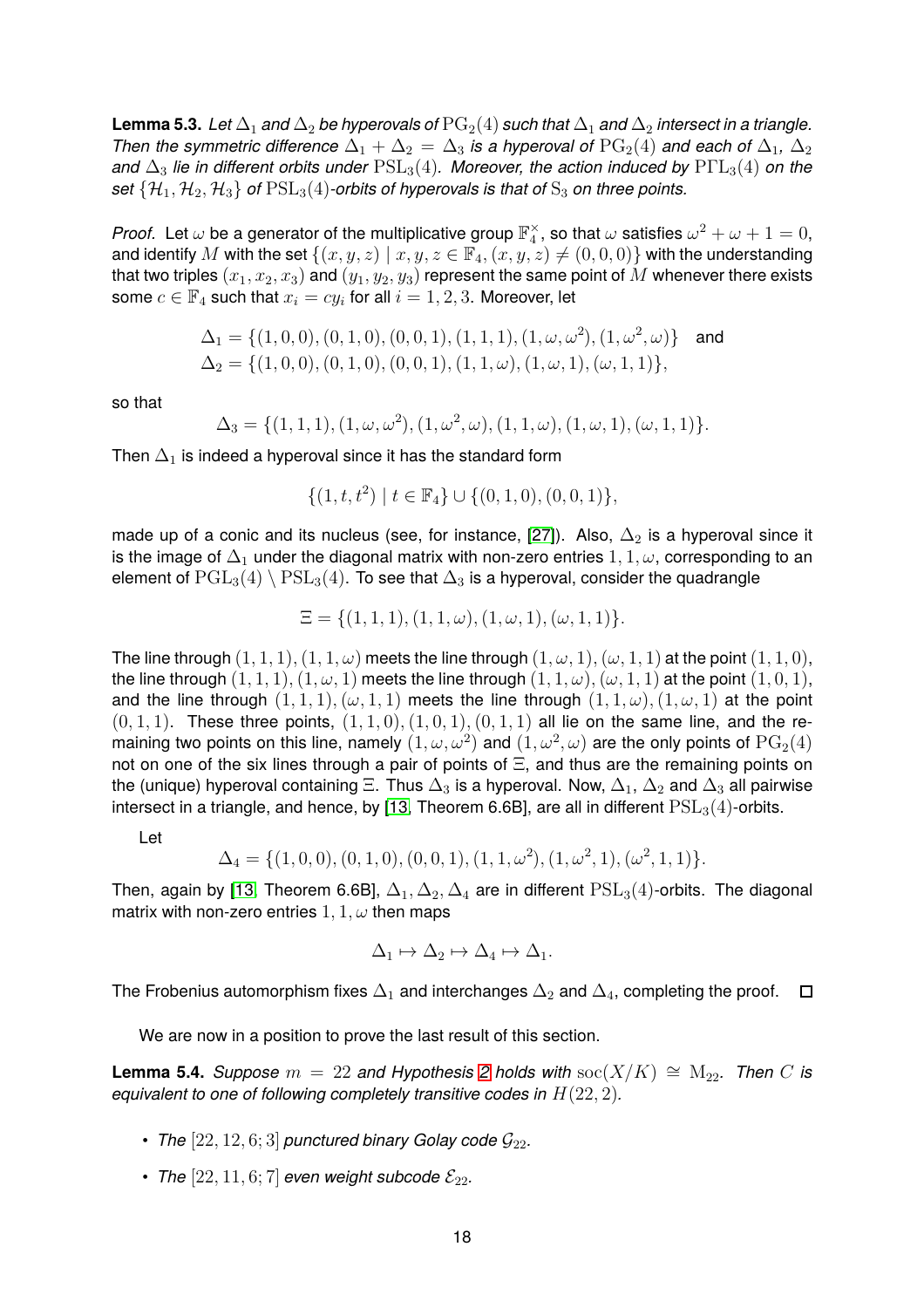**Lemma 5.3.** *Let $\Delta_1$ and $\Delta_2$ be hyperovals of $\mathrm{PG}_2(4)$ such that $\Delta_1$ and $\Delta_2$ intersect in a triangle. Then the symmetric difference $\Delta_1 + \Delta_2 = \Delta_3$ is a hyperoval of $\mathrm{PG}_2(4)$ and each of $\Delta_1$, $\Delta_2$ and $\Delta_3$ lie in different orbits under $\mathrm{PSL}_3(4)$. Moreover, the action induced by $\mathrm{P\Gamma L}_3(4)$ on the set $\{\mathcal{H}_1, \mathcal{H}_2, \mathcal{H}_3\}$ of $\mathrm{PSL}_3(4)$-orbits of hyperovals is that of $\mathrm{S}_3$ on three points.*

*Proof.* Let $\omega$ be a generator of the multiplicative group $\mathbb{F}_4^\times$, so that $\omega$ satisfies $\omega^2 + \omega + 1 = 0$, and identify $M$ with the set $\{(x, y, z) \mid x, y, z \in \mathbb{F}_4, (x, y, z) \neq (0, 0, 0)\}$ with the understanding that two triples $(x_1, x_2, x_3)$ and $(y_1, y_2, y_3)$ represent the same point of $M$ whenever there exists some $c \in \mathbb{F}_4$ such that $x_i = cy_i$ for all $i = 1, 2, 3$. Moreover, let

$$\begin{aligned}
\Delta_1 &= \{(1,0,0),(0,1,0),(0,0,1),(1,1,1),(1,\omega,\omega^2),(1,\omega^2,\omega)\} \quad \text{and} \\
\Delta_2 &= \{(1,0,0),(0,1,0),(0,0,1),(1,1,\omega),(1,\omega,1),(\omega,1,1)\},
\end{aligned}$$

so that

$$\Delta_3 = \{(1,1,1),(1,\omega,\omega^2),(1,\omega^2,\omega),(1,1,\omega),(1,\omega,1),(\omega,1,1)\}.$$

Then $\Delta_1$ is indeed a hyperoval since it has the standard form

$$\{(1,t,t^2) \mid t \in \mathbb{F}_4\} \cup \{(0,1,0),(0,0,1)\},$$

made up of a conic and its nucleus (see, for instance, [27]). Also, $\Delta_2$ is a hyperoval since it is the image of $\Delta_1$ under the diagonal matrix with non-zero entries $1, 1, \omega$, corresponding to an element of $\mathrm{PGL}_3(4) \setminus \mathrm{PSL}_3(4)$. To see that $\Delta_3$ is a hyperoval, consider the quadrangle

$$\Xi = \{(1,1,1),(1,1,\omega),(1,\omega,1),(\omega,1,1)\}.$$

The line through $(1,1,1),(1,1,\omega)$ meets the line through $(1,\omega,1),(\omega,1,1)$ at the point $(1,1,0)$, the line through $(1,1,1),(1,\omega,1)$ meets the line through $(1,1,\omega),(\omega,1,1)$ at the point $(1,0,1)$, and the line through $(1,1,1),(\omega,1,1)$ meets the line through $(1,1,\omega),(1,\omega,1)$ at the point $(0,1,1)$. These three points, $(1,1,0),(1,0,1),(0,1,1)$ all lie on the same line, and the remaining two points on this line, namely $(1,\omega,\omega^2)$ and $(1,\omega^2,\omega)$ are the only points of $\mathrm{PG}_2(4)$ not on one of the six lines through a pair of points of $\Xi$, and thus are the remaining points on the (unique) hyperoval containing $\Xi$. Thus $\Delta_3$ is a hyperoval. Now, $\Delta_1$, $\Delta_2$ and $\Delta_3$ all pairwise intersect in a triangle, and hence, by [13, Theorem 6.6B], are all in different $\mathrm{PSL}_3(4)$-orbits.

Let

$$\Delta_4 = \{(1,0,0),(0,1,0),(0,0,1),(1,1,\omega^2),(1,\omega^2,1),(\omega^2,1,1)\}.$$

Then, again by [13, Theorem 6.6B], $\Delta_1, \Delta_2, \Delta_4$ are in different $\mathrm{PSL}_3(4)$-orbits. The diagonal matrix with non-zero entries $1, 1, \omega$ then maps

$$\Delta_1 \mapsto \Delta_2 \mapsto \Delta_4 \mapsto \Delta_1.$$

The Frobenius automorphism fixes $\Delta_1$ and interchanges $\Delta_2$ and $\Delta_4$, completing the proof. $\square$

We are now in a position to prove the last result of this section.

**Lemma 5.4.** *Suppose $m = 22$ and Hypothesis 2 holds with $\mathrm{soc}(X/K) \cong \mathrm{M}_{22}$. Then $C$ is equivalent to one of following completely transitive codes in $H(22, 2)$.*

- *The $[22, 12, 6; 3]$ punctured binary Golay code $\mathcal{G}_{22}$.*
- *The $[22, 11, 6; 7]$ even weight subcode $\mathcal{E}_{22}$.*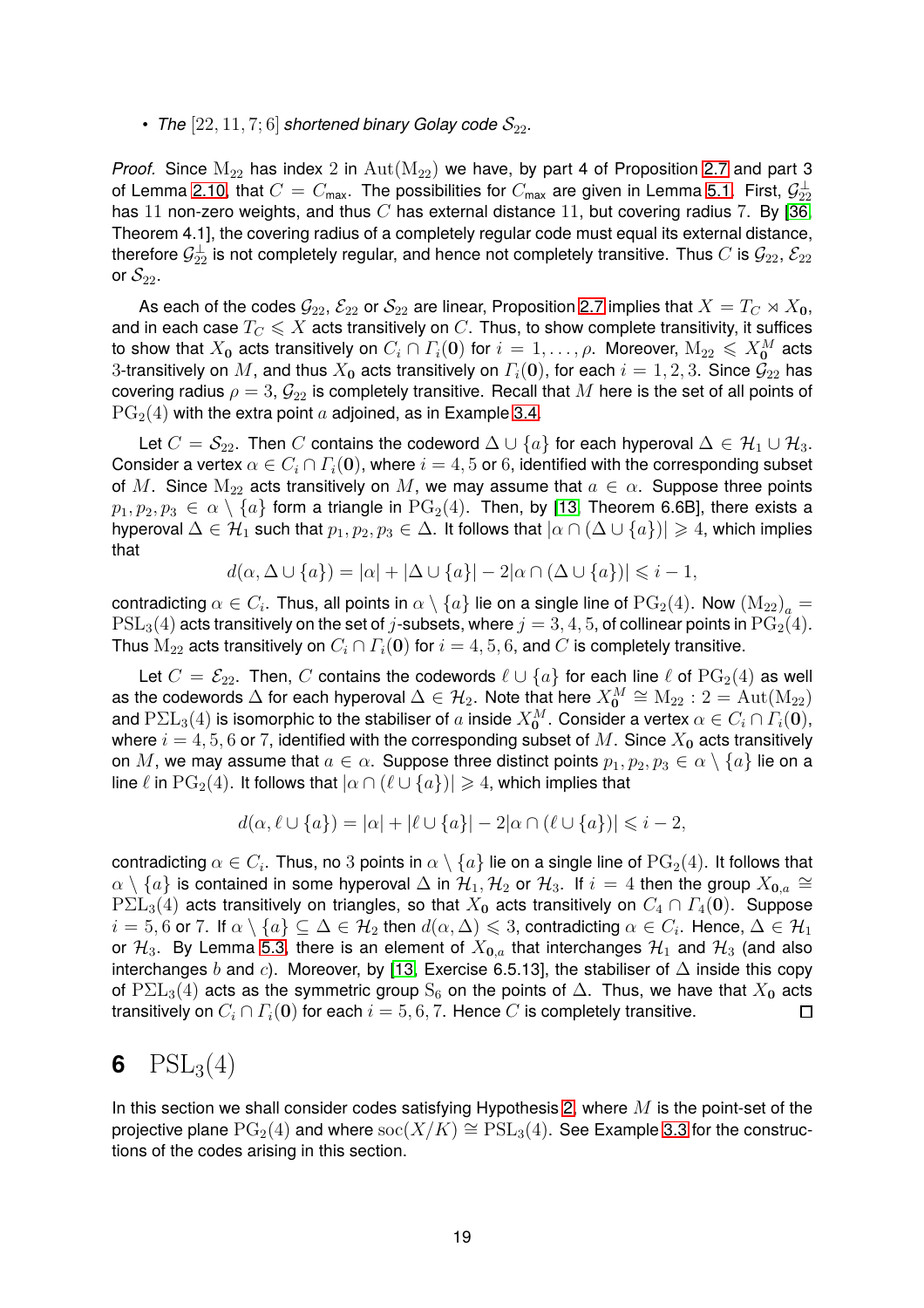- *The* $[22, 11, 7; 6]$ *shortened binary Golay code* $\mathcal{S}_{22}$.

*Proof.* Since $\mathrm{M}_{22}$ has index 2 in $\mathrm{Aut}(\mathrm{M}_{22})$ we have, by part 4 of Proposition 2.7 and part 3 of Lemma 2.10, that $C = C_{\max}$. The possibilities for $C_{\max}$ are given in Lemma 5.1. First, $\mathcal{G}_{22}^{\perp}$ has 11 non-zero weights, and thus $C$ has external distance 11, but covering radius 7. By [36, Theorem 4.1], the covering radius of a completely regular code must equal its external distance, therefore $\mathcal{G}_{22}^{\perp}$ is not completely regular, and hence not completely transitive. Thus $C$ is $\mathcal{G}_{22}$, $\mathcal{E}_{22}$ or $\mathcal{S}_{22}$.

As each of the codes $\mathcal{G}_{22}$, $\mathcal{E}_{22}$ or $\mathcal{S}_{22}$ are linear, Proposition 2.7 implies that $X = T_C \rtimes X_{\mathbf{0}}$, and in each case $T_C \leqslant X$ acts transitively on $C$. Thus, to show complete transitivity, it suffices to show that $X_{\mathbf{0}}$ acts transitively on $C_i \cap \Gamma_i(\mathbf{0})$ for $i = 1, \ldots, \rho$. Moreover, $\mathrm{M}_{22} \leqslant X_{\mathbf{0}}^M$ acts 3-transitively on $M$, and thus $X_{\mathbf{0}}$ acts transitively on $\Gamma_i(\mathbf{0})$, for each $i = 1, 2, 3$. Since $\mathcal{G}_{22}$ has covering radius $\rho = 3$, $\mathcal{G}_{22}$ is completely transitive. Recall that $M$ here is the set of all points of $\mathrm{PG}_2(4)$ with the extra point $a$ adjoined, as in Example 3.4.

Let $C = \mathcal{S}_{22}$. Then $C$ contains the codeword $\Delta \cup \{a\}$ for each hyperoval $\Delta \in \mathcal{H}_1 \cup \mathcal{H}_3$. Consider a vertex $\alpha \in C_i \cap \Gamma_i(\mathbf{0})$, where $i = 4, 5$ or $6$, identified with the corresponding subset of $M$. Since $\mathrm{M}_{22}$ acts transitively on $M$, we may assume that $a \in \alpha$. Suppose three points $p_1, p_2, p_3 \in \alpha \setminus \{a\}$ form a triangle in $\mathrm{PG}_2(4)$. Then, by [13, Theorem 6.6B], there exists a hyperoval $\Delta \in \mathcal{H}_1$ such that $p_1, p_2, p_3 \in \Delta$. It follows that $|\alpha \cap (\Delta \cup \{a\})| \geqslant 4$, which implies that

$$d(\alpha, \Delta \cup \{a\}) = |\alpha| + |\Delta \cup \{a\}| - 2|\alpha \cap (\Delta \cup \{a\})| \leqslant i - 1,$$

contradicting $\alpha \in C_i$. Thus, all points in $\alpha \setminus \{a\}$ lie on a single line of $\mathrm{PG}_2(4)$. Now $(\mathrm{M}_{22})_a = \mathrm{PSL}_3(4)$ acts transitively on the set of $j$-subsets, where $j = 3, 4, 5$, of collinear points in $\mathrm{PG}_2(4)$. Thus $\mathrm{M}_{22}$ acts transitively on $C_i \cap \Gamma_i(\mathbf{0})$ for $i = 4, 5, 6$, and $C$ is completely transitive.

Let $C = \mathcal{E}_{22}$. Then, $C$ contains the codewords $\ell \cup \{a\}$ for each line $\ell$ of $\mathrm{PG}_2(4)$ as well as the codewords $\Delta$ for each hyperoval $\Delta \in \mathcal{H}_2$. Note that here $X_{\mathbf{0}}^M \cong \mathrm{M}_{22} : 2 = \mathrm{Aut}(\mathrm{M}_{22})$ and $\mathrm{P\Sigma L}_3(4)$ is isomorphic to the stabiliser of $a$ inside $X_{\mathbf{0}}^M$. Consider a vertex $\alpha \in C_i \cap \Gamma_i(\mathbf{0})$, where $i = 4, 5, 6$ or $7$, identified with the corresponding subset of $M$. Since $X_{\mathbf{0}}$ acts transitively on $M$, we may assume that $a \in \alpha$. Suppose three distinct points $p_1, p_2, p_3 \in \alpha \setminus \{a\}$ lie on a line $\ell$ in $\mathrm{PG}_2(4)$. It follows that $|\alpha \cap (\ell \cup \{a\})| \geqslant 4$, which implies that

$$d(\alpha, \ell \cup \{a\}) = |\alpha| + |\ell \cup \{a\}| - 2|\alpha \cap (\ell \cup \{a\})| \leqslant i - 2,$$

contradicting $\alpha \in C_i$. Thus, no 3 points in $\alpha \setminus \{a\}$ lie on a single line of $\mathrm{PG}_2(4)$. It follows that $\alpha \setminus \{a\}$ is contained in some hyperoval $\Delta$ in $\mathcal{H}_1, \mathcal{H}_2$ or $\mathcal{H}_3$. If $i = 4$ then the group $X_{\mathbf{0},a} \cong \mathrm{P\Sigma L}_3(4)$ acts transitively on triangles, so that $X_{\mathbf{0}}$ acts transitively on $C_4 \cap \Gamma_4(\mathbf{0})$. Suppose $i = 5, 6$ or $7$. If $\alpha \setminus \{a\} \subseteq \Delta \in \mathcal{H}_2$ then $d(\alpha, \Delta) \leqslant 3$, contradicting $\alpha \in C_i$. Hence, $\Delta \in \mathcal{H}_1$ or $\mathcal{H}_3$. By Lemma 5.3, there is an element of $X_{\mathbf{0},a}$ that interchanges $\mathcal{H}_1$ and $\mathcal{H}_3$ (and also interchanges $b$ and $c$). Moreover, by [13, Exercise 6.5.13], the stabiliser of $\Delta$ inside this copy of $\mathrm{P\Sigma L}_3(4)$ acts as the symmetric group $\mathrm{S}_6$ on the points of $\Delta$. Thus, we have that $X_{\mathbf{0}}$ acts transitively on $C_i \cap \Gamma_i(\mathbf{0})$ for each $i = 5, 6, 7$. Hence $C$ is completely transitive. □

# 6 $\mathrm{PSL}_3(4)$

In this section we shall consider codes satisfying Hypothesis 2, where $M$ is the point-set of the projective plane $\mathrm{PG}_2(4)$ and where $\mathrm{soc}(X/K) \cong \mathrm{PSL}_3(4)$. See Example 3.3 for the constructions of the codes arising in this section.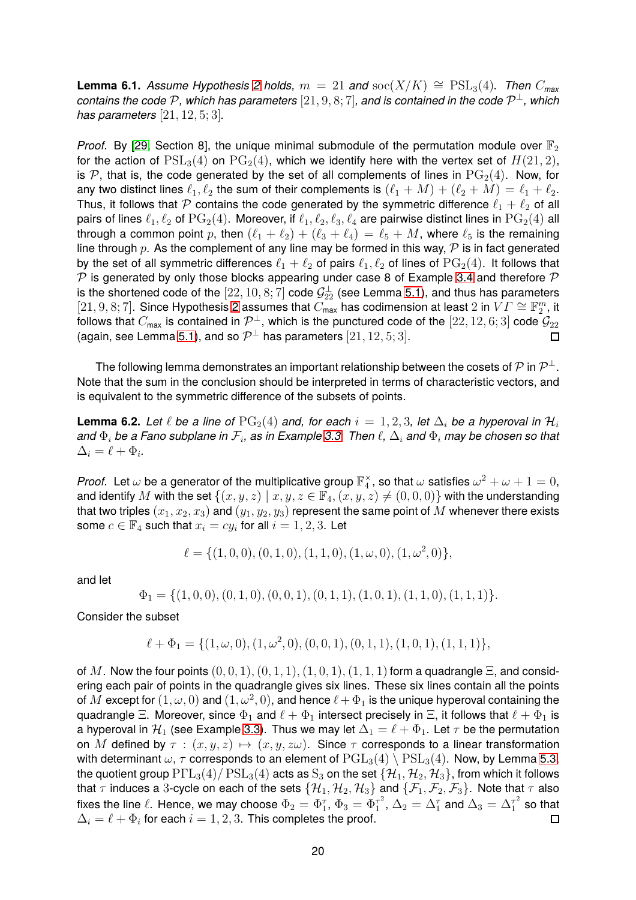**Lemma 6.1.** *Assume Hypothesis 2 holds, $m = 21$ and $\mathrm{soc}(X/K) \cong \mathrm{PSL}_3(4)$. Then $C_{max}$ contains the code $\mathcal{P}$, which has parameters $[21, 9, 8; 7]$, and is contained in the code $\mathcal{P}^\perp$, which has parameters $[21, 12, 5; 3]$.*

*Proof.* By [29, Section 8], the unique minimal submodule of the permutation module over $\mathbb{F}_2$ for the action of $\mathrm{PSL}_3(4)$ on $\mathrm{PG}_2(4)$, which we identify here with the vertex set of $H(21, 2)$, is $\mathcal{P}$, that is, the code generated by the set of all complements of lines in $\mathrm{PG}_2(4)$. Now, for any two distinct lines $\ell_1, \ell_2$ the sum of their complements is $(\ell_1 + M) + (\ell_2 + M) = \ell_1 + \ell_2$. Thus, it follows that $\mathcal{P}$ contains the code generated by the symmetric difference $\ell_1 + \ell_2$ of all pairs of lines $\ell_1, \ell_2$ of $\mathrm{PG}_2(4)$. Moreover, if $\ell_1, \ell_2, \ell_3, \ell_4$ are pairwise distinct lines in $\mathrm{PG}_2(4)$ all through a common point $p$, then $(\ell_1 + \ell_2) + (\ell_3 + \ell_4) = \ell_5 + M$, where $\ell_5$ is the remaining line through $p$. As the complement of any line may be formed in this way, $\mathcal{P}$ is in fact generated by the set of all symmetric differences $\ell_1 + \ell_2$ of pairs $\ell_1, \ell_2$ of lines of $\mathrm{PG}_2(4)$. It follows that $\mathcal{P}$ is generated by only those blocks appearing under case 8 of Example 3.4 and therefore $\mathcal{P}$ is the shortened code of the $[22, 10, 8; 7]$ code $\mathcal{G}_{22}^\perp$ (see Lemma 5.1), and thus has parameters $[21, 9, 8; 7]$. Since Hypothesis 2 assumes that $C_{\text{max}}$ has codimension at least 2 in $V\Gamma \cong \mathbb{F}_2^m$, it follows that $C_{\text{max}}$ is contained in $\mathcal{P}^\perp$, which is the punctured code of the $[22, 12, 6; 3]$ code $\mathcal{G}_{22}$ (again, see Lemma 5.1), and so $\mathcal{P}^\perp$ has parameters $[21, 12, 5; 3]$. $\square$

The following lemma demonstrates an important relationship between the cosets of $\mathcal{P}$ in $\mathcal{P}^\perp$. Note that the sum in the conclusion should be interpreted in terms of characteristic vectors, and is equivalent to the symmetric difference of the subsets of points.

**Lemma 6.2.** *Let $\ell$ be a line of $\mathrm{PG}_2(4)$ and, for each $i = 1, 2, 3$, let $\Delta_i$ be a hyperoval in $\mathcal{H}_i$ and $\Phi_i$ be a Fano subplane in $\mathcal{F}_i$, as in Example 3.3. Then $\ell$, $\Delta_i$ and $\Phi_i$ may be chosen so that $\Delta_i = \ell + \Phi_i$.*

*Proof.* Let $\omega$ be a generator of the multiplicative group $\mathbb{F}_4^\times$, so that $\omega$ satisfies $\omega^2 + \omega + 1 = 0$, and identify $M$ with the set $\{(x, y, z) \mid x, y, z \in \mathbb{F}_4, (x, y, z) \neq (0, 0, 0)\}$ with the understanding that two triples $(x_1, x_2, x_3)$ and $(y_1, y_2, y_3)$ represent the same point of $M$ whenever there exists some $c \in \mathbb{F}_4$ such that $x_i = cy_i$ for all $i = 1, 2, 3$. Let

$$\ell = \{(1, 0, 0), (0, 1, 0), (1, 1, 0), (1, \omega, 0), (1, \omega^2, 0)\},$$

and let

$$\Phi_1 = \{(1, 0, 0), (0, 1, 0), (0, 0, 1), (0, 1, 1), (1, 0, 1), (1, 1, 0), (1, 1, 1)\}.$$

Consider the subset

$$\ell + \Phi_1 = \{(1, \omega, 0), (1, \omega^2, 0), (0, 0, 1), (0, 1, 1), (1, 0, 1), (1, 1, 1)\},$$

of $M$. Now the four points $(0, 0, 1), (0, 1, 1), (1, 0, 1), (1, 1, 1)$ form a quadrangle $\Xi$, and considering each pair of points in the quadrangle gives six lines. These six lines contain all the points of $M$ except for $(1, \omega, 0)$ and $(1, \omega^2, 0)$, and hence $\ell + \Phi_1$ is the unique hyperoval containing the quadrangle $\Xi$. Moreover, since $\Phi_1$ and $\ell + \Phi_1$ intersect precisely in $\Xi$, it follows that $\ell + \Phi_1$ is a hyperoval in $\mathcal{H}_1$ (see Example 3.3). Thus we may let $\Delta_1 = \ell + \Phi_1$. Let $\tau$ be the permutation on $M$ defined by $\tau : (x, y, z) \mapsto (x, y, z\omega)$. Since $\tau$ corresponds to a linear transformation with determinant $\omega$, $\tau$ corresponds to an element of $\mathrm{PGL}_3(4) \setminus \mathrm{PSL}_3(4)$. Now, by Lemma 5.3, the quotient group $\mathrm{P\Gamma L}_3(4)/\mathrm{PSL}_3(4)$ acts as $\mathrm{S}_3$ on the set $\{\mathcal{H}_1, \mathcal{H}_2, \mathcal{H}_3\}$, from which it follows that $\tau$ induces a 3-cycle on each of the sets $\{\mathcal{H}_1, \mathcal{H}_2, \mathcal{H}_3\}$ and $\{\mathcal{F}_1, \mathcal{F}_2, \mathcal{F}_3\}$. Note that $\tau$ also fixes the line $\ell$. Hence, we may choose $\Phi_2 = \Phi_1^\tau$, $\Phi_3 = \Phi_1^{\tau^2}$, $\Delta_2 = \Delta_1^\tau$ and $\Delta_3 = \Delta_1^{\tau^2}$ so that $\Delta_i = \ell + \Phi_i$ for each $i = 1, 2, 3$. This completes the proof. $\square$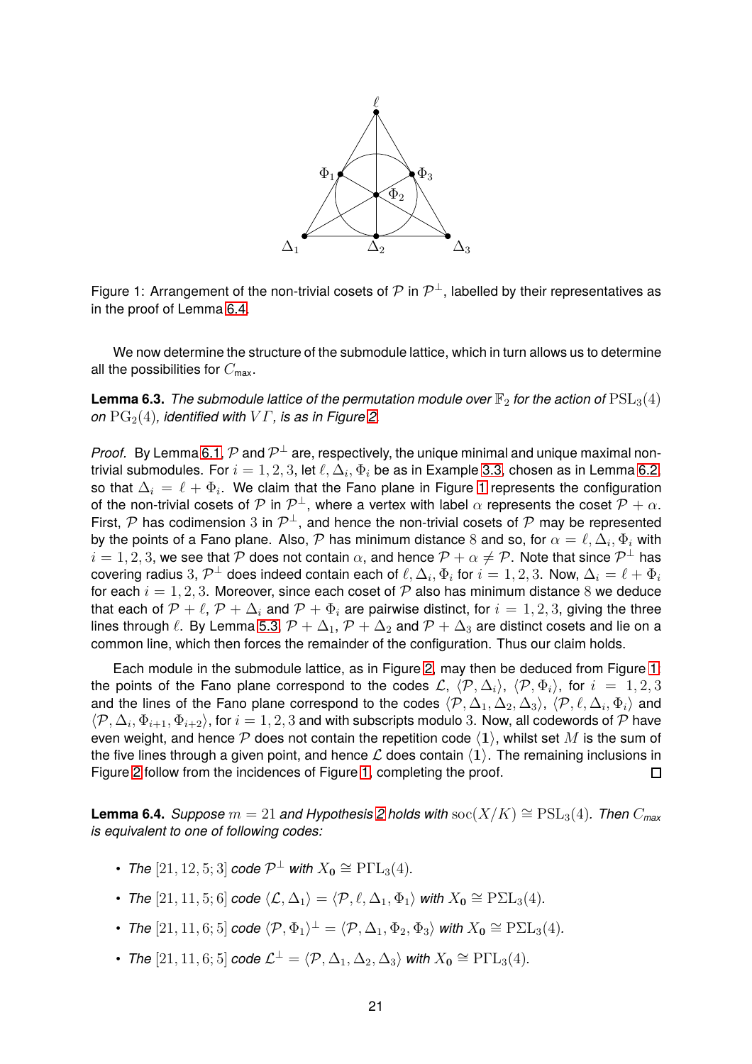Figure 1: Arrangement of the non-trivial cosets of $\mathcal{P}$ in $\mathcal{P}^\perp$, labelled by their representatives as in the proof of Lemma 6.4.

We now determine the structure of the submodule lattice, which in turn allows us to determine all the possibilities for $C_{\max}$.

**Lemma 6.3.** *The submodule lattice of the permutation module over $\mathbb{F}_2$ for the action of $\mathrm{PSL}_3(4)$ on $\mathrm{PG}_2(4)$, identified with $V\Gamma$, is as in Figure 2.*

*Proof.* By Lemma 6.1, $\mathcal{P}$ and $\mathcal{P}^\perp$ are, respectively, the unique minimal and unique maximal non-trivial submodules. For $i = 1, 2, 3$, let $\ell, \Delta_i, \Phi_i$ be as in Example 3.3, chosen as in Lemma 6.2, so that $\Delta_i = \ell + \Phi_i$. We claim that the Fano plane in Figure 1 represents the configuration of the non-trivial cosets of $\mathcal{P}$ in $\mathcal{P}^\perp$, where a vertex with label $\alpha$ represents the coset $\mathcal{P} + \alpha$. First, $\mathcal{P}$ has codimension $3$ in $\mathcal{P}^\perp$, and hence the non-trivial cosets of $\mathcal{P}$ may be represented by the points of a Fano plane. Also, $\mathcal{P}$ has minimum distance $8$ and so, for $\alpha = \ell, \Delta_i, \Phi_i$ with $i = 1, 2, 3$, we see that $\mathcal{P}$ does not contain $\alpha$, and hence $\mathcal{P} + \alpha \neq \mathcal{P}$. Note that since $\mathcal{P}^\perp$ has covering radius $3$, $\mathcal{P}^\perp$ does indeed contain each of $\ell, \Delta_i, \Phi_i$ for $i = 1, 2, 3$. Now, $\Delta_i = \ell + \Phi_i$ for each $i = 1, 2, 3$. Moreover, since each coset of $\mathcal{P}$ also has minimum distance $8$ we deduce that each of $\mathcal{P} + \ell$, $\mathcal{P} + \Delta_i$ and $\mathcal{P} + \Phi_i$ are pairwise distinct, for $i = 1, 2, 3$, giving the three lines through $\ell$. By Lemma 5.3, $\mathcal{P} + \Delta_1$, $\mathcal{P} + \Delta_2$ and $\mathcal{P} + \Delta_3$ are distinct cosets and lie on a common line, which then forces the remainder of the configuration. Thus our claim holds.

Each module in the submodule lattice, as in Figure 2, may then be deduced from Figure 1: the points of the Fano plane correspond to the codes $\mathcal{L}$, $\langle \mathcal{P}, \Delta_i \rangle$, $\langle \mathcal{P}, \Phi_i \rangle$, for $i = 1, 2, 3$ and the lines of the Fano plane correspond to the codes $\langle \mathcal{P}, \Delta_1, \Delta_2, \Delta_3 \rangle$, $\langle \mathcal{P}, \ell, \Delta_i, \Phi_i \rangle$ and $\langle \mathcal{P}, \Delta_i, \Phi_{i+1}, \Phi_{i+2} \rangle$, for $i = 1, 2, 3$ and with subscripts modulo $3$. Now, all codewords of $\mathcal{P}$ have even weight, and hence $\mathcal{P}$ does not contain the repetition code $\langle \mathbf{1} \rangle$, whilst set $M$ is the sum of the five lines through a given point, and hence $\mathcal{L}$ does contain $\langle \mathbf{1} \rangle$. The remaining inclusions in Figure 2 follow from the incidences of Figure 1, completing the proof. $\square$

**Lemma 6.4.** *Suppose $m = 21$ and Hypothesis 2 holds with $\mathrm{soc}(X/K) \cong \mathrm{PSL}_3(4)$. Then $C_{max}$ is equivalent to one of following codes:*

- *The $[21, 12, 5; 3]$ code $\mathcal{P}^\perp$ with $X_{\mathbf{0}} \cong \mathrm{P\Gamma L}_3(4)$.*
- *The $[21, 11, 5; 6]$ code $\langle \mathcal{L}, \Delta_1 \rangle = \langle \mathcal{P}, \ell, \Delta_1, \Phi_1 \rangle$ with $X_{\mathbf{0}} \cong \mathrm{P\Sigma L}_3(4)$.*
- *The $[21, 11, 6; 5]$ code $\langle \mathcal{P}, \Phi_1 \rangle^\perp = \langle \mathcal{P}, \Delta_1, \Phi_2, \Phi_3 \rangle$ with $X_{\mathbf{0}} \cong \mathrm{P\Sigma L}_3(4)$.*
- *The $[21, 11, 6; 5]$ code $\mathcal{L}^\perp = \langle \mathcal{P}, \Delta_1, \Delta_2, \Delta_3 \rangle$ with $X_{\mathbf{0}} \cong \mathrm{P\Gamma L}_3(4)$.*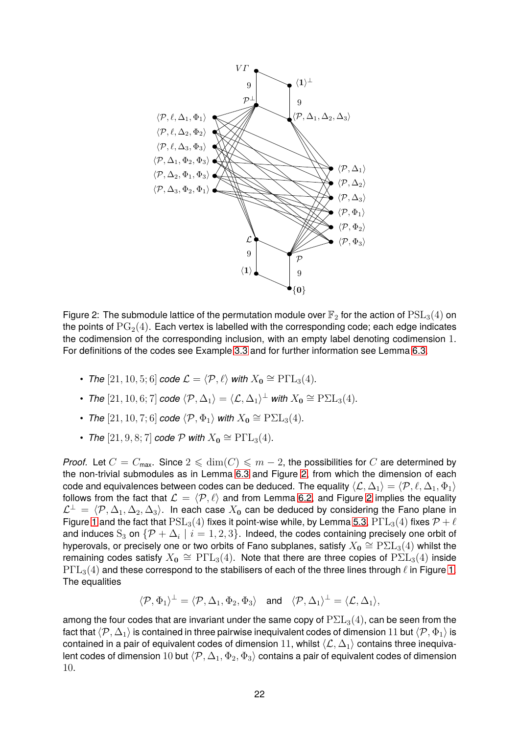Figure 2: The submodule lattice of the permutation module over $\mathbb{F}_2$ for the action of $\mathrm{PSL}_3(4)$ on the points of $\mathrm{PG}_2(4)$. Each vertex is labelled with the corresponding code; each edge indicates the codimension of the corresponding inclusion, with an empty label denoting codimension $1$. For definitions of the codes see Example 3.3 and for further information see Lemma 6.3.

- *The* $[21, 10, 5; 6]$ *code* $\mathcal{L} = \langle \mathcal{P}, \ell \rangle$ *with* $X_{\mathbf{0}} \cong \mathrm{P\Gamma L}_3(4)$*.*
- *The* $[21, 10, 6; 7]$ *code* $\langle \mathcal{P}, \Delta_1 \rangle = \langle \mathcal{L}, \Delta_1 \rangle^{\perp}$ *with* $X_{\mathbf{0}} \cong \mathrm{P\Sigma L}_3(4)$*.*
- *The* $[21, 10, 7; 6]$ *code* $\langle \mathcal{P}, \Phi_1 \rangle$ *with* $X_{\mathbf{0}} \cong \mathrm{P\Sigma L}_3(4)$*.*
- *The* $[21, 9, 8; 7]$ *code* $\mathcal{P}$ *with* $X_{\mathbf{0}} \cong \mathrm{P\Gamma L}_3(4)$*.*

*Proof.* Let $C = C_{\max}$. Since $2 \leqslant \dim(C) \leqslant m - 2$, the possibilities for $C$ are determined by the non-trivial submodules as in Lemma 6.3 and Figure 2, from which the dimension of each code and equivalences between codes can be deduced. The equality $\langle \mathcal{L}, \Delta_1 \rangle = \langle \mathcal{P}, \ell, \Delta_1, \Phi_1 \rangle$ follows from the fact that $\mathcal{L} = \langle \mathcal{P}, \ell \rangle$ and from Lemma 6.2, and Figure 2 implies the equality $\mathcal{L}^{\perp} = \langle \mathcal{P}, \Delta_1, \Delta_2, \Delta_3 \rangle$. In each case $X_{\mathbf{0}}$ can be deduced by considering the Fano plane in Figure 1 and the fact that $\mathrm{PSL}_3(4)$ fixes it point-wise while, by Lemma 5.3, $\mathrm{P\Gamma L}_3(4)$ fixes $\mathcal{P} + \ell$ and induces $\mathrm{S}_3$ on $\{\mathcal{P} + \Delta_i \mid i = 1, 2, 3\}$. Indeed, the codes containing precisely one orbit of hyperovals, or precisely one or two orbits of Fano subplanes, satisfy $X_{\mathbf{0}} \cong \mathrm{P\Sigma L}_3(4)$ whilst the remaining codes satisfy $X_{\mathbf{0}} \cong \mathrm{P\Gamma L}_3(4)$. Note that there are three copies of $\mathrm{P\Sigma L}_3(4)$ inside $\mathrm{P\Gamma L}_3(4)$ and these correspond to the stabilisers of each of the three lines through $\ell$ in Figure 1. The equalities

$$\langle \mathcal{P}, \Phi_1 \rangle^{\perp} = \langle \mathcal{P}, \Delta_1, \Phi_2, \Phi_3 \rangle \quad \text{and} \quad \langle \mathcal{P}, \Delta_1 \rangle^{\perp} = \langle \mathcal{L}, \Delta_1 \rangle,$$

among the four codes that are invariant under the same copy of $\mathrm{P\Sigma L}_3(4)$, can be seen from the fact that $\langle \mathcal{P}, \Delta_1 \rangle$ is contained in three pairwise inequivalent codes of dimension $11$ but $\langle \mathcal{P}, \Phi_1 \rangle$ is contained in a pair of equivalent codes of dimension $11$, whilst $\langle \mathcal{L}, \Delta_1 \rangle$ contains three inequivalent codes of dimension $10$ but $\langle \mathcal{P}, \Delta_1, \Phi_2, \Phi_3 \rangle$ contains a pair of equivalent codes of dimension $10$.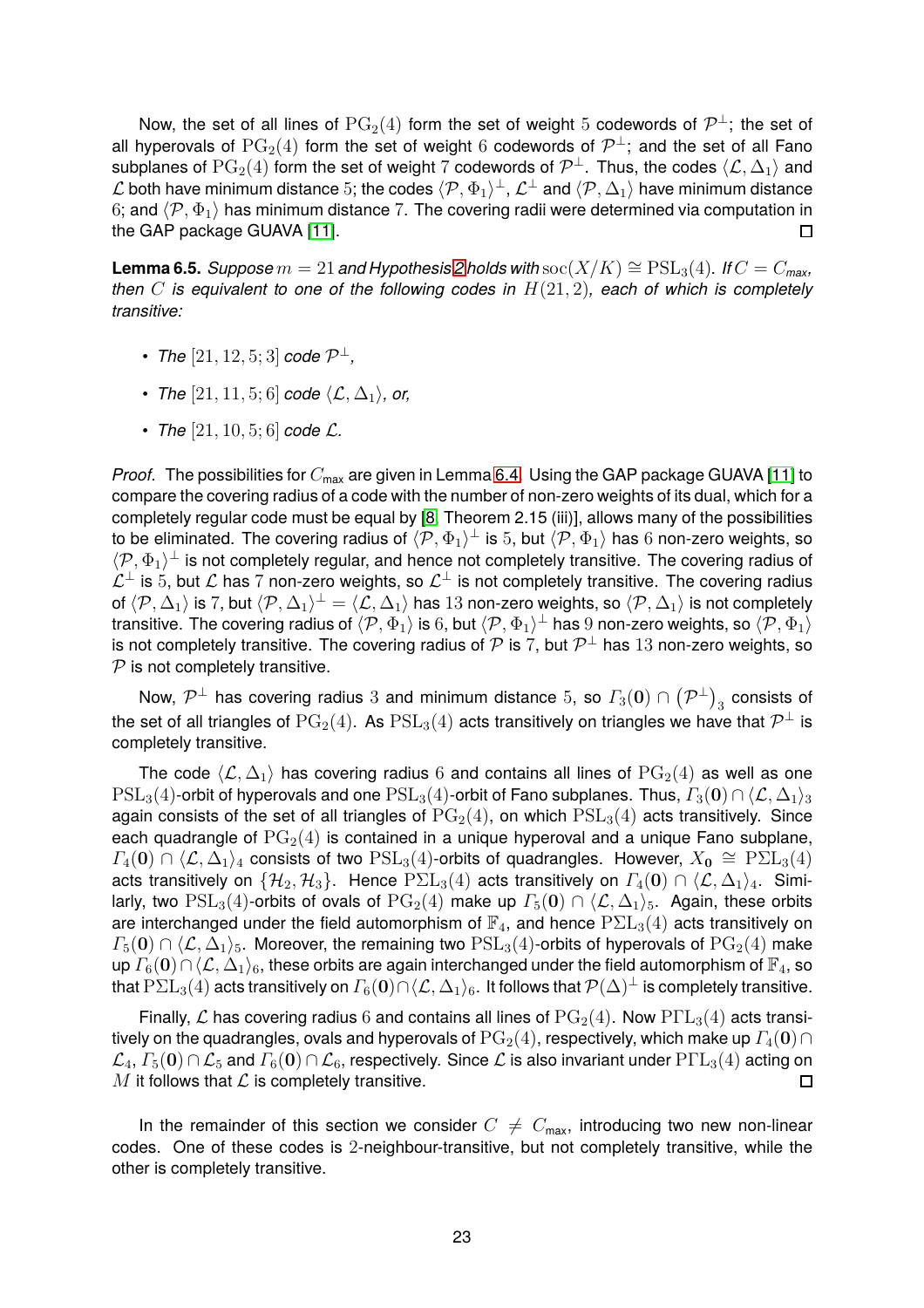Now, the set of all lines of $\mathrm{PG}_2(4)$ form the set of weight 5 codewords of $\mathcal{P}^\perp$; the set of all hyperovals of $\mathrm{PG}_2(4)$ form the set of weight 6 codewords of $\mathcal{P}^\perp$; and the set of all Fano subplanes of $\mathrm{PG}_2(4)$ form the set of weight 7 codewords of $\mathcal{P}^\perp$. Thus, the codes $\langle \mathcal{L}, \Delta_1 \rangle$ and $\mathcal{L}$ both have minimum distance 5; the codes $\langle \mathcal{P}, \Phi_1 \rangle^\perp$, $\mathcal{L}^\perp$ and $\langle \mathcal{P}, \Delta_1 \rangle$ have minimum distance 6; and $\langle \mathcal{P}, \Phi_1 \rangle$ has minimum distance 7. The covering radii were determined via computation in the GAP package GUAVA [11]. $\square$

**Lemma 6.5.** *Suppose $m = 21$ and Hypothesis 2 holds with $\mathrm{soc}(X/K) \cong \mathrm{PSL}_3(4)$. If $C = C_{\text{max}}$, then $C$ is equivalent to one of the following codes in $H(21, 2)$, each of which is completely transitive:*

- *The $[21, 12, 5; 3]$ code $\mathcal{P}^\perp$,*
- *The $[21, 11, 5; 6]$ code $\langle \mathcal{L}, \Delta_1 \rangle$, or,*
- *The $[21, 10, 5; 6]$ code $\mathcal{L}$.*

*Proof.* The possibilities for $C_{\text{max}}$ are given in Lemma 6.4. Using the GAP package GUAVA [11] to compare the covering radius of a code with the number of non-zero weights of its dual, which for a completely regular code must be equal by [8, Theorem 2.15 (iii)], allows many of the possibilities to be eliminated. The covering radius of $\langle \mathcal{P}, \Phi_1 \rangle^\perp$ is 5, but $\langle \mathcal{P}, \Phi_1 \rangle$ has 6 non-zero weights, so $\langle \mathcal{P}, \Phi_1 \rangle^\perp$ is not completely regular, and hence not completely transitive. The covering radius of $\mathcal{L}^\perp$ is 5, but $\mathcal{L}$ has 7 non-zero weights, so $\mathcal{L}^\perp$ is not completely transitive. The covering radius of $\langle \mathcal{P}, \Delta_1 \rangle$ is 7, but $\langle \mathcal{P}, \Delta_1 \rangle^\perp = \langle \mathcal{L}, \Delta_1 \rangle$ has 13 non-zero weights, so $\langle \mathcal{P}, \Delta_1 \rangle$ is not completely transitive. The covering radius of $\langle \mathcal{P}, \Phi_1 \rangle$ is 6, but $\langle \mathcal{P}, \Phi_1 \rangle^\perp$ has 9 non-zero weights, so $\langle \mathcal{P}, \Phi_1 \rangle$ is not completely transitive. The covering radius of $\mathcal{P}$ is 7, but $\mathcal{P}^\perp$ has 13 non-zero weights, so $\mathcal{P}$ is not completely transitive.

Now, $\mathcal{P}^\perp$ has covering radius 3 and minimum distance 5, so $\Gamma_3(\mathbf{0}) \cap \left(\mathcal{P}^\perp\right)_3$ consists of the set of all triangles of $\mathrm{PG}_2(4)$. As $\mathrm{PSL}_3(4)$ acts transitively on triangles we have that $\mathcal{P}^\perp$ is completely transitive.

The code $\langle \mathcal{L}, \Delta_1 \rangle$ has covering radius 6 and contains all lines of $\mathrm{PG}_2(4)$ as well as one $\mathrm{PSL}_3(4)$-orbit of hyperovals and one $\mathrm{PSL}_3(4)$-orbit of Fano subplanes. Thus, $\Gamma_3(\mathbf{0}) \cap \langle \mathcal{L}, \Delta_1 \rangle_3$ again consists of the set of all triangles of $\mathrm{PG}_2(4)$, on which $\mathrm{PSL}_3(4)$ acts transitively. Since each quadrangle of $\mathrm{PG}_2(4)$ is contained in a unique hyperoval and a unique Fano subplane, $\Gamma_4(\mathbf{0}) \cap \langle \mathcal{L}, \Delta_1 \rangle_4$ consists of two $\mathrm{PSL}_3(4)$-orbits of quadrangles. However, $X_{\mathbf{0}} \cong \mathrm{P\Sigma L}_3(4)$ acts transitively on $\{\mathcal{H}_2, \mathcal{H}_3\}$. Hence $\mathrm{P\Sigma L}_3(4)$ acts transitively on $\Gamma_4(\mathbf{0}) \cap \langle \mathcal{L}, \Delta_1 \rangle_4$. Similarly, two $\mathrm{PSL}_3(4)$-orbits of ovals of $\mathrm{PG}_2(4)$ make up $\Gamma_5(\mathbf{0}) \cap \langle \mathcal{L}, \Delta_1 \rangle_5$. Again, these orbits are interchanged under the field automorphism of $\mathbb{F}_4$, and hence $\mathrm{P\Sigma L}_3(4)$ acts transitively on $\Gamma_5(\mathbf{0}) \cap \langle \mathcal{L}, \Delta_1 \rangle_5$. Moreover, the remaining two $\mathrm{PSL}_3(4)$-orbits of hyperovals of $\mathrm{PG}_2(4)$ make up $\Gamma_6(\mathbf{0}) \cap \langle \mathcal{L}, \Delta_1 \rangle_6$, these orbits are again interchanged under the field automorphism of $\mathbb{F}_4$, so that $\mathrm{P\Sigma L}_3(4)$ acts transitively on $\Gamma_6(\mathbf{0}) \cap \langle \mathcal{L}, \Delta_1 \rangle_6$. It follows that $\mathcal{P}(\Delta)^\perp$ is completely transitive.

Finally, $\mathcal{L}$ has covering radius 6 and contains all lines of $\mathrm{PG}_2(4)$. Now $\mathrm{P\Gamma L}_3(4)$ acts transitively on the quadrangles, ovals and hyperovals of $\mathrm{PG}_2(4)$, respectively, which make up $\Gamma_4(\mathbf{0}) \cap \mathcal{L}_4$, $\Gamma_5(\mathbf{0}) \cap \mathcal{L}_5$ and $\Gamma_6(\mathbf{0}) \cap \mathcal{L}_6$, respectively. Since $\mathcal{L}$ is also invariant under $\mathrm{P\Gamma L}_3(4)$ acting on $M$ it follows that $\mathcal{L}$ is completely transitive. $\square$

In the remainder of this section we consider $C \neq C_{\text{max}}$, introducing two new non-linear codes. One of these codes is 2-neighbour-transitive, but not completely transitive, while the other is completely transitive.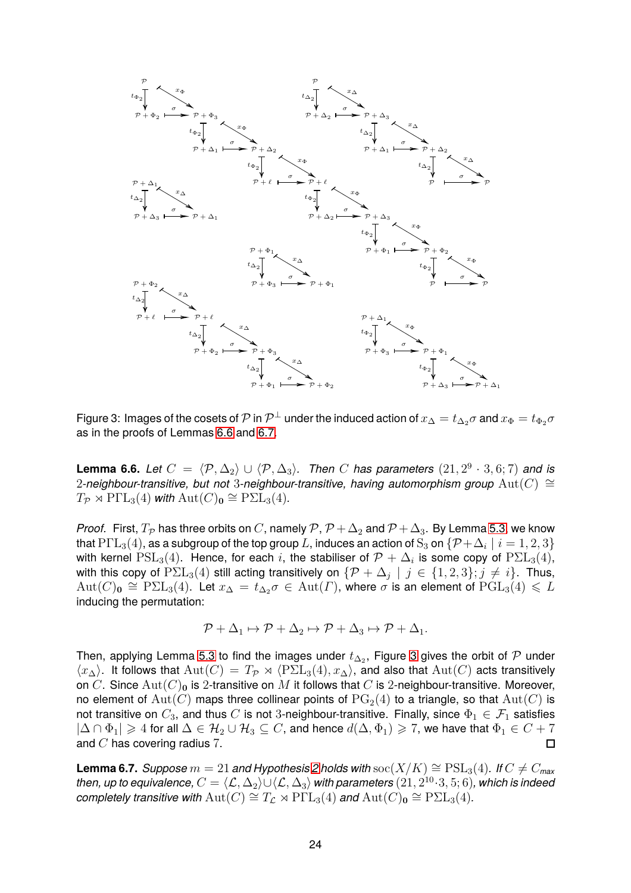Figure 3: Images of the cosets of $\mathcal{P}$ in $\mathcal{P}^{\perp}$ under the induced action of $x_{\Delta} = t_{\Delta_2}\sigma$ and $x_{\Phi} = t_{\Phi_2}\sigma$ as in the proofs of Lemmas 6.6 and 6.7.

**Lemma 6.6.** *Let $C = \langle \mathcal{P}, \Delta_2 \rangle \cup \langle \mathcal{P}, \Delta_3 \rangle$. Then $C$ has parameters $(21, 2^9 \cdot 3, 6; 7)$ and is 2-neighbour-transitive, but not 3-neighbour-transitive, having automorphism group $\mathrm{Aut}(C) \cong T_{\mathcal{P}} \rtimes \mathrm{P\Gamma L}_3(4)$ with $\mathrm{Aut}(C)_{\mathbf{0}} \cong \mathrm{P\Sigma L}_3(4)$.*

*Proof.* First, $T_{\mathcal{P}}$ has three orbits on $C$, namely $\mathcal{P}$, $\mathcal{P} + \Delta_2$ and $\mathcal{P} + \Delta_3$. By Lemma 5.3, we know that $\mathrm{P\Gamma L}_3(4)$, as a subgroup of the top group $L$, induces an action of $\mathrm{S}_3$ on $\{\mathcal{P} + \Delta_i \mid i = 1, 2, 3\}$ with kernel $\mathrm{PSL}_3(4)$. Hence, for each $i$, the stabiliser of $\mathcal{P} + \Delta_i$ is some copy of $\mathrm{P\Sigma L}_3(4)$, with this copy of $\mathrm{P\Sigma L}_3(4)$ still acting transitively on $\{\mathcal{P} + \Delta_j \mid j \in \{1, 2, 3\}; j \neq i\}$. Thus, $\mathrm{Aut}(C)_{\mathbf{0}} \cong \mathrm{P\Sigma L}_3(4)$. Let $x_{\Delta} = t_{\Delta_2}\sigma \in \mathrm{Aut}(\Gamma)$, where $\sigma$ is an element of $\mathrm{PGL}_3(4) \leqslant L$ inducing the permutation:

$$\mathcal{P} + \Delta_1 \mapsto \mathcal{P} + \Delta_2 \mapsto \mathcal{P} + \Delta_3 \mapsto \mathcal{P} + \Delta_1.$$

Then, applying Lemma 5.3 to find the images under $t_{\Delta_2}$, Figure 3 gives the orbit of $\mathcal{P}$ under $\langle x_{\Delta} \rangle$. It follows that $\mathrm{Aut}(C) = T_{\mathcal{P}} \rtimes \langle \mathrm{P\Sigma L}_3(4), x_{\Delta} \rangle$, and also that $\mathrm{Aut}(C)$ acts transitively on $C$. Since $\mathrm{Aut}(C)_{\mathbf{0}}$ is 2-transitive on $M$ it follows that $C$ is 2-neighbour-transitive. Moreover, no element of $\mathrm{Aut}(C)$ maps three collinear points of $\mathrm{PG}_2(4)$ to a triangle, so that $\mathrm{Aut}(C)$ is not transitive on $C_3$, and thus $C$ is not 3-neighbour-transitive. Finally, since $\Phi_1 \in \mathcal{F}_1$ satisfies $|\Delta \cap \Phi_1| \geqslant 4$ for all $\Delta \in \mathcal{H}_2 \cup \mathcal{H}_3 \subseteq C$, and hence $d(\Delta, \Phi_1) \geqslant 7$, we have that $\Phi_1 \in C + 7$ and $C$ has covering radius 7. □

**Lemma 6.7.** *Suppose $m = 21$ and Hypothesis 2 holds with $\mathrm{soc}(X/K) \cong \mathrm{PSL}_3(4)$. If $C \neq C_{max}$ then, up to equivalence, $C = \langle \mathcal{L}, \Delta_2 \rangle \cup \langle \mathcal{L}, \Delta_3 \rangle$ with parameters $(21, 2^{10} \cdot 3, 5; 6)$, which is indeed completely transitive with $\mathrm{Aut}(C) \cong T_{\mathcal{L}} \rtimes \mathrm{P\Gamma L}_3(4)$ and $\mathrm{Aut}(C)_{\mathbf{0}} \cong \mathrm{P\Sigma L}_3(4)$.*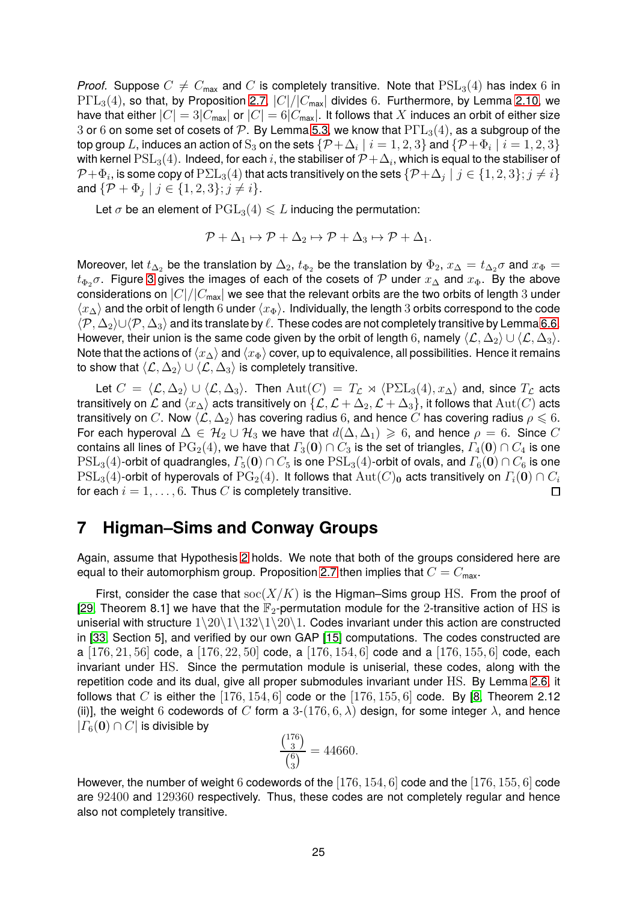*Proof.* Suppose $C \neq C_{\mathsf{max}}$ and $C$ is completely transitive. Note that $\mathrm{PSL}_3(4)$ has index $6$ in $\mathrm{P\Gamma L}_3(4)$, so that, by Proposition 2.7, $|C|/|C_{\mathsf{max}}|$ divides $6$. Furthermore, by Lemma 2.10, we have that either $|C| = 3|C_{\mathsf{max}}|$ or $|C| = 6|C_{\mathsf{max}}|$. It follows that $X$ induces an orbit of either size $3$ or $6$ on some set of cosets of $\mathcal{P}$. By Lemma 5.3, we know that $\mathrm{P\Gamma L}_3(4)$, as a subgroup of the top group $L$, induces an action of $\mathrm{S}_3$ on the sets $\{\mathcal{P}+\Delta_i \mid i = 1,2,3\}$ and $\{\mathcal{P}+\Phi_i \mid i = 1,2,3\}$ with kernel $\mathrm{PSL}_3(4)$. Indeed, for each $i$, the stabiliser of $\mathcal{P}+\Delta_i$, which is equal to the stabiliser of $\mathcal{P}+\Phi_i$, is some copy of $\mathrm{P\Sigma L}_3(4)$ that acts transitively on the sets $\{\mathcal{P}+\Delta_j \mid j \in \{1,2,3\}; j \neq i\}$ and $\{\mathcal{P}+\Phi_j \mid j \in \{1,2,3\}; j \neq i\}$.

Let $\sigma$ be an element of $\mathrm{PGL}_3(4) \leqslant L$ inducing the permutation:

$$\mathcal{P}+\Delta_1 \mapsto \mathcal{P}+\Delta_2 \mapsto \mathcal{P}+\Delta_3 \mapsto \mathcal{P}+\Delta_1.$$

Moreover, let $t_{\Delta_2}$ be the translation by $\Delta_2$, $t_{\Phi_2}$ be the translation by $\Phi_2$, $x_\Delta = t_{\Delta_2}\sigma$ and $x_\Phi = t_{\Phi_2}\sigma$. Figure 3 gives the images of each of the cosets of $\mathcal{P}$ under $x_\Delta$ and $x_\Phi$. By the above considerations on $|C|/|C_{\mathsf{max}}|$ we see that the relevant orbits are the two orbits of length $3$ under $\langle x_\Delta\rangle$ and the orbit of length $6$ under $\langle x_\Phi\rangle$. Individually, the length $3$ orbits correspond to the code $\langle \mathcal{P},\Delta_2\rangle \cup \langle \mathcal{P},\Delta_3\rangle$ and its translate by $\ell$. These codes are not completely transitive by Lemma 6.6. However, their union is the same code given by the orbit of length $6$, namely $\langle \mathcal{L},\Delta_2\rangle \cup \langle \mathcal{L},\Delta_3\rangle$. Note that the actions of $\langle x_\Delta\rangle$ and $\langle x_\Phi\rangle$ cover, up to equivalence, all possibilities. Hence it remains to show that $\langle \mathcal{L},\Delta_2\rangle \cup \langle \mathcal{L},\Delta_3\rangle$ is completely transitive.

Let $C = \langle \mathcal{L},\Delta_2\rangle \cup \langle \mathcal{L},\Delta_3\rangle$. Then $\mathrm{Aut}(C) = T_{\mathcal{L}} \rtimes \langle \mathrm{P\Sigma L}_3(4), x_\Delta\rangle$ and, since $T_{\mathcal{L}}$ acts transitively on $\mathcal{L}$ and $\langle x_\Delta\rangle$ acts transitively on $\{\mathcal{L}, \mathcal{L}+\Delta_2, \mathcal{L}+\Delta_3\}$, it follows that $\mathrm{Aut}(C)$ acts transitively on $C$. Now $\langle \mathcal{L},\Delta_2\rangle$ has covering radius $6$, and hence $C$ has covering radius $\rho \leqslant 6$. For each hyperoval $\Delta \in \mathcal{H}_2 \cup \mathcal{H}_3$ we have that $d(\Delta,\Delta_1) \geqslant 6$, and hence $\rho = 6$. Since $C$ contains all lines of $\mathrm{PG}_2(4)$, we have that $\Gamma_3(\mathbf{0}) \cap C_3$ is the set of triangles, $\Gamma_4(\mathbf{0}) \cap C_4$ is one $\mathrm{PSL}_3(4)$-orbit of quadrangles, $\Gamma_5(\mathbf{0}) \cap C_5$ is one $\mathrm{PSL}_3(4)$-orbit of ovals, and $\Gamma_6(\mathbf{0}) \cap C_6$ is one $\mathrm{PSL}_3(4)$-orbit of hyperovals of $\mathrm{PG}_2(4)$. It follows that $\mathrm{Aut}(C)_{\mathbf{0}}$ acts transitively on $\Gamma_i(\mathbf{0}) \cap C_i$ for each $i = 1,\ldots,6$. Thus $C$ is completely transitive. $\square$

# 7 Higman–Sims and Conway Groups

Again, assume that Hypothesis 2 holds. We note that both of the groups considered here are equal to their automorphism group. Proposition 2.7 then implies that $C = C_{\mathsf{max}}$.

First, consider the case that $\mathrm{soc}(X/K)$ is the Higman–Sims group $\mathrm{HS}$. From the proof of [29, Theorem 8.1] we have that the $\mathbb{F}_2$-permutation module for the $2$-transitive action of $\mathrm{HS}$ is uniserial with structure $1\backslash 20\backslash 1\backslash 132\backslash 1\backslash 20\backslash 1$. Codes invariant under this action are constructed in [33, Section 5], and verified by our own GAP [15] computations. The codes constructed are a $[176,21,56]$ code, a $[176,22,50]$ code, a $[176,154,6]$ code and a $[176,155,6]$ code, each invariant under $\mathrm{HS}$. Since the permutation module is uniserial, these codes, along with the repetition code and its dual, give all proper submodules invariant under $\mathrm{HS}$. By Lemma 2.6, it follows that $C$ is either the $[176,154,6]$ code or the $[176,155,6]$ code. By [8, Theorem 2.12 (ii)], the weight $6$ codewords of $C$ form a $3$-$(176,6,\lambda)$ design, for some integer $\lambda$, and hence $|\Gamma_6(\mathbf{0}) \cap C|$ is divisible by

$$\frac{\binom{176}{3}}{\binom{6}{3}} = 44660.$$

However, the number of weight $6$ codewords of the $[176,154,6]$ code and the $[176,155,6]$ code are $92400$ and $129360$ respectively. Thus, these codes are not completely regular and hence also not completely transitive.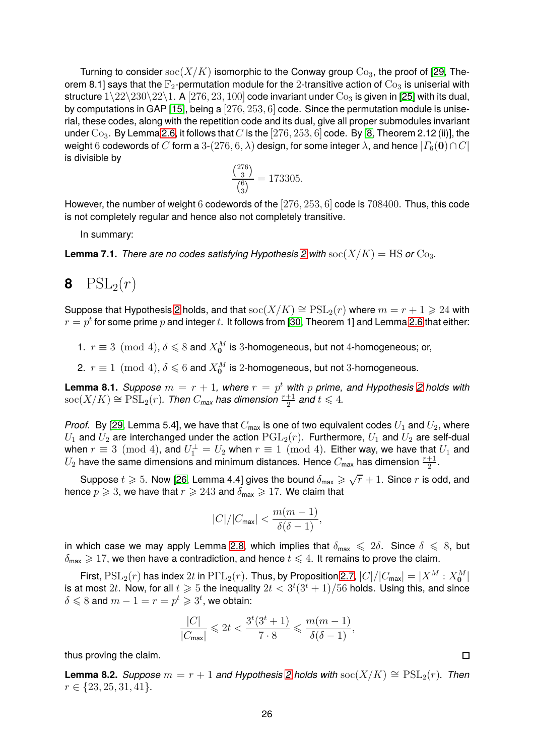Turning to consider $\mathrm{soc}(X/K)$ isomorphic to the Conway group $\mathrm{Co}_3$, the proof of [29, Theorem 8.1] says that the $\mathbb{F}_2$-permutation module for the 2-transitive action of $\mathrm{Co}_3$ is uniserial with structure $1\backslash 22\backslash 230\backslash 22\backslash 1$. A $[276, 23, 100]$ code invariant under $\mathrm{Co}_3$ is given in [25] with its dual, by computations in GAP [15], being a $[276, 253, 6]$ code. Since the permutation module is uniserial, these codes, along with the repetition code and its dual, give all proper submodules invariant under $\mathrm{Co}_3$. By Lemma 2.6, it follows that $C$ is the $[276, 253, 6]$ code. By [8, Theorem 2.12 (ii)], the weight 6 codewords of $C$ form a 3-$(276, 6, \lambda)$ design, for some integer $\lambda$, and hence $|\Gamma_6(\mathbf{0}) \cap C|$ is divisible by

$$\frac{\binom{276}{3}}{\binom{6}{3}} = 173305.$$

However, the number of weight 6 codewords of the $[276, 253, 6]$ code is 708400. Thus, this code is not completely regular and hence also not completely transitive.

In summary:

**Lemma 7.1.** *There are no codes satisfying Hypothesis 2 with $\mathrm{soc}(X/K) = \mathrm{HS}$ or $\mathrm{Co}_3$.*

# 8 $\mathrm{PSL}_2(r)$

Suppose that Hypothesis 2 holds, and that $\mathrm{soc}(X/K) \cong \mathrm{PSL}_2(r)$ where $m = r + 1 \geqslant 24$ with $r = p^t$ for some prime $p$ and integer $t$. It follows from [30, Theorem 1] and Lemma 2.6 that either:

1. $r \equiv 3 \pmod 4$, $\delta \leqslant 8$ and $X_{\mathbf{0}}^M$ is 3-homogeneous, but not 4-homogeneous; or,
2. $r \equiv 1 \pmod 4$, $\delta \leqslant 6$ and $X_{\mathbf{0}}^M$ is 2-homogeneous, but not 3-homogeneous.

**Lemma 8.1.** *Suppose $m = r + 1$, where $r = p^t$ with $p$ prime, and Hypothesis 2 holds with $\mathrm{soc}(X/K) \cong \mathrm{PSL}_2(r)$. Then $C_{max}$ has dimension $\frac{r+1}{2}$ and $t \leqslant 4$.*

*Proof.* By [29, Lemma 5.4], we have that $C_{\max}$ is one of two equivalent codes $U_1$ and $U_2$, where $U_1$ and $U_2$ are interchanged under the action $\mathrm{PGL}_2(r)$. Furthermore, $U_1$ and $U_2$ are self-dual when $r \equiv 3 \pmod 4$, and $U_1^\perp = U_2$ when $r \equiv 1 \pmod 4$. Either way, we have that $U_1$ and $U_2$ have the same dimensions and minimum distances. Hence $C_{\max}$ has dimension $\frac{r+1}{2}$.

Suppose $t \geqslant 5$. Now [26, Lemma 4.4] gives the bound $\delta_{\max} \geqslant \sqrt{r} + 1$. Since $r$ is odd, and hence $p \geqslant 3$, we have that $r \geqslant 243$ and $\delta_{\max} \geqslant 17$. We claim that

$$|C|/|C_{\max}| < \frac{m(m-1)}{\delta(\delta-1)},$$

in which case we may apply Lemma 2.8, which implies that $\delta_{\max} \leqslant 2\delta$. Since $\delta \leqslant 8$, but $\delta_{\max} \geqslant 17$, we then have a contradiction, and hence $t \leqslant 4$. It remains to prove the claim.

First, $\mathrm{PSL}_2(r)$ has index $2t$ in $\mathrm{P\Gamma L}_2(r)$. Thus, by Proposition 2.7, $|C|/|C_{\max}| = |X^M : X_{\mathbf{0}}^M|$ is at most $2t$. Now, for all $t \geqslant 5$ the inequality $2t < 3^t(3^t+1)/56$ holds. Using this, and since $\delta \leqslant 8$ and $m - 1 = r = p^t \geqslant 3^t$, we obtain:

$$\frac{|C|}{|C_{\max}|} \leqslant 2t < \frac{3^t(3^t+1)}{7 \cdot 8} \leqslant \frac{m(m-1)}{\delta(\delta-1)},$$

thus proving the claim. $\square$

**Lemma 8.2.** *Suppose $m = r + 1$ and Hypothesis 2 holds with $\mathrm{soc}(X/K) \cong \mathrm{PSL}_2(r)$. Then $r \in \{23, 25, 31, 41\}$.*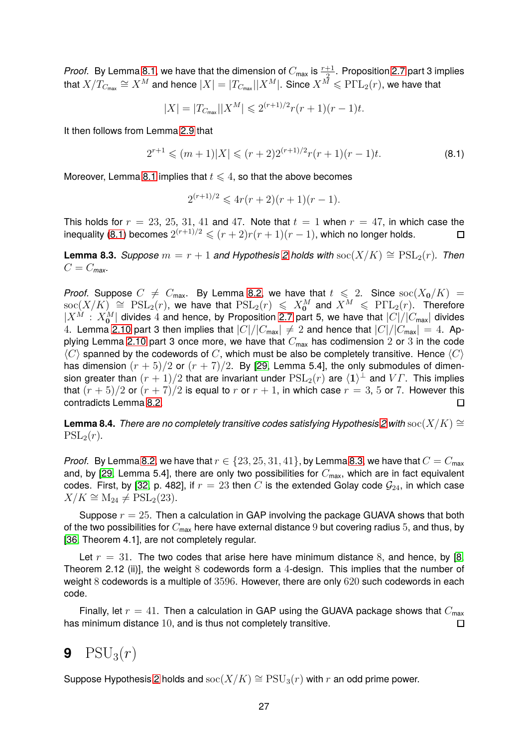*Proof.* By Lemma 8.1, we have that the dimension of $C_{\max}$ is $\frac{r+1}{2}$. Proposition 2.7 part 3 implies that $X/T_{C_{\max}} \cong X^M$ and hence $|X| = |T_{C_{\max}}||X^M|$. Since $X^M \leqslant \mathrm{P\Gamma L}_2(r)$, we have that

$$|X| = |T_{C_{\max}}||X^M| \leqslant 2^{(r+1)/2} r(r+1)(r-1)t.$$

It then follows from Lemma 2.9 that

$$2^{r+1} \leqslant (m+1)|X| \leqslant (r+2)2^{(r+1)/2} r(r+1)(r-1)t. \tag{8.1}$$

Moreover, Lemma 8.1 implies that $t \leqslant 4$, so that the above becomes

$$2^{(r+1)/2} \leqslant 4r(r+2)(r+1)(r-1).$$

This holds for $r = 23$, $25$, $31$, $41$ and $47$. Note that $t = 1$ when $r = 47$, in which case the inequality (8.1) becomes $2^{(r+1)/2} \leqslant (r+2)r(r+1)(r-1)$, which no longer holds. □

**Lemma 8.3.** *Suppose $m = r+1$ and Hypothesis 2 holds with $\mathrm{soc}(X/K) \cong \mathrm{PSL}_2(r)$. Then $C = C_{\max}$.*

*Proof.* Suppose $C \neq C_{\max}$. By Lemma 8.2, we have that $t \leqslant 2$. Since $\mathrm{soc}(X_{\mathbf{0}}/K) = \mathrm{soc}(X/K) \cong \mathrm{PSL}_2(r)$, we have that $\mathrm{PSL}_2(r) \leqslant X_{\mathbf{0}}^M$ and $X^M \leqslant \mathrm{P\Gamma L}_2(r)$. Therefore $|X^M : X_{\mathbf{0}}^M|$ divides $4$ and hence, by Proposition 2.7 part 5, we have that $|C|/|C_{\max}|$ divides $4$. Lemma 2.10 part 3 then implies that $|C|/|C_{\max}| \neq 2$ and hence that $|C|/|C_{\max}| = 4$. Applying Lemma 2.10 part 3 once more, we have that $C_{\max}$ has codimension $2$ or $3$ in the code $\langle C \rangle$ spanned by the codewords of $C$, which must be also be completely transitive. Hence $\langle C \rangle$ has dimension $(r+5)/2$ or $(r+7)/2$. By [29, Lemma 5.4], the only submodules of dimension greater than $(r+1)/2$ that are invariant under $\mathrm{PSL}_2(r)$ are $\langle \mathbf{1} \rangle^{\perp}$ and $V\Gamma$. This implies that $(r+5)/2$ or $(r+7)/2$ is equal to $r$ or $r+1$, in which case $r = 3$, $5$ or $7$. However this contradicts Lemma 8.2. □

**Lemma 8.4.** *There are no completely transitive codes satisfying Hypothesis 2 with $\mathrm{soc}(X/K) \cong \mathrm{PSL}_2(r)$.*

*Proof.* By Lemma 8.2, we have that $r \in \{23, 25, 31, 41\}$, by Lemma 8.3, we have that $C = C_{\max}$ and, by [29, Lemma 5.4], there are only two possibilities for $C_{\max}$, which are in fact equivalent codes. First, by [32, p. 482], if $r = 23$ then $C$ is the extended Golay code $\mathcal{G}_{24}$, in which case $X/K \cong \mathrm{M}_{24} \neq \mathrm{PSL}_2(23)$.

Suppose $r = 25$. Then a calculation in GAP involving the package GUAVA shows that both of the two possibilities for $C_{\max}$ here have external distance $9$ but covering radius $5$, and thus, by [36, Theorem 4.1], are not completely regular.

Let $r = 31$. The two codes that arise here have minimum distance $8$, and hence, by [8, Theorem 2.12 (ii)], the weight $8$ codewords form a $4$-design. This implies that the number of weight $8$ codewords is a multiple of $3596$. However, there are only $620$ such codewords in each code.

Finally, let $r = 41$. Then a calculation in GAP using the GUAVA package shows that $C_{\max}$ has minimum distance $10$, and is thus not completely transitive. □

# 9 $\mathrm{PSU}_3(r)$

Suppose Hypothesis 2 holds and $\mathrm{soc}(X/K) \cong \mathrm{PSU}_3(r)$ with $r$ an odd prime power.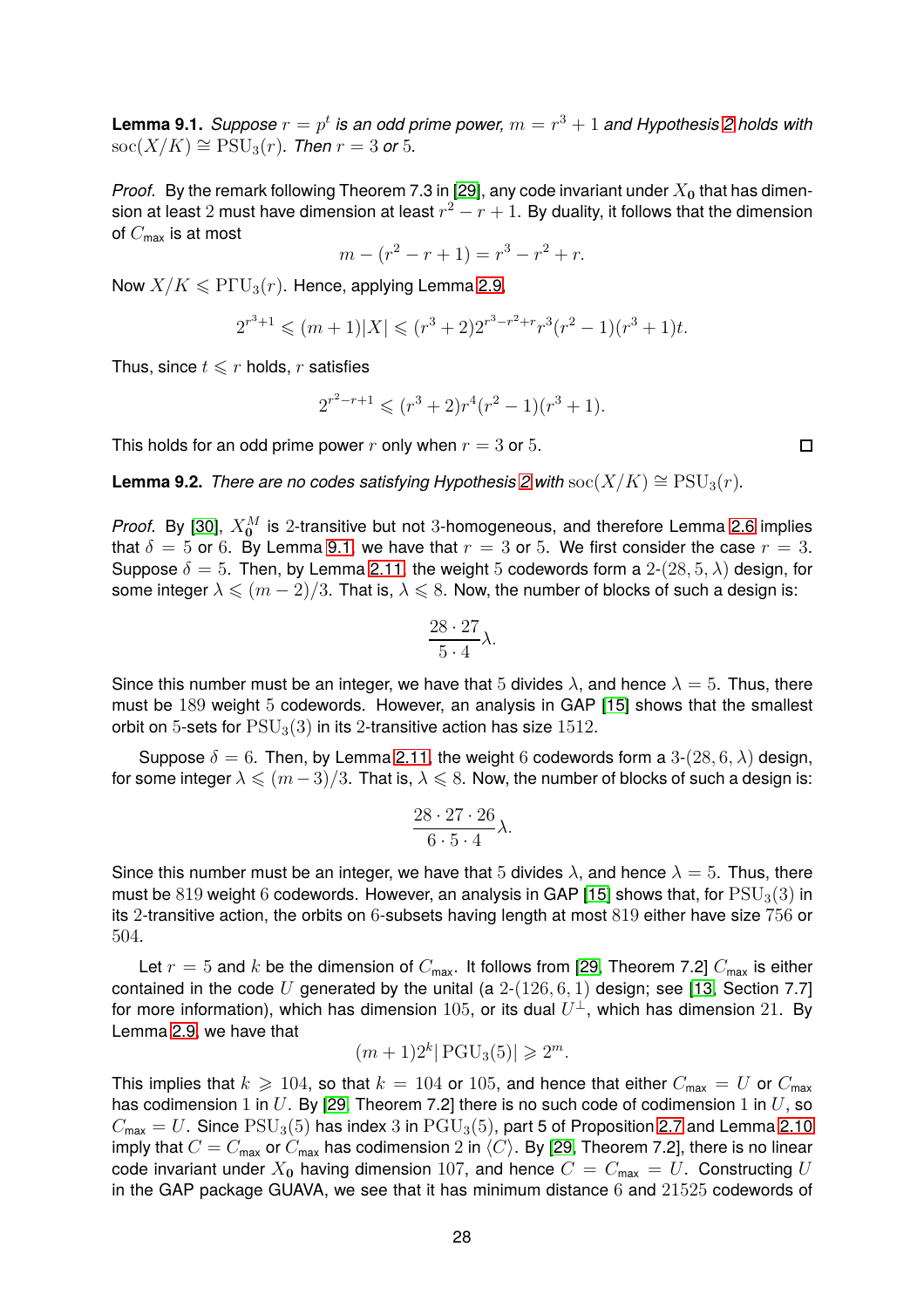**Lemma 9.1.** *Suppose $r = p^t$ is an odd prime power, $m = r^3 + 1$ and Hypothesis 2 holds with $\operatorname{soc}(X/K) \cong \mathrm{PSU}_3(r)$. Then $r = 3$ or $5$.*

*Proof.* By the remark following Theorem 7.3 in [29], any code invariant under $X_{\mathbf{0}}$ that has dimension at least 2 must have dimension at least $r^2 - r + 1$. By duality, it follows that the dimension of $C_{\mathsf{max}}$ is at most

$$m - (r^2 - r + 1) = r^3 - r^2 + r.$$

Now $X/K \leqslant \mathrm{P\Gamma U}_3(r)$. Hence, applying Lemma 2.9,

$$2^{r^3+1} \leqslant (m+1)|X| \leqslant (r^3+2)2^{r^3-r^2+r}r^3(r^2-1)(r^3+1)t.$$

Thus, since $t \leqslant r$ holds, $r$ satisfies

$$2^{r^2-r+1} \leqslant (r^3+2)r^4(r^2-1)(r^3+1).$$

This holds for an odd prime power $r$ only when $r = 3$ or $5$. $\square$

**Lemma 9.2.** *There are no codes satisfying Hypothesis 2 with $\operatorname{soc}(X/K) \cong \mathrm{PSU}_3(r)$.*

*Proof.* By [30], $X_{\mathbf{0}}^M$ is 2-transitive but not 3-homogeneous, and therefore Lemma 2.6 implies that $\delta = 5$ or $6$. By Lemma 9.1, we have that $r = 3$ or $5$. We first consider the case $r = 3$. Suppose $\delta = 5$. Then, by Lemma 2.11, the weight 5 codewords form a 2-$(28, 5, \lambda)$ design, for some integer $\lambda \leqslant (m-2)/3$. That is, $\lambda \leqslant 8$. Now, the number of blocks of such a design is:

$$\frac{28 \cdot 27}{5 \cdot 4}\lambda.$$

Since this number must be an integer, we have that 5 divides $\lambda$, and hence $\lambda = 5$. Thus, there must be 189 weight 5 codewords. However, an analysis in GAP [15] shows that the smallest orbit on 5-sets for $\mathrm{PSU}_3(3)$ in its 2-transitive action has size 1512.

Suppose $\delta = 6$. Then, by Lemma 2.11, the weight 6 codewords form a 3-$(28, 6, \lambda)$ design, for some integer $\lambda \leqslant (m-3)/3$. That is, $\lambda \leqslant 8$. Now, the number of blocks of such a design is:

$$\frac{28 \cdot 27 \cdot 26}{6 \cdot 5 \cdot 4}\lambda.$$

Since this number must be an integer, we have that 5 divides $\lambda$, and hence $\lambda = 5$. Thus, there must be 819 weight 6 codewords. However, an analysis in GAP [15] shows that, for $\mathrm{PSU}_3(3)$ in its 2-transitive action, the orbits on 6-subsets having length at most 819 either have size 756 or 504.

Let $r = 5$ and $k$ be the dimension of $C_{\mathsf{max}}$. It follows from [29, Theorem 7.2] $C_{\mathsf{max}}$ is either contained in the code $U$ generated by the unital (a 2-$(126, 6, 1)$ design; see [13, Section 7.7] for more information), which has dimension 105, or its dual $U^\perp$, which has dimension 21. By Lemma 2.9, we have that

$$(m+1)2^k|\mathrm{PGU}_3(5)| \geqslant 2^m.$$

This implies that $k \geqslant 104$, so that $k = 104$ or $105$, and hence that either $C_{\mathsf{max}} = U$ or $C_{\mathsf{max}}$ has codimension 1 in $U$. By [29, Theorem 7.2] there is no such code of codimension 1 in $U$, so $C_{\mathsf{max}} = U$. Since $\mathrm{PSU}_3(5)$ has index 3 in $\mathrm{PGU}_3(5)$, part 5 of Proposition 2.7 and Lemma 2.10 imply that $C = C_{\mathsf{max}}$ or $C_{\mathsf{max}}$ has codimension 2 in $\langle C\rangle$. By [29, Theorem 7.2], there is no linear code invariant under $X_{\mathbf{0}}$ having dimension 107, and hence $C = C_{\mathsf{max}} = U$. Constructing $U$ in the GAP package GUAVA, we see that it has minimum distance 6 and 21525 codewords of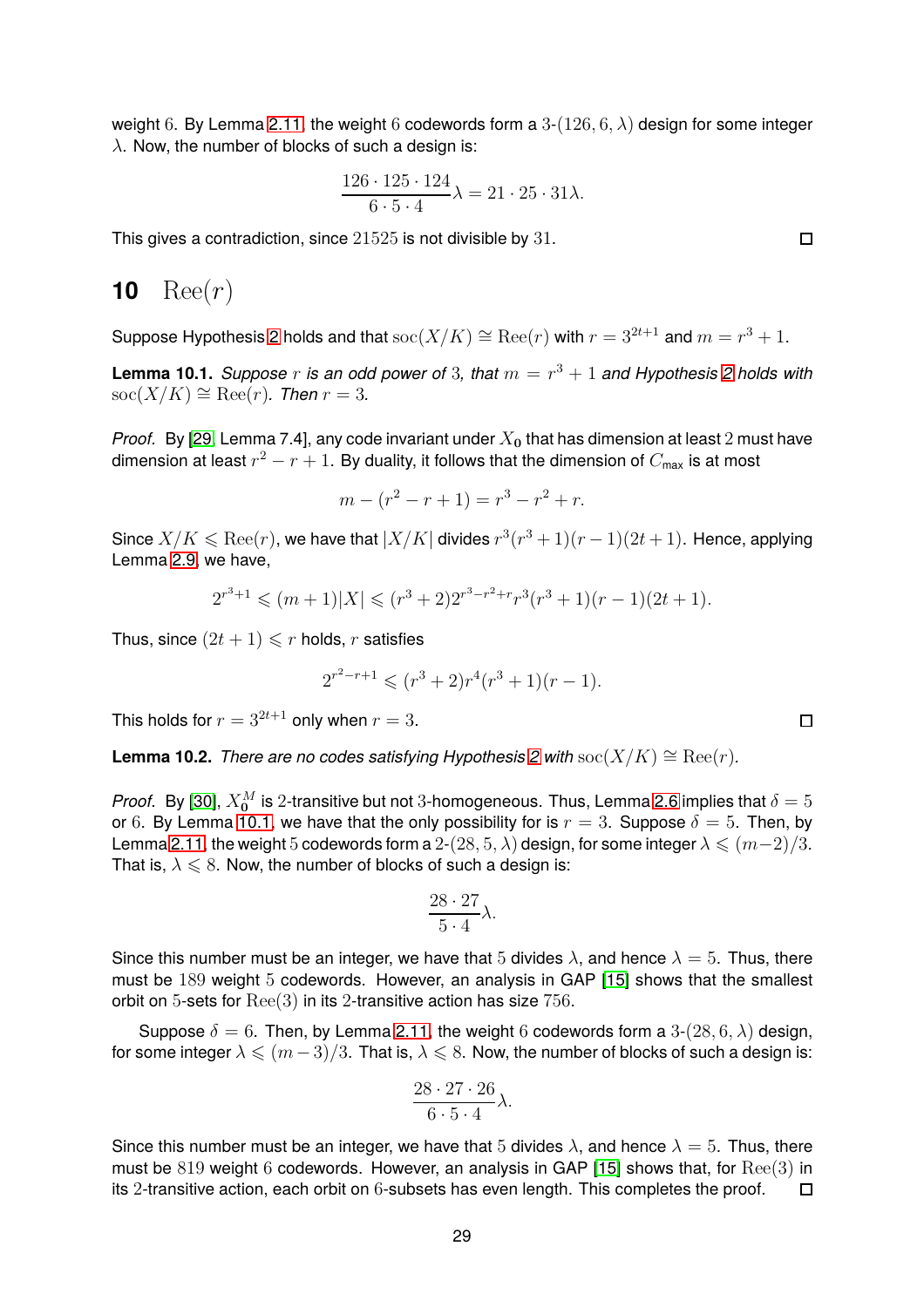weight 6. By Lemma 2.11, the weight 6 codewords form a 3-$(126, 6, \lambda)$ design for some integer $\lambda$. Now, the number of blocks of such a design is:

$$\frac{126 \cdot 125 \cdot 124}{6 \cdot 5 \cdot 4}\lambda = 21 \cdot 25 \cdot 31\lambda.$$

This gives a contradiction, since 21525 is not divisible by 31. □

## 10 $\mathrm{Ree}(r)$

Suppose Hypothesis 2 holds and that $\mathrm{soc}(X/K) \cong \mathrm{Ree}(r)$ with $r = 3^{2t+1}$ and $m = r^3 + 1$.

**Lemma 10.1.** *Suppose $r$ is an odd power of 3, that $m = r^3 + 1$ and Hypothesis 2 holds with $\mathrm{soc}(X/K) \cong \mathrm{Ree}(r)$. Then $r = 3$.*

*Proof.* By [29, Lemma 7.4], any code invariant under $X_0$ that has dimension at least 2 must have dimension at least $r^2 - r + 1$. By duality, it follows that the dimension of $C_{\text{max}}$ is at most

$$m - (r^2 - r + 1) = r^3 - r^2 + r.$$

Since $X/K \leqslant \mathrm{Ree}(r)$, we have that $|X/K|$ divides $r^3(r^3+1)(r-1)(2t+1)$. Hence, applying Lemma 2.9, we have,

$$2^{r^3+1} \leqslant (m+1)|X| \leqslant (r^3+2)2^{r^3-r^2+r}r^3(r^3+1)(r-1)(2t+1).$$

Thus, since $(2t+1) \leqslant r$ holds, $r$ satisfies

$$2^{r^2-r+1} \leqslant (r^3+2)r^4(r^3+1)(r-1).$$

This holds for $r = 3^{2t+1}$ only when $r = 3$. □

**Lemma 10.2.** *There are no codes satisfying Hypothesis 2 with $\mathrm{soc}(X/K) \cong \mathrm{Ree}(r)$.*

*Proof.* By [30], $X_{\mathbf{0}}^M$ is 2-transitive but not 3-homogeneous. Thus, Lemma 2.6 implies that $\delta = 5$ or 6. By Lemma 10.1, we have that the only possibility for is $r = 3$. Suppose $\delta = 5$. Then, by Lemma 2.11, the weight 5 codewords form a 2-$(28, 5, \lambda)$ design, for some integer $\lambda \leqslant (m-2)/3$. That is, $\lambda \leqslant 8$. Now, the number of blocks of such a design is:

$$\frac{28 \cdot 27}{5 \cdot 4}\lambda.$$

Since this number must be an integer, we have that 5 divides $\lambda$, and hence $\lambda = 5$. Thus, there must be 189 weight 5 codewords. However, an analysis in GAP [15] shows that the smallest orbit on 5-sets for $\mathrm{Ree}(3)$ in its 2-transitive action has size 756.

Suppose $\delta = 6$. Then, by Lemma 2.11, the weight 6 codewords form a 3-$(28, 6, \lambda)$ design, for some integer $\lambda \leqslant (m-3)/3$. That is, $\lambda \leqslant 8$. Now, the number of blocks of such a design is:

$$\frac{28 \cdot 27 \cdot 26}{6 \cdot 5 \cdot 4}\lambda.$$

Since this number must be an integer, we have that 5 divides $\lambda$, and hence $\lambda = 5$. Thus, there must be 819 weight 6 codewords. However, an analysis in GAP [15] shows that, for $\mathrm{Ree}(3)$ in its 2-transitive action, each orbit on 6-subsets has even length. This completes the proof. □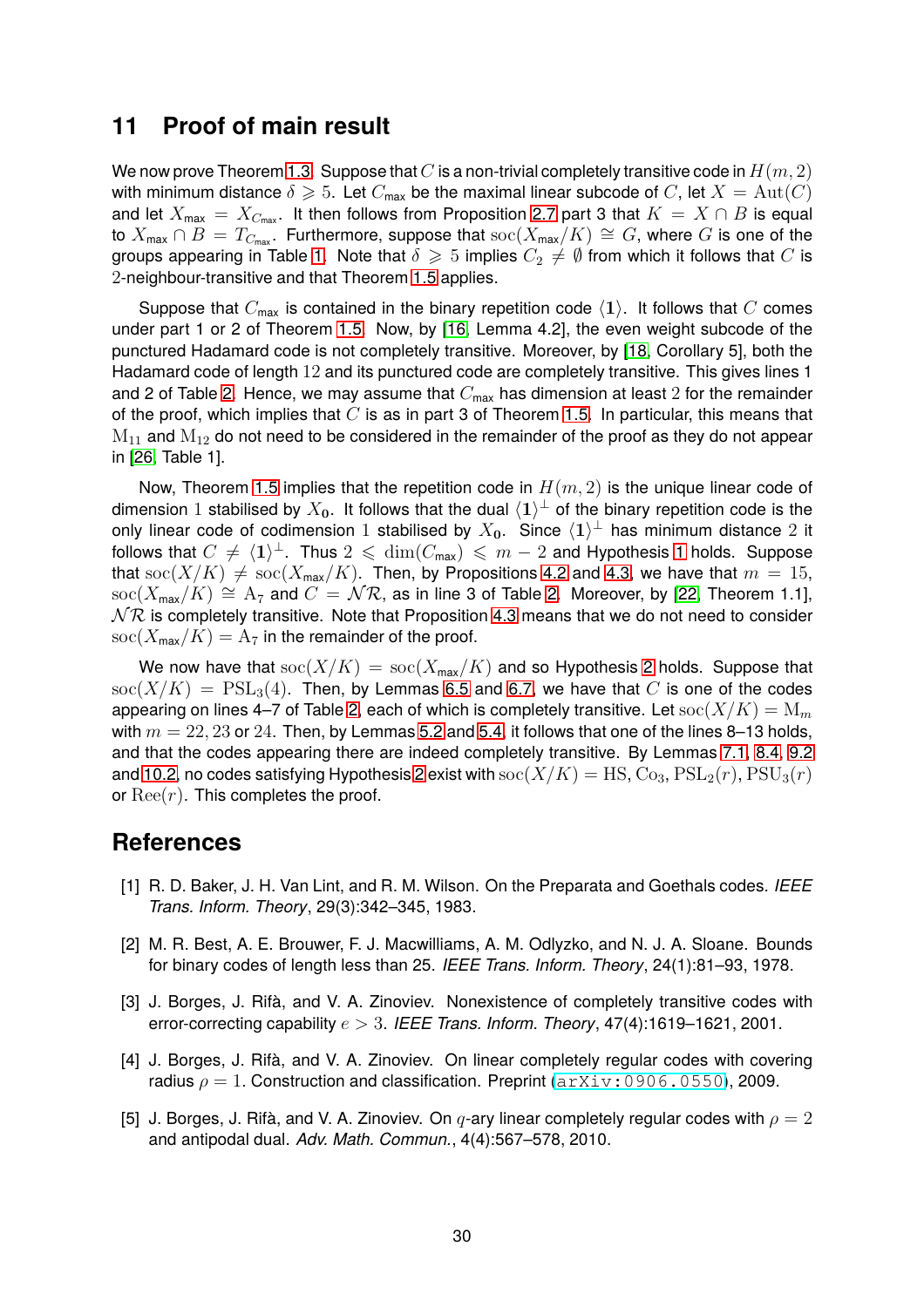## 11 Proof of main result

We now prove Theorem 1.3. Suppose that $C$ is a non-trivial completely transitive code in $H(m,2)$ with minimum distance $\delta \geqslant 5$. Let $C_{\text{max}}$ be the maximal linear subcode of $C$, let $X = \text{Aut}(C)$ and let $X_{\text{max}} = X_{C_{\text{max}}}$. It then follows from Proposition 2.7 part 3 that $K = X \cap B$ is equal to $X_{\text{max}} \cap B = T_{C_{\text{max}}}$. Furthermore, suppose that $\text{soc}(X_{\text{max}}/K) \cong G$, where $G$ is one of the groups appearing in Table 1. Note that $\delta \geqslant 5$ implies $C_2 \neq \emptyset$ from which it follows that $C$ is 2-neighbour-transitive and that Theorem 1.5 applies.

Suppose that $C_{\text{max}}$ is contained in the binary repetition code $\langle \mathbf{1} \rangle$. It follows that $C$ comes under part 1 or 2 of Theorem 1.5. Now, by [16, Lemma 4.2], the even weight subcode of the punctured Hadamard code is not completely transitive. Moreover, by [18, Corollary 5], both the Hadamard code of length 12 and its punctured code are completely transitive. This gives lines 1 and 2 of Table 2. Hence, we may assume that $C_{\text{max}}$ has dimension at least 2 for the remainder of the proof, which implies that $C$ is as in part 3 of Theorem 1.5. In particular, this means that $\mathrm{M}_{11}$ and $\mathrm{M}_{12}$ do not need to be considered in the remainder of the proof as they do not appear in [26, Table 1].

Now, Theorem 1.5 implies that the repetition code in $H(m,2)$ is the unique linear code of dimension 1 stabilised by $X_{\mathbf{0}}$. It follows that the dual $\langle \mathbf{1} \rangle^\perp$ of the binary repetition code is the only linear code of codimension 1 stabilised by $X_{\mathbf{0}}$. Since $\langle \mathbf{1} \rangle^\perp$ has minimum distance 2 it follows that $C \neq \langle \mathbf{1} \rangle^\perp$. Thus $2 \leqslant \dim(C_{\text{max}}) \leqslant m-2$ and Hypothesis 1 holds. Suppose that $\text{soc}(X/K) \neq \text{soc}(X_{\text{max}}/K)$. Then, by Propositions 4.2 and 4.3, we have that $m = 15$, $\text{soc}(X_{\text{max}}/K) \cong \mathrm{A}_7$ and $C = \mathcal{NR}$, as in line 3 of Table 2. Moreover, by [22, Theorem 1.1], $\mathcal{NR}$ is completely transitive. Note that Proposition 4.3 means that we do not need to consider $\text{soc}(X_{\text{max}}/K) = \mathrm{A}_7$ in the remainder of the proof.

We now have that $\text{soc}(X/K) = \text{soc}(X_{\text{max}}/K)$ and so Hypothesis 2 holds. Suppose that $\text{soc}(X/K) = \text{PSL}_3(4)$. Then, by Lemmas 6.5 and 6.7, we have that $C$ is one of the codes appearing on lines 4–7 of Table 2, each of which is completely transitive. Let $\text{soc}(X/K) = \mathrm{M}_m$ with $m = 22, 23$ or $24$. Then, by Lemmas 5.2 and 5.4, it follows that one of the lines 8–13 holds, and that the codes appearing there are indeed completely transitive. By Lemmas 7.1, 8.4, 9.2 and 10.2, no codes satisfying Hypothesis 2 exist with $\text{soc}(X/K) = \text{HS}, \text{Co}_3, \text{PSL}_2(r), \text{PSU}_3(r)$ or $\text{Ree}(r)$. This completes the proof.

## References

[1] R. D. Baker, J. H. Van Lint, and R. M. Wilson. On the Preparata and Goethals codes. *IEEE Trans. Inform. Theory*, 29(3):342–345, 1983.

[2] M. R. Best, A. E. Brouwer, F. J. Macwilliams, A. M. Odlyzko, and N. J. A. Sloane. Bounds for binary codes of length less than 25. *IEEE Trans. Inform. Theory*, 24(1):81–93, 1978.

[3] J. Borges, J. Rifà, and V. A. Zinoviev. Nonexistence of completely transitive codes with error-correcting capability $e > 3$. *IEEE Trans. Inform. Theory*, 47(4):1619–1621, 2001.

[4] J. Borges, J. Rifà, and V. A. Zinoviev. On linear completely regular codes with covering radius $\rho = 1$. Construction and classification. Preprint (arXiv:0906.0550), 2009.

[5] J. Borges, J. Rifà, and V. A. Zinoviev. On $q$-ary linear completely regular codes with $\rho = 2$ and antipodal dual. *Adv. Math. Commun.*, 4(4):567–578, 2010.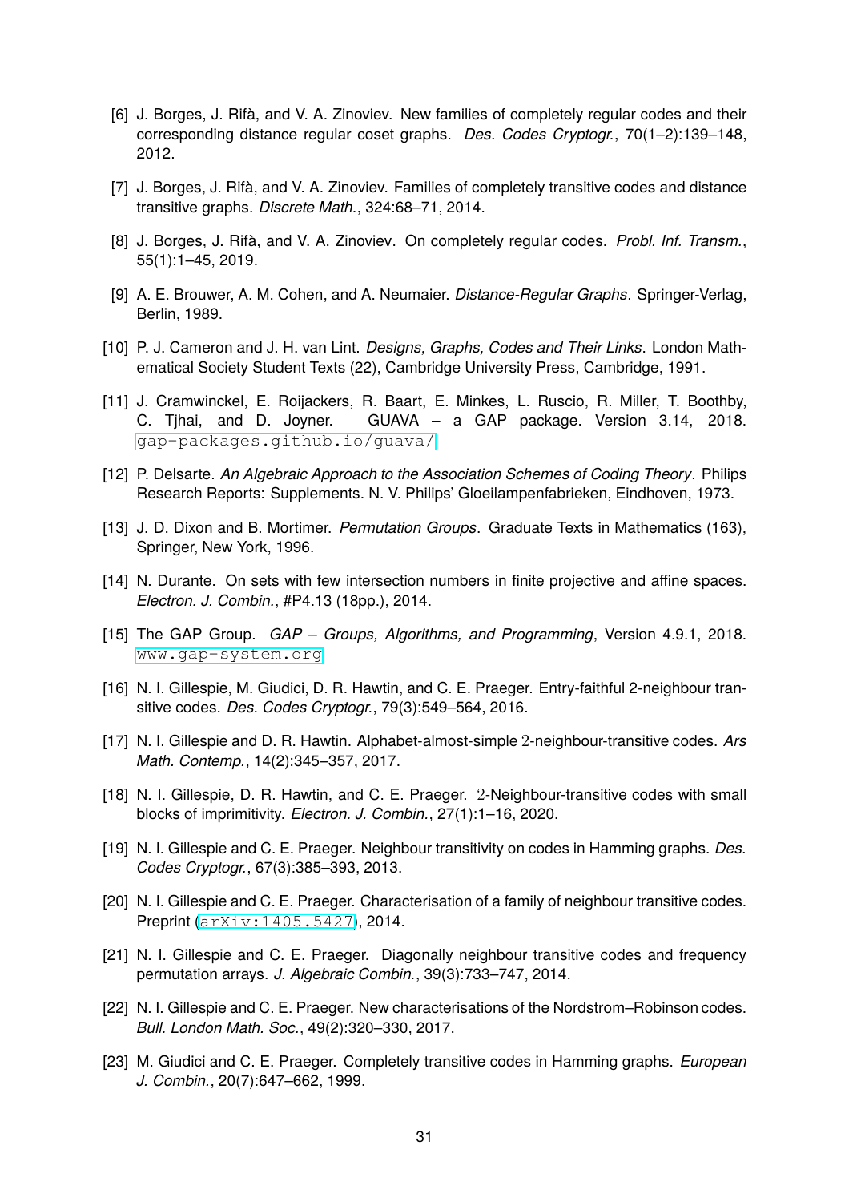[6] J. Borges, J. Rifà, and V. A. Zinoviev. New families of completely regular codes and their corresponding distance regular coset graphs. *Des. Codes Cryptogr.*, 70(1–2):139–148, 2012.

[7] J. Borges, J. Rifà, and V. A. Zinoviev. Families of completely transitive codes and distance transitive graphs. *Discrete Math.*, 324:68–71, 2014.

[8] J. Borges, J. Rifà, and V. A. Zinoviev. On completely regular codes. *Probl. Inf. Transm.*, 55(1):1–45, 2019.

[9] A. E. Brouwer, A. M. Cohen, and A. Neumaier. *Distance-Regular Graphs*. Springer-Verlag, Berlin, 1989.

[10] P. J. Cameron and J. H. van Lint. *Designs, Graphs, Codes and Their Links*. London Mathematical Society Student Texts (22), Cambridge University Press, Cambridge, 1991.

[11] J. Cramwinckel, E. Roijackers, R. Baart, E. Minkes, L. Ruscio, R. Miller, T. Boothby, C. Tjhai, and D. Joyner. GUAVA – a GAP package. Version 3.14, 2018. gap-packages.github.io/guava/.

[12] P. Delsarte. *An Algebraic Approach to the Association Schemes of Coding Theory*. Philips Research Reports: Supplements. N. V. Philips' Gloeilampenfabrieken, Eindhoven, 1973.

[13] J. D. Dixon and B. Mortimer. *Permutation Groups*. Graduate Texts in Mathematics (163), Springer, New York, 1996.

[14] N. Durante. On sets with few intersection numbers in finite projective and affine spaces. *Electron. J. Combin.*, #P4.13 (18pp.), 2014.

[15] The GAP Group. *GAP – Groups, Algorithms, and Programming*, Version 4.9.1, 2018. www.gap-system.org.

[16] N. I. Gillespie, M. Giudici, D. R. Hawtin, and C. E. Praeger. Entry-faithful 2-neighbour transitive codes. *Des. Codes Cryptogr.*, 79(3):549–564, 2016.

[17] N. I. Gillespie and D. R. Hawtin. Alphabet-almost-simple $2$-neighbour-transitive codes. *Ars Math. Contemp.*, 14(2):345–357, 2017.

[18] N. I. Gillespie, D. R. Hawtin, and C. E. Praeger. $2$-Neighbour-transitive codes with small blocks of imprimitivity. *Electron. J. Combin.*, 27(1):1–16, 2020.

[19] N. I. Gillespie and C. E. Praeger. Neighbour transitivity on codes in Hamming graphs. *Des. Codes Cryptogr.*, 67(3):385–393, 2013.

[20] N. I. Gillespie and C. E. Praeger. Characterisation of a family of neighbour transitive codes. Preprint (arXiv:1405.5427), 2014.

[21] N. I. Gillespie and C. E. Praeger. Diagonally neighbour transitive codes and frequency permutation arrays. *J. Algebraic Combin.*, 39(3):733–747, 2014.

[22] N. I. Gillespie and C. E. Praeger. New characterisations of the Nordstrom–Robinson codes. *Bull. London Math. Soc.*, 49(2):320–330, 2017.

[23] M. Giudici and C. E. Praeger. Completely transitive codes in Hamming graphs. *European J. Combin.*, 20(7):647–662, 1999.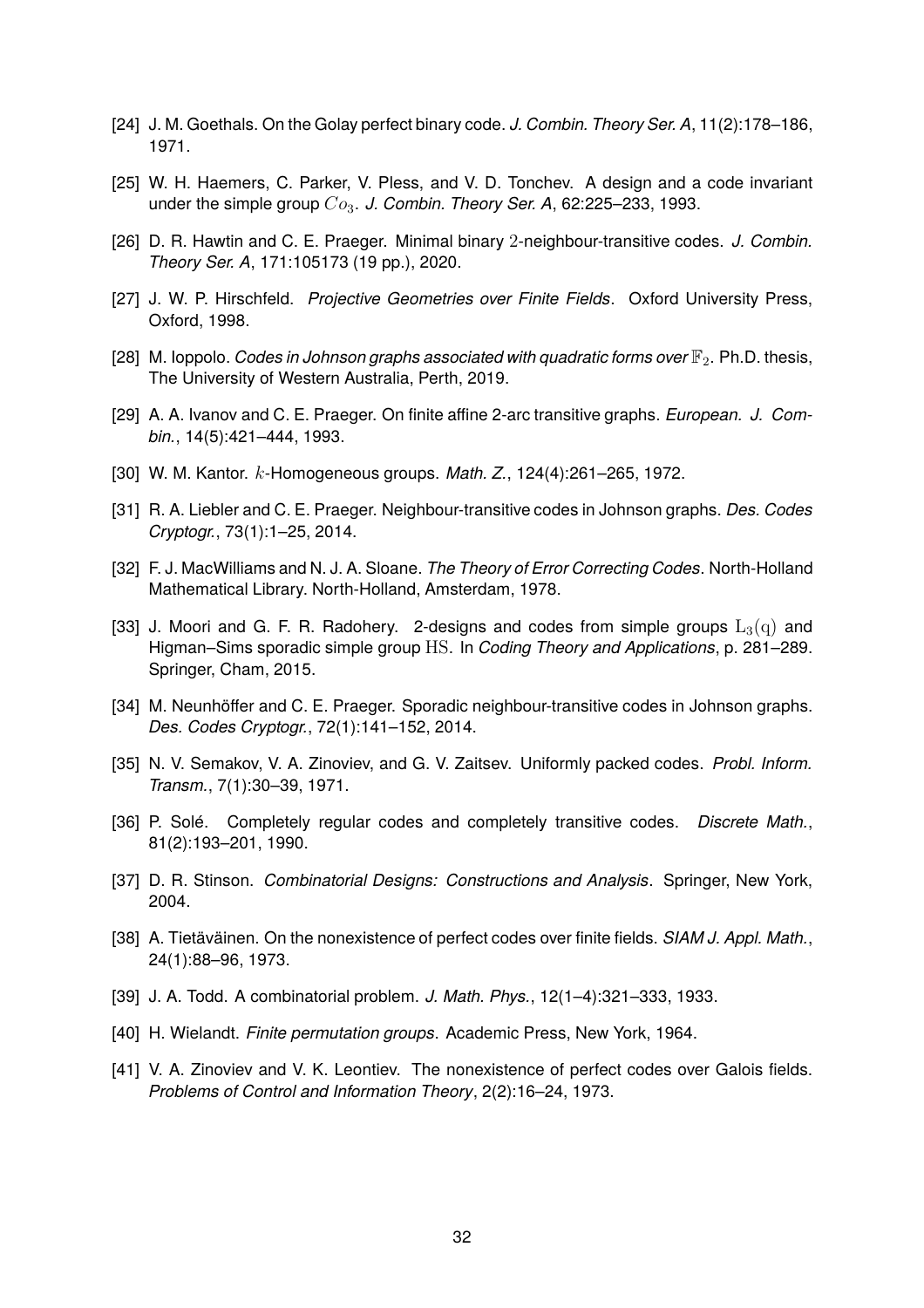[24] J. M. Goethals. On the Golay perfect binary code. *J. Combin. Theory Ser. A*, 11(2):178–186, 1971.

[25] W. H. Haemers, C. Parker, V. Pless, and V. D. Tonchev. A design and a code invariant under the simple group $Co_3$. *J. Combin. Theory Ser. A*, 62:225–233, 1993.

[26] D. R. Hawtin and C. E. Praeger. Minimal binary 2-neighbour-transitive codes. *J. Combin. Theory Ser. A*, 171:105173 (19 pp.), 2020.

[27] J. W. P. Hirschfeld. *Projective Geometries over Finite Fields*. Oxford University Press, Oxford, 1998.

[28] M. Ioppolo. *Codes in Johnson graphs associated with quadratic forms over $\mathbb{F}_2$*. Ph.D. thesis, The University of Western Australia, Perth, 2019.

[29] A. A. Ivanov and C. E. Praeger. On finite affine 2-arc transitive graphs. *European. J. Combin.*, 14(5):421–444, 1993.

[30] W. M. Kantor. $k$-Homogeneous groups. *Math. Z.*, 124(4):261–265, 1972.

[31] R. A. Liebler and C. E. Praeger. Neighbour-transitive codes in Johnson graphs. *Des. Codes Cryptogr.*, 73(1):1–25, 2014.

[32] F. J. MacWilliams and N. J. A. Sloane. *The Theory of Error Correcting Codes*. North-Holland Mathematical Library. North-Holland, Amsterdam, 1978.

[33] J. Moori and G. F. R. Radohery. 2-designs and codes from simple groups $\mathrm{L}_3(\mathrm{q})$ and Higman–Sims sporadic simple group $\mathrm{HS}$. In *Coding Theory and Applications*, p. 281–289. Springer, Cham, 2015.

[34] M. Neunhöffer and C. E. Praeger. Sporadic neighbour-transitive codes in Johnson graphs. *Des. Codes Cryptogr.*, 72(1):141–152, 2014.

[35] N. V. Semakov, V. A. Zinoviev, and G. V. Zaitsev. Uniformly packed codes. *Probl. Inform. Transm.*, 7(1):30–39, 1971.

[36] P. Solé. Completely regular codes and completely transitive codes. *Discrete Math.*, 81(2):193–201, 1990.

[37] D. R. Stinson. *Combinatorial Designs: Constructions and Analysis*. Springer, New York, 2004.

[38] A. Tietäväinen. On the nonexistence of perfect codes over finite fields. *SIAM J. Appl. Math.*, 24(1):88–96, 1973.

[39] J. A. Todd. A combinatorial problem. *J. Math. Phys.*, 12(1–4):321–333, 1933.

[40] H. Wielandt. *Finite permutation groups*. Academic Press, New York, 1964.

[41] V. A. Zinoviev and V. K. Leontiev. The nonexistence of perfect codes over Galois fields. *Problems of Control and Information Theory*, 2(2):16–24, 1973.